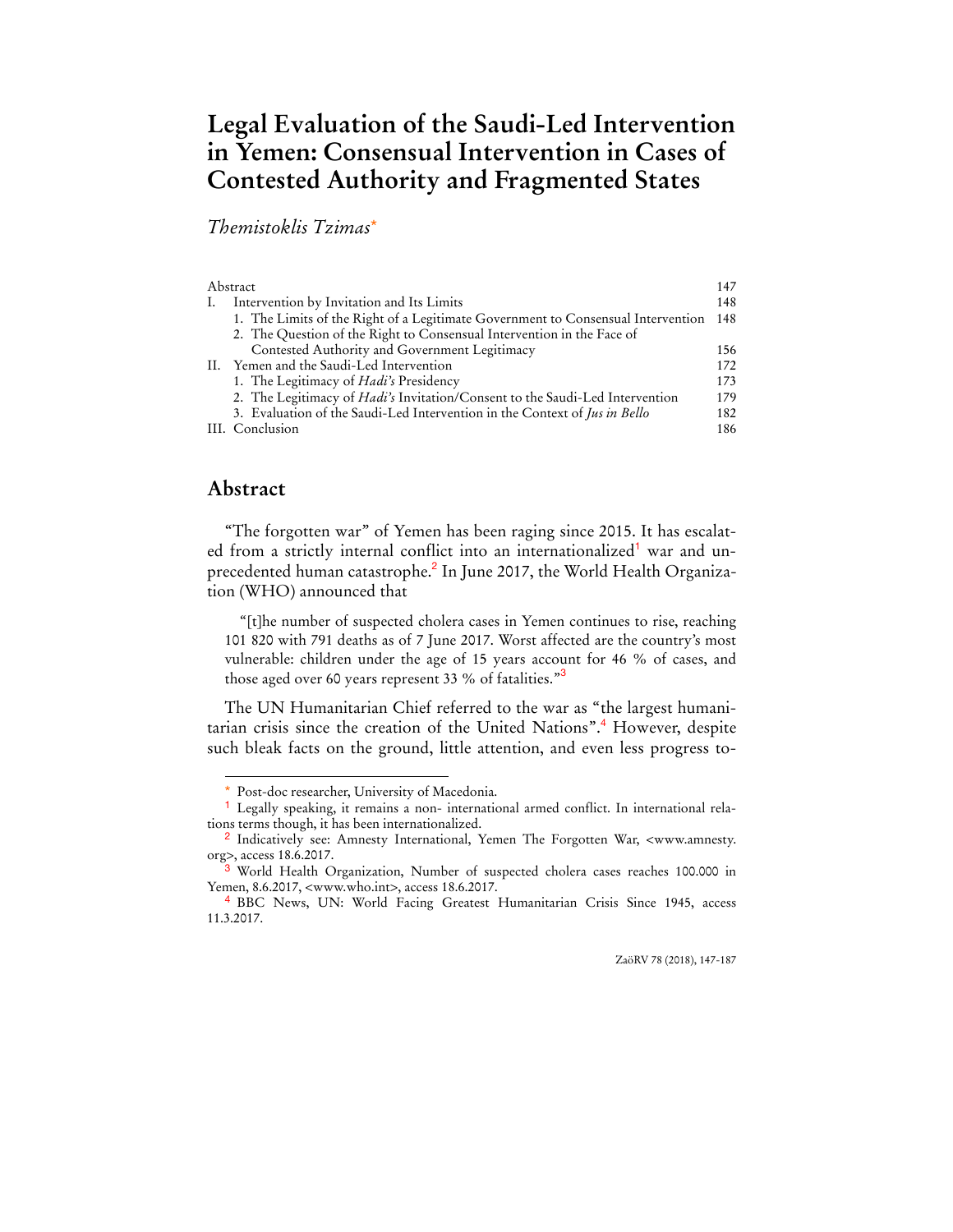# Legal Evaluation of the Saudi-Led Intervention in Yemen: Consensual Intervention in Cases of Contested Authority and Fragmented States

*Themistoklis Tzimas*[*]

| | |
|---|---|
| Abstract | 147 |
| I. Intervention by Invitation and Its Limits | 148 |
| 1. The Limits of the Right of a Legitimate Government to Consensual Intervention | 148 |
| 2. The Question of the Right to Consensual Intervention in the Face of Contested Authority and Government Legitimacy | 156 |
| II. Yemen and the Saudi-Led Intervention | 172 |
| 1. The Legitimacy of *Hadi's* Presidency | 173 |
| 2. The Legitimacy of *Hadi's* Invitation/Consent to the Saudi-Led Intervention | 179 |
| 3. Evaluation of the Saudi-Led Intervention in the Context of *Jus in Bello* | 182 |
| III. Conclusion | 186 |

## Abstract

"The forgotten war" of Yemen has been raging since 2015. It has escalated from a strictly internal conflict into an internationalized[1] war and unprecedented human catastrophe.[2] In June 2017, the World Health Organization (WHO) announced that

> "[t]he number of suspected cholera cases in Yemen continues to rise, reaching 101 820 with 791 deaths as of 7 June 2017. Worst affected are the country's most vulnerable: children under the age of 15 years account for 46 % of cases, and those aged over 60 years represent 33 % of fatalities."[3]

The UN Humanitarian Chief referred to the war as "the largest humanitarian crisis since the creation of the United Nations".[4] However, despite such bleak facts on the ground, little attention, and even less progress to-

---

[*] Post-doc researcher, University of Macedonia.

[1] Legally speaking, it remains a non- international armed conflict. In international relations terms though, it has been internationalized.

[2] Indicatively see: Amnesty International, Yemen The Forgotten War, <www.amnesty.org>, access 18.6.2017.

[3] World Health Organization, Number of suspected cholera cases reaches 100.000 in Yemen, 8.6.2017, <www.who.int>, access 18.6.2017.

[4] BBC News, UN: World Facing Greatest Humanitarian Crisis Since 1945, access 11.3.2017.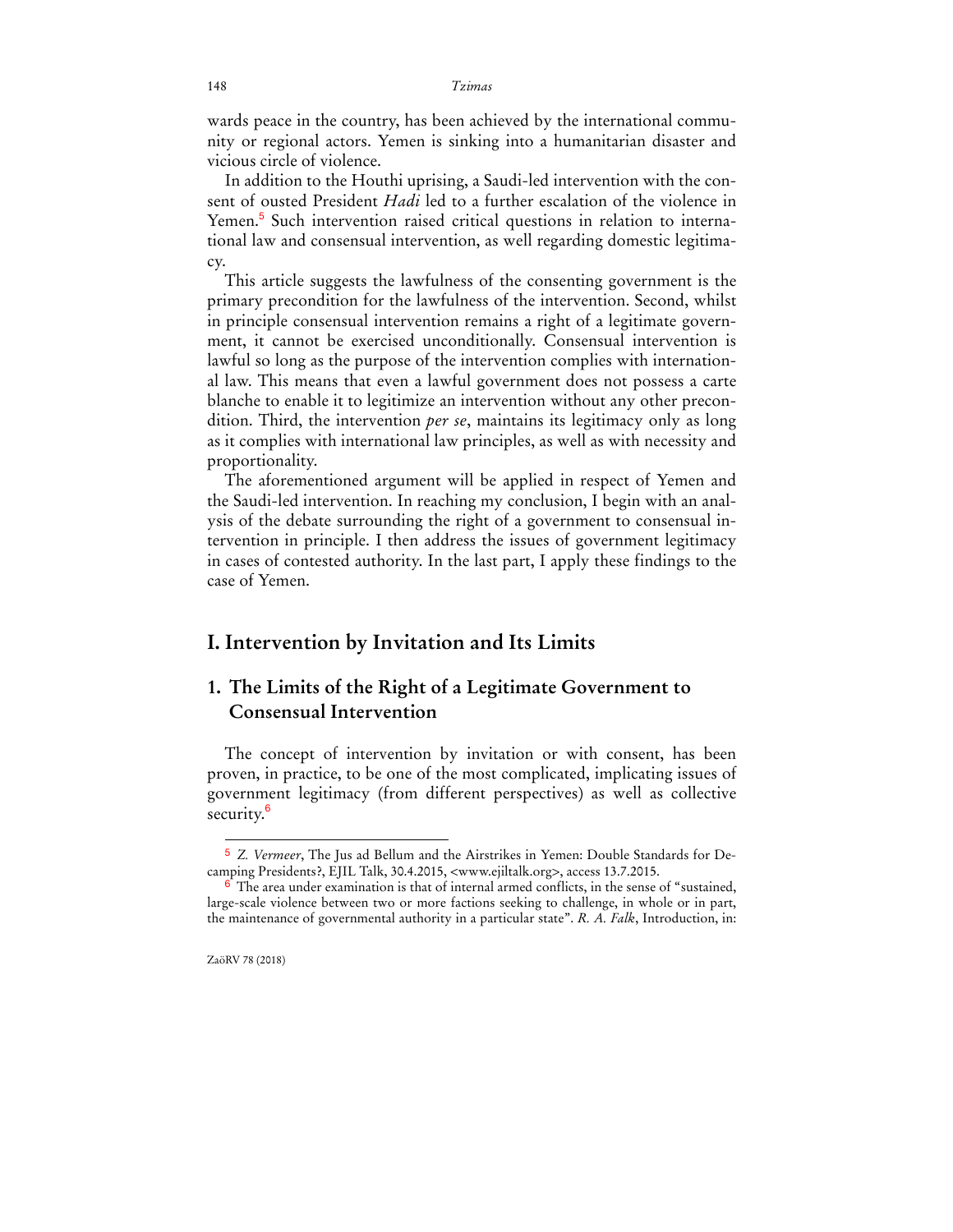wards peace in the country, has been achieved by the international community or regional actors. Yemen is sinking into a humanitarian disaster and vicious circle of violence.

In addition to the Houthi uprising, a Saudi-led intervention with the consent of ousted President *Hadi* led to a further escalation of the violence in Yemen.[5] Such intervention raised critical questions in relation to international law and consensual intervention, as well regarding domestic legitimacy.

This article suggests the lawfulness of the consenting government is the primary precondition for the lawfulness of the intervention. Second, whilst in principle consensual intervention remains a right of a legitimate government, it cannot be exercised unconditionally. Consensual intervention is lawful so long as the purpose of the intervention complies with international law. This means that even a lawful government does not possess a carte blanche to enable it to legitimize an intervention without any other precondition. Third, the intervention *per se*, maintains its legitimacy only as long as it complies with international law principles, as well as with necessity and proportionality.

The aforementioned argument will be applied in respect of Yemen and the Saudi-led intervention. In reaching my conclusion, I begin with an analysis of the debate surrounding the right of a government to consensual intervention in principle. I then address the issues of government legitimacy in cases of contested authority. In the last part, I apply these findings to the case of Yemen.

## I. Intervention by Invitation and Its Limits

### 1. The Limits of the Right of a Legitimate Government to Consensual Intervention

The concept of intervention by invitation or with consent, has been proven, in practice, to be one of the most complicated, implicating issues of government legitimacy (from different perspectives) as well as collective security.[6]

---

[5] *Z. Vermeer*, The Jus ad Bellum and the Airstrikes in Yemen: Double Standards for Decamping Presidents?, EJIL Talk, 30.4.2015, <www.ejiltalk.org>, access 13.7.2015.

[6] The area under examination is that of internal armed conflicts, in the sense of "sustained, large-scale violence between two or more factions seeking to challenge, in whole or in part, the maintenance of governmental authority in a particular state". *R. A. Falk*, Introduction, in: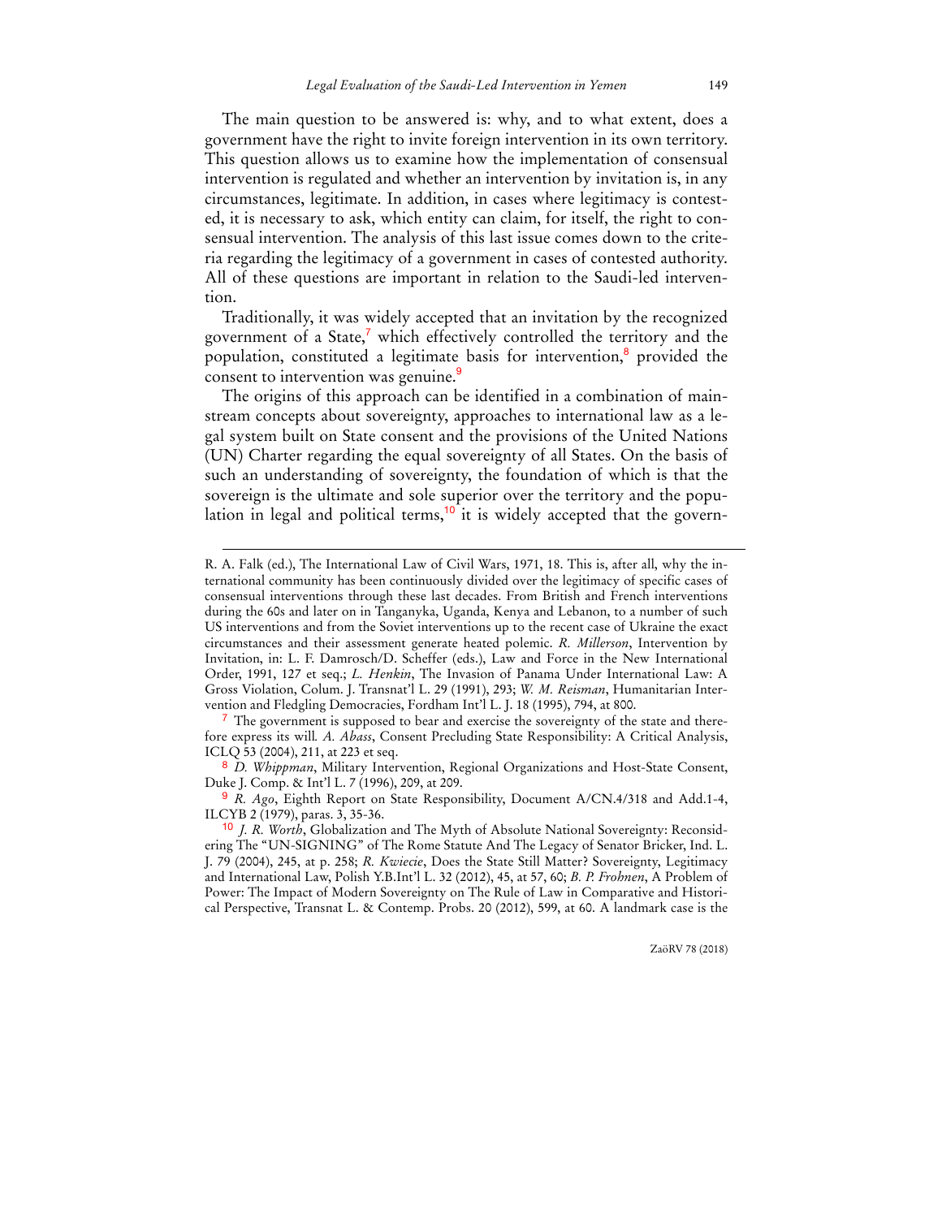The main question to be answered is: why, and to what extent, does a government have the right to invite foreign intervention in its own territory. This question allows us to examine how the implementation of consensual intervention is regulated and whether an intervention by invitation is, in any circumstances, legitimate. In addition, in cases where legitimacy is contested, it is necessary to ask, which entity can claim, for itself, the right to consensual intervention. The analysis of this last issue comes down to the criteria regarding the legitimacy of a government in cases of contested authority. All of these questions are important in relation to the Saudi-led intervention.

Traditionally, it was widely accepted that an invitation by the recognized government of a State,[7] which effectively controlled the territory and the population, constituted a legitimate basis for intervention,[8] provided the consent to intervention was genuine.[9]

The origins of this approach can be identified in a combination of mainstream concepts about sovereignty, approaches to international law as a legal system built on State consent and the provisions of the United Nations (UN) Charter regarding the equal sovereignty of all States. On the basis of such an understanding of sovereignty, the foundation of which is that the sovereign is the ultimate and sole superior over the territory and the population in legal and political terms,[10] it is widely accepted that the govern-

---

R. A. Falk (ed.), The International Law of Civil Wars, 1971, 18. This is, after all, why the international community has been continuously divided over the legitimacy of specific cases of consensual interventions through these last decades. From British and French interventions during the 60s and later on in Tanganyka, Uganda, Kenya and Lebanon, to a number of such US interventions and from the Soviet interventions up to the recent case of Ukraine the exact circumstances and their assessment generate heated polemic. *R. Millerson*, Intervention by Invitation, in: L. F. Damrosch/D. Scheffer (eds.), Law and Force in the New International Order, 1991, 127 et seq.; *L. Henkin*, The Invasion of Panama Under International Law: A Gross Violation, Colum. J. Transnat'l L. 29 (1991), 293; *W. M. Reisman*, Humanitarian Intervention and Fledgling Democracies, Fordham Int'l L. J. 18 (1995), 794, at 800.

[7] The government is supposed to bear and exercise the sovereignty of the state and therefore express its will. *A. Abass*, Consent Precluding State Responsibility: A Critical Analysis, ICLQ 53 (2004), 211, at 223 et seq.

[8] *D. Whippman*, Military Intervention, Regional Organizations and Host-State Consent, Duke J. Comp. & Int'l L. 7 (1996), 209, at 209.

[9] *R. Ago*, Eighth Report on State Responsibility, Document A/CN.4/318 and Add.1-4, ILCYB 2 (1979), paras. 3, 35-36.

[10] *J. R. Worth*, Globalization and The Myth of Absolute National Sovereignty: Reconsidering The "UN-SIGNING" of The Rome Statute And The Legacy of Senator Bricker, Ind. L. J. 79 (2004), 245, at p. 258; *R. Kwiecie*, Does the State Still Matter? Sovereignty, Legitimacy and International Law, Polish Y.B.Int'l L. 32 (2012), 45, at 57, 60; *B. P. Frohnen*, A Problem of Power: The Impact of Modern Sovereignty on The Rule of Law in Comparative and Historical Perspective, Transnat L. & Contemp. Probs. 20 (2012), 599, at 60. A landmark case is the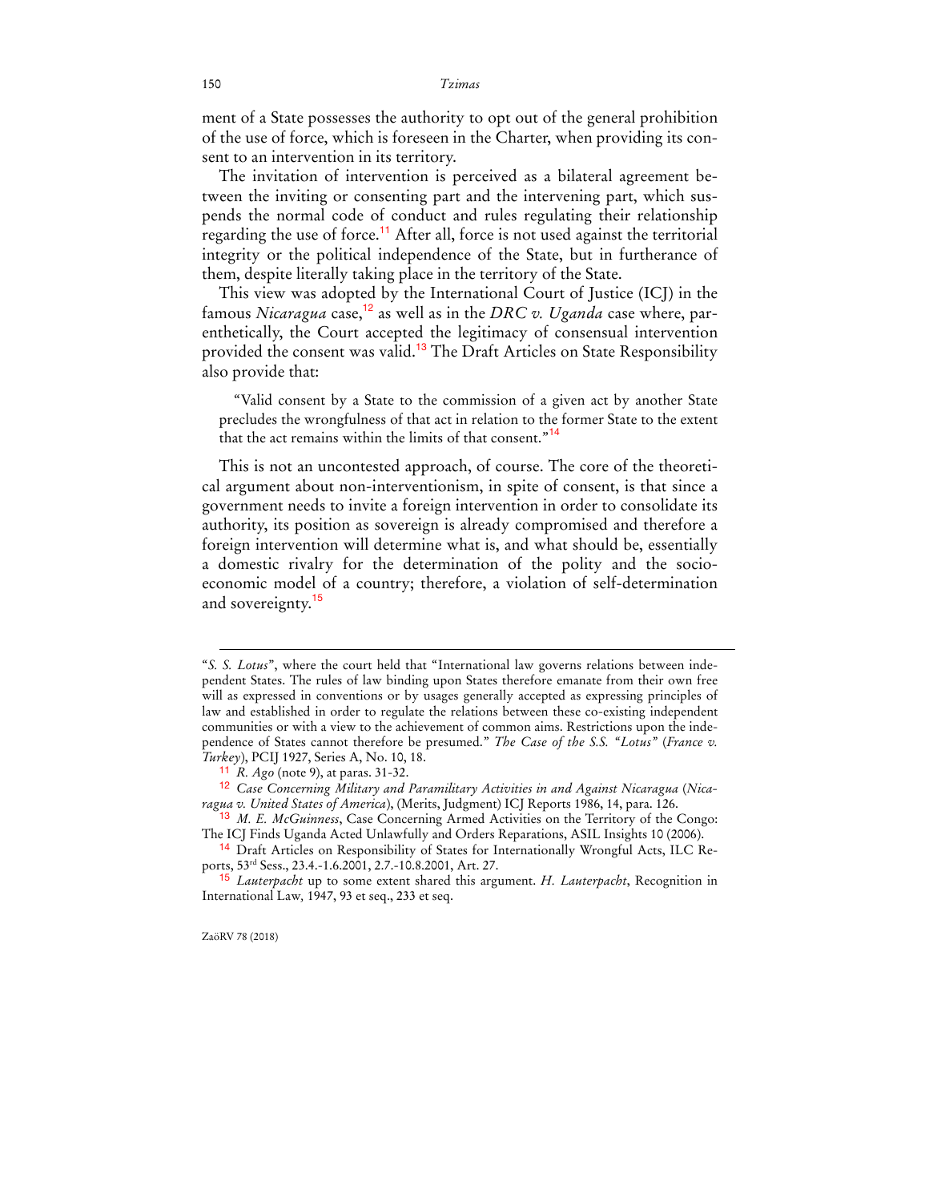ment of a State possesses the authority to opt out of the general prohibition of the use of force, which is foreseen in the Charter, when providing its consent to an intervention in its territory.

The invitation of intervention is perceived as a bilateral agreement between the inviting or consenting part and the intervening part, which suspends the normal code of conduct and rules regulating their relationship regarding the use of force.[11] After all, force is not used against the territorial integrity or the political independence of the State, but in furtherance of them, despite literally taking place in the territory of the State.

This view was adopted by the International Court of Justice (ICJ) in the famous *Nicaragua* case,[12] as well as in the *DRC v. Uganda* case where, parenthetically, the Court accepted the legitimacy of consensual intervention provided the consent was valid.[13] The Draft Articles on State Responsibility also provide that:

> "Valid consent by a State to the commission of a given act by another State precludes the wrongfulness of that act in relation to the former State to the extent that the act remains within the limits of that consent."[14]

This is not an uncontested approach, of course. The core of the theoretical argument about non-interventionism, in spite of consent, is that since a government needs to invite a foreign intervention in order to consolidate its authority, its position as sovereign is already compromised and therefore a foreign intervention will determine what is, and what should be, essentially a domestic rivalry for the determination of the polity and the socio-economic model of a country; therefore, a violation of self-determination and sovereignty.[15]

---

"*S. S. Lotus*", where the court held that "International law governs relations between independent States. The rules of law binding upon States therefore emanate from their own free will as expressed in conventions or by usages generally accepted as expressing principles of law and established in order to regulate the relations between these co-existing independent communities or with a view to the achievement of common aims. Restrictions upon the independence of States cannot therefore be presumed." *The Case of the S.S. "Lotus"* (*France v. Turkey*), PCIJ 1927, Series A, No. 10, 18.

[11] *R. Ago* (note 9), at paras. 31-32.

[12] *Case Concerning Military and Paramilitary Activities in and Against Nicaragua* (*Nicaragua v. United States of America*), (Merits, Judgment) ICJ Reports 1986, 14, para. 126.

[13] *M. E. McGuinness*, Case Concerning Armed Activities on the Territory of the Congo: The ICJ Finds Uganda Acted Unlawfully and Orders Reparations, ASIL Insights 10 (2006).

[14] Draft Articles on Responsibility of States for Internationally Wrongful Acts, ILC Reports, 53rd Sess., 23.4.-1.6.2001, 2.7.-10.8.2001, Art. 27.

[15] *Lauterpacht* up to some extent shared this argument. *H. Lauterpacht*, Recognition in International Law, 1947, 93 et seq., 233 et seq.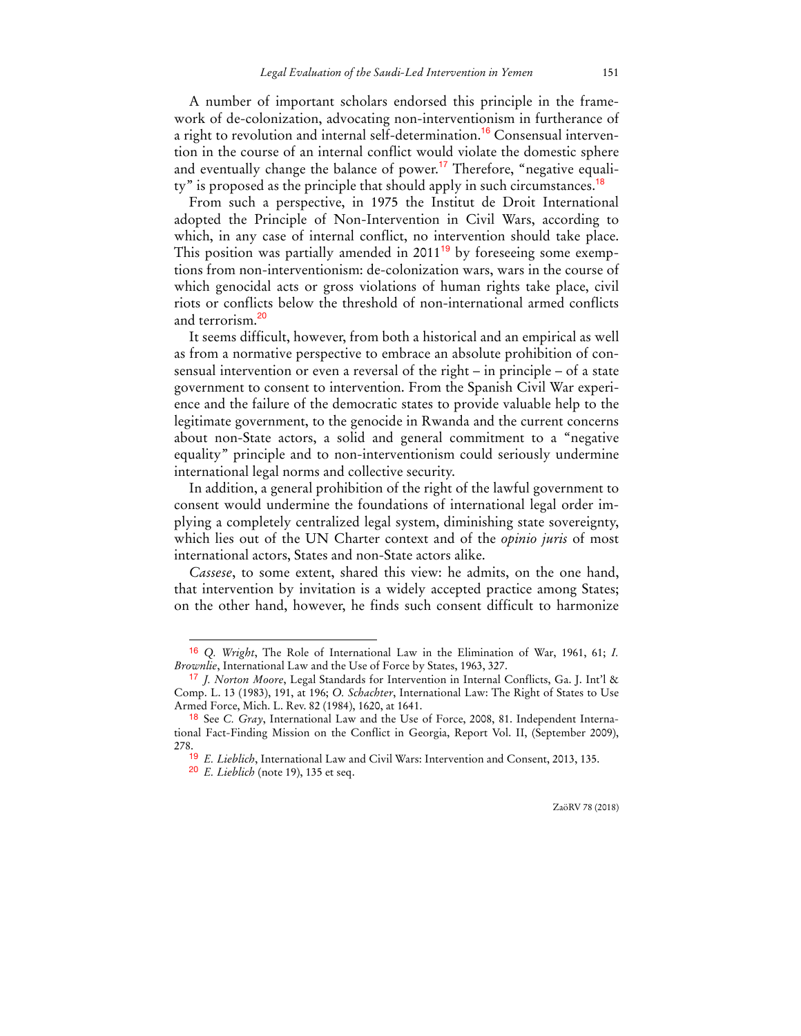A number of important scholars endorsed this principle in the framework of de-colonization, advocating non-interventionism in furtherance of a right to revolution and internal self-determination.[16] Consensual intervention in the course of an internal conflict would violate the domestic sphere and eventually change the balance of power.[17] Therefore, "negative equality" is proposed as the principle that should apply in such circumstances.[18]

From such a perspective, in 1975 the Institut de Droit International adopted the Principle of Non-Intervention in Civil Wars, according to which, in any case of internal conflict, no intervention should take place. This position was partially amended in 2011[19] by foreseeing some exemptions from non-interventionism: de-colonization wars, wars in the course of which genocidal acts or gross violations of human rights take place, civil riots or conflicts below the threshold of non-international armed conflicts and terrorism.[20]

It seems difficult, however, from both a historical and an empirical as well as from a normative perspective to embrace an absolute prohibition of consensual intervention or even a reversal of the right – in principle – of a state government to consent to intervention. From the Spanish Civil War experience and the failure of the democratic states to provide valuable help to the legitimate government, to the genocide in Rwanda and the current concerns about non-State actors, a solid and general commitment to a "negative equality" principle and to non-interventionism could seriously undermine international legal norms and collective security.

In addition, a general prohibition of the right of the lawful government to consent would undermine the foundations of international legal order implying a completely centralized legal system, diminishing state sovereignty, which lies out of the UN Charter context and of the *opinio juris* of most international actors, States and non-State actors alike.

*Cassese*, to some extent, shared this view: he admits, on the one hand, that intervention by invitation is a widely accepted practice among States; on the other hand, however, he finds such consent difficult to harmonize

---

[16] *Q. Wright*, The Role of International Law in the Elimination of War, 1961, 61; *I. Brownlie*, International Law and the Use of Force by States, 1963, 327.

[17] *J. Norton Moore*, Legal Standards for Intervention in Internal Conflicts, Ga. J. Int'l & Comp. L. 13 (1983), 191, at 196; *O. Schachter*, International Law: The Right of States to Use Armed Force, Mich. L. Rev. 82 (1984), 1620, at 1641.

[18] See *C. Gray*, International Law and the Use of Force, 2008, 81. Independent International Fact-Finding Mission on the Conflict in Georgia, Report Vol. II, (September 2009), 278.

[19] *E. Lieblich*, International Law and Civil Wars: Intervention and Consent, 2013, 135.

[20] *E. Lieblich* (note 19), 135 et seq.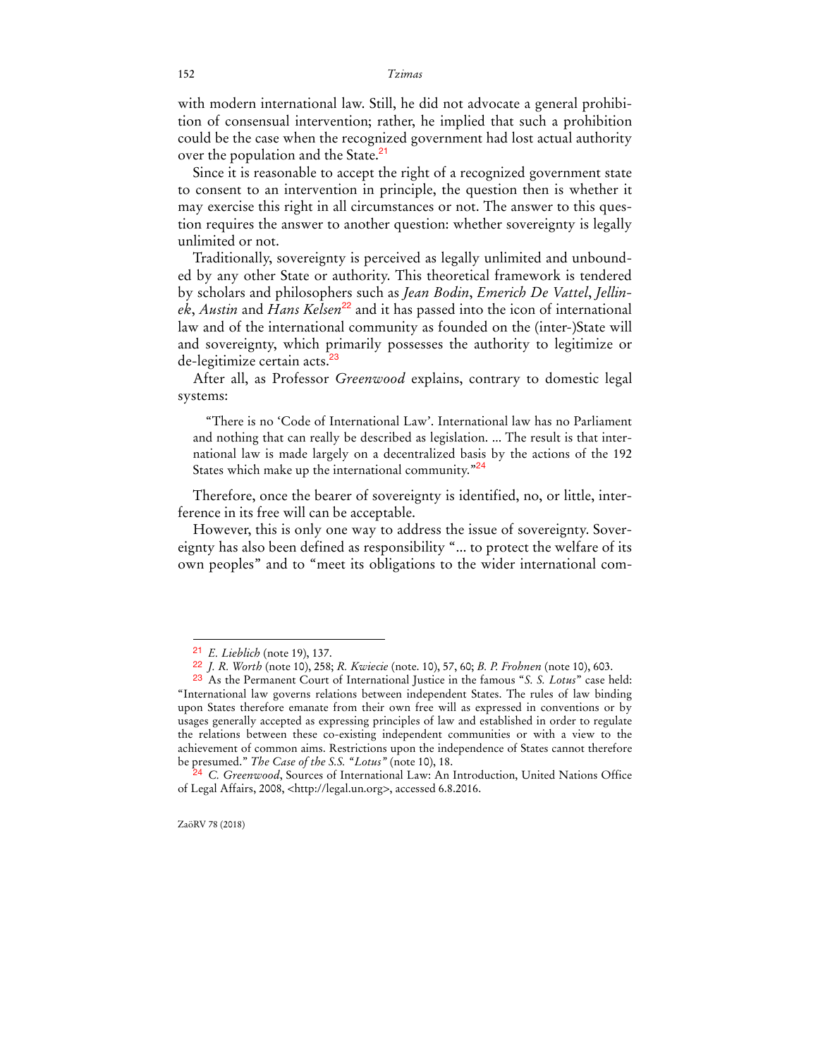with modern international law. Still, he did not advocate a general prohibition of consensual intervention; rather, he implied that such a prohibition could be the case when the recognized government had lost actual authority over the population and the State.[21]

Since it is reasonable to accept the right of a recognized government state to consent to an intervention in principle, the question then is whether it may exercise this right in all circumstances or not. The answer to this question requires the answer to another question: whether sovereignty is legally unlimited or not.

Traditionally, sovereignty is perceived as legally unlimited and unbounded by any other State or authority. This theoretical framework is tendered by scholars and philosophers such as *Jean Bodin*, *Emerich De Vattel*, *Jellinek*, *Austin* and *Hans Kelsen*[22] and it has passed into the icon of international law and of the international community as founded on the (inter-)State will and sovereignty, which primarily possesses the authority to legitimize or de-legitimize certain acts.[23]

After all, as Professor *Greenwood* explains, contrary to domestic legal systems:

> "There is no 'Code of International Law'. International law has no Parliament and nothing that can really be described as legislation. ... The result is that international law is made largely on a decentralized basis by the actions of the 192 States which make up the international community."[24]

Therefore, once the bearer of sovereignty is identified, no, or little, interference in its free will can be acceptable.

However, this is only one way to address the issue of sovereignty. Sovereignty has also been defined as responsibility "... to protect the welfare of its own peoples" and to "meet its obligations to the wider international com-

---

[21] *E. Lieblich* (note 19), 137.

[22] *J. R. Worth* (note 10), 258; *R. Kwiecie* (note. 10), 57, 60; *B. P. Frohnen* (note 10), 603.

[23] As the Permanent Court of International Justice in the famous "*S. S. Lotus*" case held: "International law governs relations between independent States. The rules of law binding upon States therefore emanate from their own free will as expressed in conventions or by usages generally accepted as expressing principles of law and established in order to regulate the relations between these co-existing independent communities or with a view to the achievement of common aims. Restrictions upon the independence of States cannot therefore be presumed." *The Case of the S.S. "Lotus"* (note 10), 18.

[24] *C. Greenwood*, Sources of International Law: An Introduction, United Nations Office of Legal Affairs, 2008, <http://legal.un.org>, accessed 6.8.2016.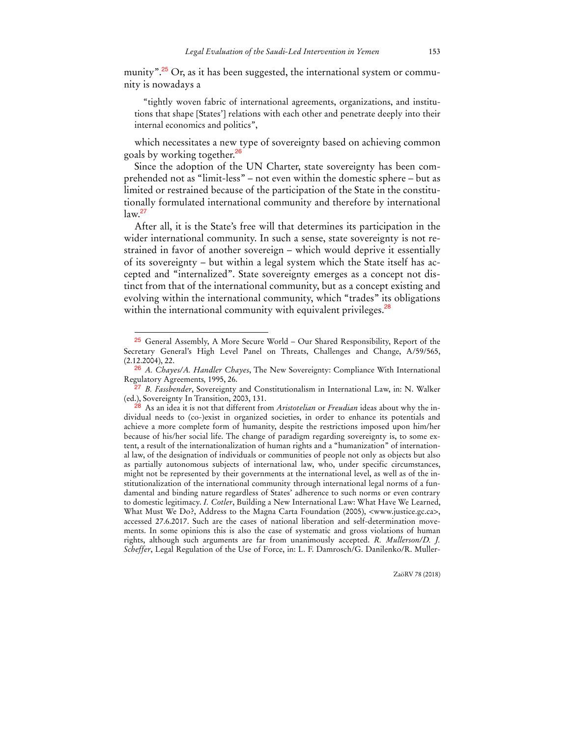munity".[25] Or, as it has been suggested, the international system or community is nowadays a

> "tightly woven fabric of international agreements, organizations, and institutions that shape [States'] relations with each other and penetrate deeply into their internal economics and politics",

which necessitates a new type of sovereignty based on achieving common goals by working together.[26]

Since the adoption of the UN Charter, state sovereignty has been comprehended not as "limit-less" – not even within the domestic sphere – but as limited or restrained because of the participation of the State in the constitutionally formulated international community and therefore by international law.[27]

After all, it is the State's free will that determines its participation in the wider international community. In such a sense, state sovereignty is not restrained in favor of another sovereign – which would deprive it essentially of its sovereignty – but within a legal system which the State itself has accepted and "internalized". State sovereignty emerges as a concept not distinct from that of the international community, but as a concept existing and evolving within the international community, which "trades" its obligations within the international community with equivalent privileges.[28]

---

[25] General Assembly, A More Secure World – Our Shared Responsibility, Report of the Secretary General's High Level Panel on Threats, Challenges and Change, A/59/565, (2.12.2004), 22.

[26] *A. Chayes/A. Handler Chayes*, The New Sovereignty: Compliance With International Regulatory Agreements, 1995, 26.

[27] *B. Fassbender*, Sovereignty and Constitutionalism in International Law, in: N. Walker (ed.), Sovereignty In Transition, 2003, 131.

[28] As an idea it is not that different from *Aristotelian* or *Freudian* ideas about why the individual needs to (co-)exist in organized societies, in order to enhance its potentials and achieve a more complete form of humanity, despite the restrictions imposed upon him/her because of his/her social life. The change of paradigm regarding sovereignty is, to some extent, a result of the internationalization of human rights and a "humanization" of international law, of the designation of individuals or communities of people not only as objects but also as partially autonomous subjects of international law, who, under specific circumstances, might not be represented by their governments at the international level, as well as of the institutionalization of the international community through international legal norms of a fundamental and binding nature regardless of States' adherence to such norms or even contrary to domestic legitimacy. *I. Cotler*, Building a New International Law: What Have We Learned, What Must We Do?, Address to the Magna Carta Foundation (2005), <www.justice.gc.ca>, accessed 27.6.2017. Such are the cases of national liberation and self-determination movements. In some opinions this is also the case of systematic and gross violations of human rights, although such arguments are far from unanimously accepted. *R. Mullerson/D. J. Scheffer*, Legal Regulation of the Use of Force, in: L. F. Damrosch/G. Danilenko/R. Muller-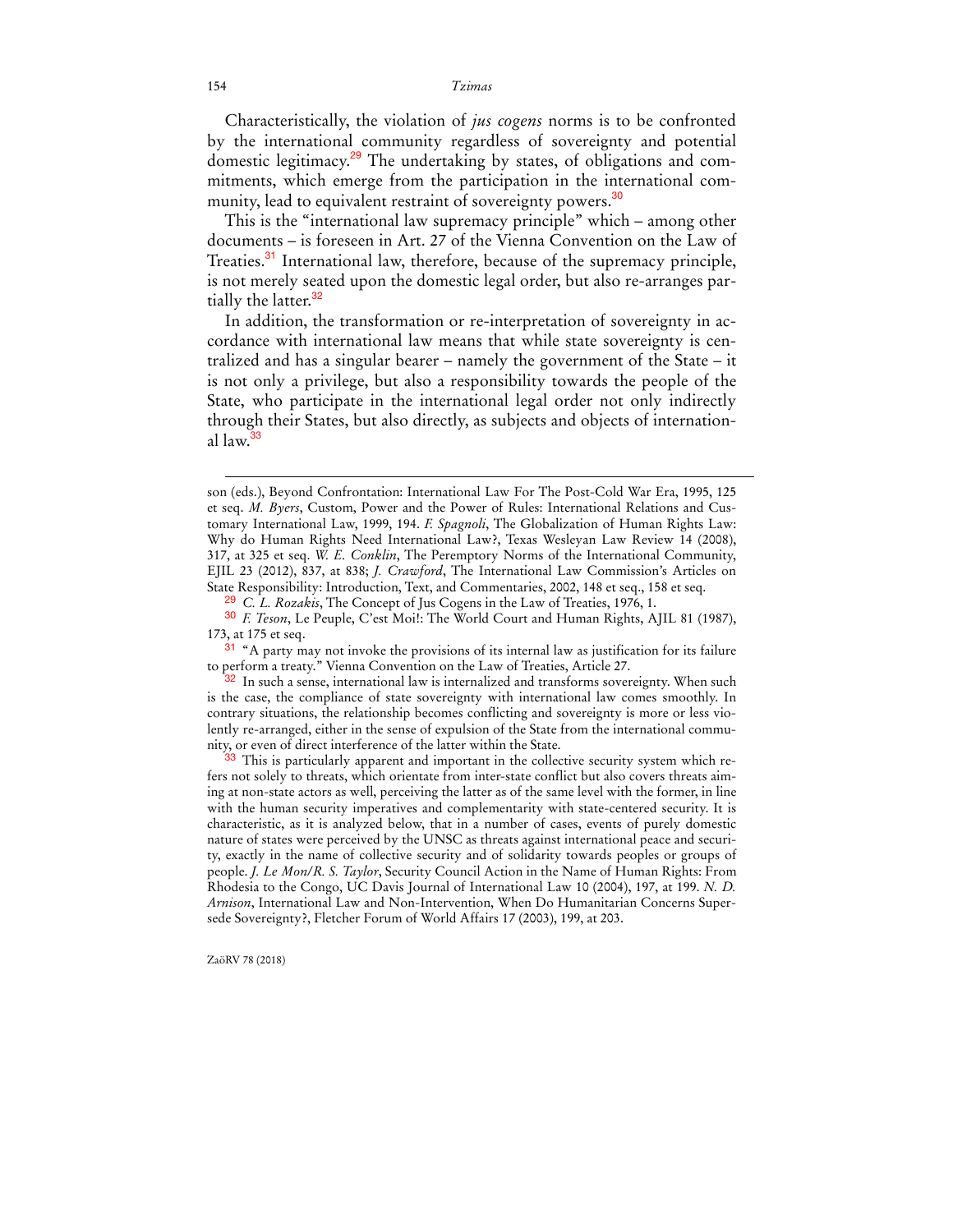Characteristically, the violation of *jus cogens* norms is to be confronted by the international community regardless of sovereignty and potential domestic legitimacy.[29] The undertaking by states, of obligations and commitments, which emerge from the participation in the international community, lead to equivalent restraint of sovereignty powers.[30]

This is the "international law supremacy principle" which – among other documents – is foreseen in Art. 27 of the Vienna Convention on the Law of Treaties.[31] International law, therefore, because of the supremacy principle, is not merely seated upon the domestic legal order, but also re-arranges partially the latter.[32]

In addition, the transformation or re-interpretation of sovereignty in accordance with international law means that while state sovereignty is centralized and has a singular bearer – namely the government of the State – it is not only a privilege, but also a responsibility towards the people of the State, who participate in the international legal order not only indirectly through their States, but also directly, as subjects and objects of international law.[33]

---

son (eds.), Beyond Confrontation: International Law For The Post-Cold War Era, 1995, 125 et seq. *M. Byers*, Custom, Power and the Power of Rules: International Relations and Customary International Law, 1999, 194. *F. Spagnoli*, The Globalization of Human Rights Law: Why do Human Rights Need International Law?, Texas Wesleyan Law Review 14 (2008), 317, at 325 et seq. *W. E. Conklin*, The Peremptory Norms of the International Community, EJIL 23 (2012), 837, at 838; *J. Crawford*, The International Law Commission's Articles on State Responsibility: Introduction, Text, and Commentaries, 2002, 148 et seq., 158 et seq.

[29] *C. L. Rozakis*, The Concept of Jus Cogens in the Law of Treaties, 1976, 1.

[30] *F. Teson*, Le Peuple, C'est Moi!: The World Court and Human Rights, AJIL 81 (1987), 173, at 175 et seq.

[31] "A party may not invoke the provisions of its internal law as justification for its failure to perform a treaty." Vienna Convention on the Law of Treaties, Article 27.

[32] In such a sense, international law is internalized and transforms sovereignty. When such is the case, the compliance of state sovereignty with international law comes smoothly. In contrary situations, the relationship becomes conflicting and sovereignty is more or less violently re-arranged, either in the sense of expulsion of the State from the international community, or even of direct interference of the latter within the State.

[33] This is particularly apparent and important in the collective security system which refers not solely to threats, which orientate from inter-state conflict but also covers threats aiming at non-state actors as well, perceiving the latter as of the same level with the former, in line with the human security imperatives and complementarity with state-centered security. It is characteristic, as it is analyzed below, that in a number of cases, events of purely domestic nature of states were perceived by the UNSC as threats against international peace and security, exactly in the name of collective security and of solidarity towards peoples or groups of people. *J. Le Mon/R. S. Taylor*, Security Council Action in the Name of Human Rights: From Rhodesia to the Congo, UC Davis Journal of International Law 10 (2004), 197, at 199. *N. D. Arnison*, International Law and Non-Intervention, When Do Humanitarian Concerns Supersede Sovereignty?, Fletcher Forum of World Affairs 17 (2003), 199, at 203.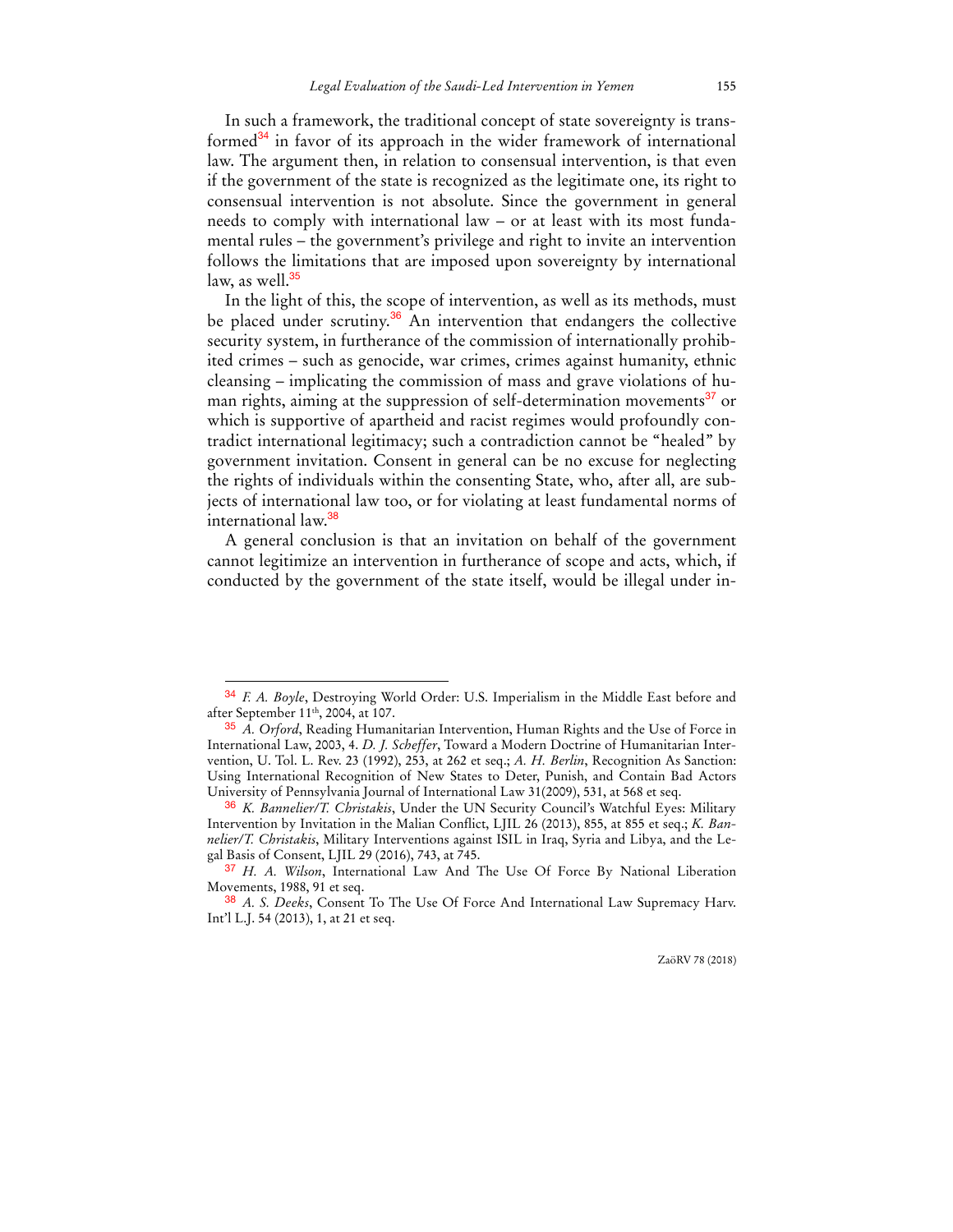In such a framework, the traditional concept of state sovereignty is transformed[34] in favor of its approach in the wider framework of international law. The argument then, in relation to consensual intervention, is that even if the government of the state is recognized as the legitimate one, its right to consensual intervention is not absolute. Since the government in general needs to comply with international law – or at least with its most fundamental rules – the government's privilege and right to invite an intervention follows the limitations that are imposed upon sovereignty by international law, as well.[35]

In the light of this, the scope of intervention, as well as its methods, must be placed under scrutiny.[36] An intervention that endangers the collective security system, in furtherance of the commission of internationally prohibited crimes – such as genocide, war crimes, crimes against humanity, ethnic cleansing – implicating the commission of mass and grave violations of human rights, aiming at the suppression of self-determination movements[37] or which is supportive of apartheid and racist regimes would profoundly contradict international legitimacy; such a contradiction cannot be "healed" by government invitation. Consent in general can be no excuse for neglecting the rights of individuals within the consenting State, who, after all, are subjects of international law too, or for violating at least fundamental norms of international law.[38]

A general conclusion is that an invitation on behalf of the government cannot legitimize an intervention in furtherance of scope and acts, which, if conducted by the government of the state itself, would be illegal under in-

---

[34] *F. A. Boyle*, Destroying World Order: U.S. Imperialism in the Middle East before and after September 11th, 2004, at 107.

[35] *A. Orford*, Reading Humanitarian Intervention, Human Rights and the Use of Force in International Law, 2003, 4. *D. J. Scheffer*, Toward a Modern Doctrine of Humanitarian Intervention, U. Tol. L. Rev. 23 (1992), 253, at 262 et seq.; *A. H. Berlin*, Recognition As Sanction: Using International Recognition of New States to Deter, Punish, and Contain Bad Actors University of Pennsylvania Journal of International Law 31(2009), 531, at 568 et seq.

[36] *K. Bannelier/T. Christakis*, Under the UN Security Council's Watchful Eyes: Military Intervention by Invitation in the Malian Conflict, LJIL 26 (2013), 855, at 855 et seq.; *K. Bannelier/T. Christakis*, Military Interventions against ISIL in Iraq, Syria and Libya, and the Legal Basis of Consent, LJIL 29 (2016), 743, at 745.

[37] *H. A. Wilson*, International Law And The Use Of Force By National Liberation Movements, 1988, 91 et seq.

[38] *A. S. Deeks*, Consent To The Use Of Force And International Law Supremacy Harv. Int'l L.J. 54 (2013), 1, at 21 et seq.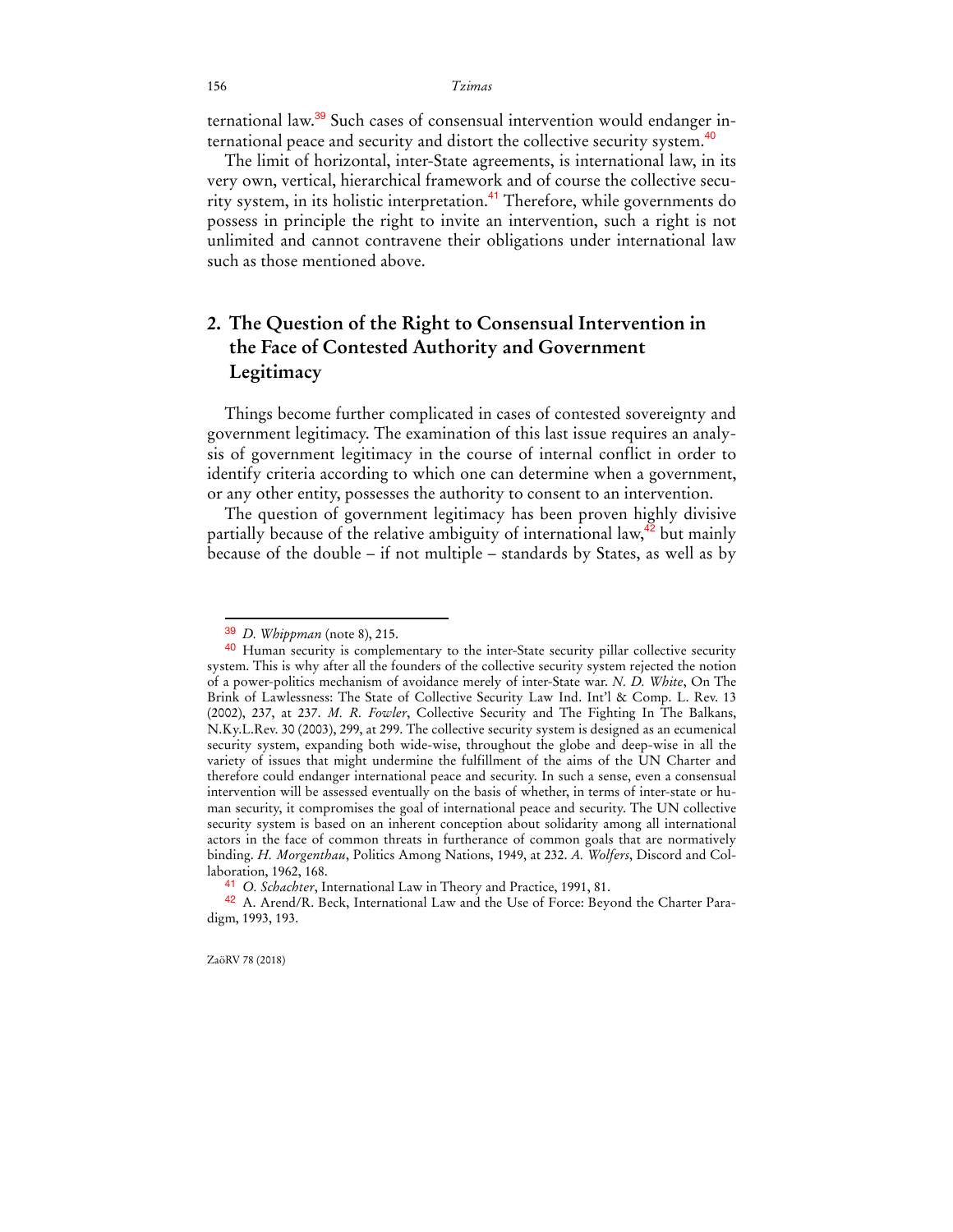ternational law.[39] Such cases of consensual intervention would endanger international peace and security and distort the collective security system.[40]

The limit of horizontal, inter-State agreements, is international law, in its very own, vertical, hierarchical framework and of course the collective security system, in its holistic interpretation.[41] Therefore, while governments do possess in principle the right to invite an intervention, such a right is not unlimited and cannot contravene their obligations under international law such as those mentioned above.

## 2. The Question of the Right to Consensual Intervention in the Face of Contested Authority and Government Legitimacy

Things become further complicated in cases of contested sovereignty and government legitimacy. The examination of this last issue requires an analysis of government legitimacy in the course of internal conflict in order to identify criteria according to which one can determine when a government, or any other entity, possesses the authority to consent to an intervention.

The question of government legitimacy has been proven highly divisive partially because of the relative ambiguity of international law,[42] but mainly because of the double – if not multiple – standards by States, as well as by

---

[39] *D. Whippman* (note 8), 215.

[40] Human security is complementary to the inter-State security pillar collective security system. This is why after all the founders of the collective security system rejected the notion of a power-politics mechanism of avoidance merely of inter-State war. *N. D. White*, On The Brink of Lawlessness: The State of Collective Security Law Ind. Int'l & Comp. L. Rev. 13 (2002), 237, at 237. *M. R. Fowler*, Collective Security and The Fighting In The Balkans, N.Ky.L.Rev. 30 (2003), 299, at 299. The collective security system is designed as an ecumenical security system, expanding both wide-wise, throughout the globe and deep-wise in all the variety of issues that might undermine the fulfillment of the aims of the UN Charter and therefore could endanger international peace and security. In such a sense, even a consensual intervention will be assessed eventually on the basis of whether, in terms of inter-state or human security, it compromises the goal of international peace and security. The UN collective security system is based on an inherent conception about solidarity among all international actors in the face of common threats in furtherance of common goals that are normatively binding. *H. Morgenthau*, Politics Among Nations, 1949, at 232. *A. Wolfers*, Discord and Collaboration, 1962, 168.

[41] *O. Schachter*, International Law in Theory and Practice, 1991, 81.

[42] A. Arend/R. Beck, International Law and the Use of Force: Beyond the Charter Paradigm, 1993, 193.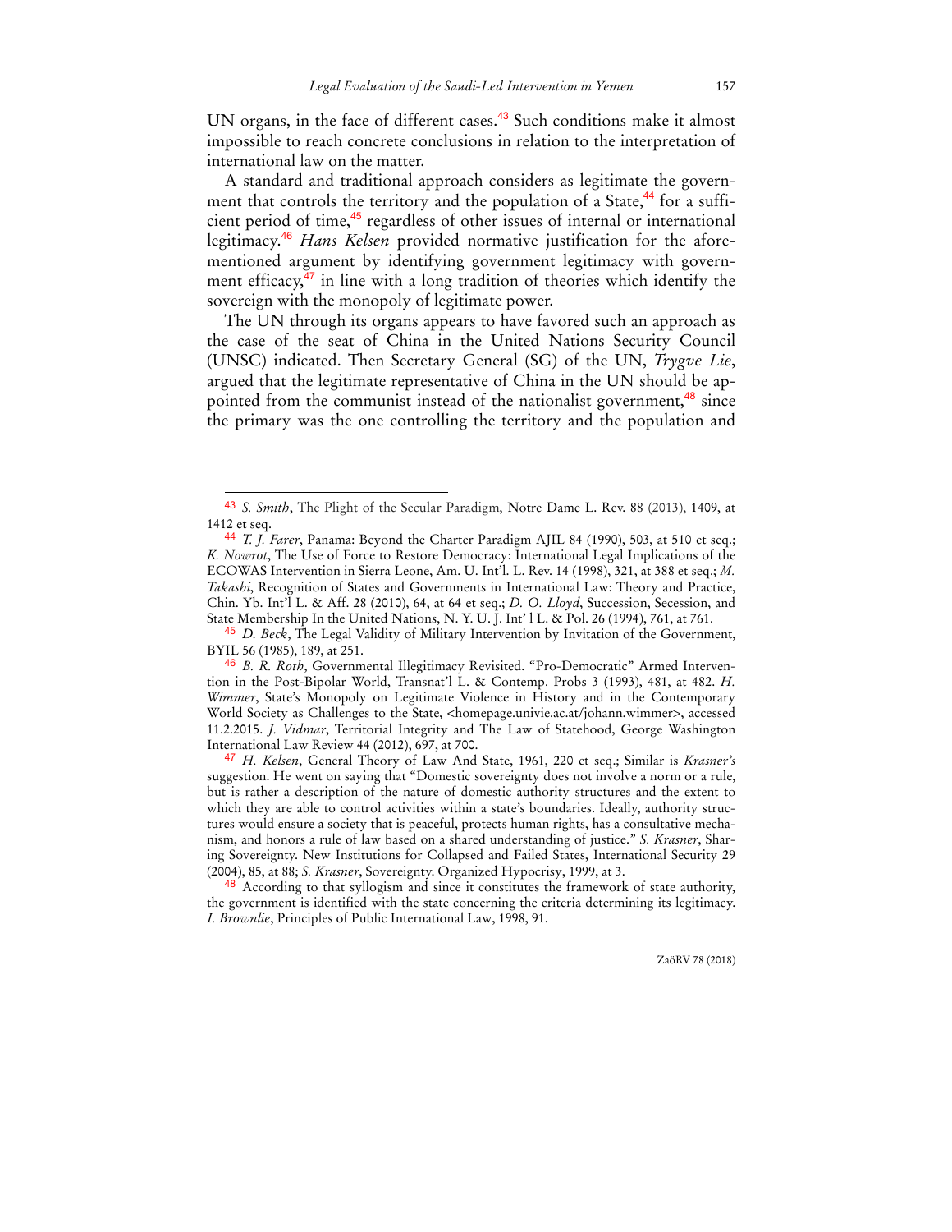UN organs, in the face of different cases.[43] Such conditions make it almost impossible to reach concrete conclusions in relation to the interpretation of international law on the matter.

A standard and traditional approach considers as legitimate the government that controls the territory and the population of a State,[44] for a sufficient period of time,[45] regardless of other issues of internal or international legitimacy.[46] *Hans Kelsen* provided normative justification for the aforementioned argument by identifying government legitimacy with government efficacy,[47] in line with a long tradition of theories which identify the sovereign with the monopoly of legitimate power.

The UN through its organs appears to have favored such an approach as the case of the seat of China in the United Nations Security Council (UNSC) indicated. Then Secretary General (SG) of the UN, *Trygve Lie*, argued that the legitimate representative of China in the UN should be appointed from the communist instead of the nationalist government,[48] since the primary was the one controlling the territory and the population and

---

[43] *S. Smith*, The Plight of the Secular Paradigm, Notre Dame L. Rev. 88 (2013), 1409, at 1412 et seq.

[44] *T. J. Farer*, Panama: Beyond the Charter Paradigm AJIL 84 (1990), 503, at 510 et seq.; *K. Nowrot*, The Use of Force to Restore Democracy: International Legal Implications of the ECOWAS Intervention in Sierra Leone, Am. U. Int'l. L. Rev. 14 (1998), 321, at 388 et seq.; *M. Takashi*, Recognition of States and Governments in International Law: Theory and Practice, Chin. Yb. Int'l L. & Aff. 28 (2010), 64, at 64 et seq.; *D. O. Lloyd*, Succession, Secession, and State Membership In the United Nations, N. Y. U. J. Int' l L. & Pol. 26 (1994), 761, at 761.

[45] *D. Beck*, The Legal Validity of Military Intervention by Invitation of the Government, BYIL 56 (1985), 189, at 251.

[46] *B. R. Roth*, Governmental Illegitimacy Revisited. "Pro-Democratic" Armed Intervention in the Post-Bipolar World, Transnat'l L. & Contemp. Probs 3 (1993), 481, at 482. *H. Wimmer*, State's Monopoly on Legitimate Violence in History and in the Contemporary World Society as Challenges to the State, <homepage.univie.ac.at/johann.wimmer>, accessed 11.2.2015. *J. Vidmar*, Territorial Integrity and The Law of Statehood, George Washington International Law Review 44 (2012), 697, at 700.

[47] *H. Kelsen*, General Theory of Law And State, 1961, 220 et seq.; Similar is *Krasner's* suggestion. He went on saying that "Domestic sovereignty does not involve a norm or a rule, but is rather a description of the nature of domestic authority structures and the extent to which they are able to control activities within a state's boundaries. Ideally, authority structures would ensure a society that is peaceful, protects human rights, has a consultative mechanism, and honors a rule of law based on a shared understanding of justice." *S. Krasner*, Sharing Sovereignty. New Institutions for Collapsed and Failed States, International Security 29 (2004), 85, at 88; *S. Krasner*, Sovereignty. Organized Hypocrisy, 1999, at 3.

[48] According to that syllogism and since it constitutes the framework of state authority, the government is identified with the state concerning the criteria determining its legitimacy. *I. Brownlie*, Principles of Public International Law, 1998, 91.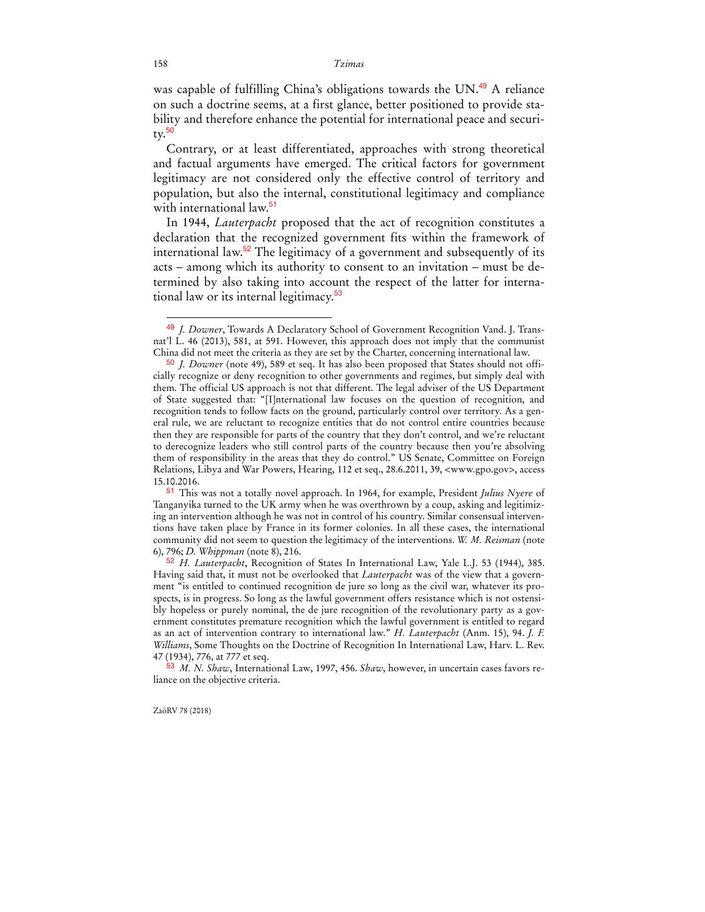was capable of fulfilling China's obligations towards the UN.[49] A reliance on such a doctrine seems, at a first glance, better positioned to provide stability and therefore enhance the potential for international peace and security.[50]

Contrary, or at least differentiated, approaches with strong theoretical and factual arguments have emerged. The critical factors for government legitimacy are not considered only the effective control of territory and population, but also the internal, constitutional legitimacy and compliance with international law.[51]

In 1944, *Lauterpacht* proposed that the act of recognition constitutes a declaration that the recognized government fits within the framework of international law.[52] The legitimacy of a government and subsequently of its acts – among which its authority to consent to an invitation – must be determined by also taking into account the respect of the latter for international law or its internal legitimacy.[53]

---

[49] *J. Downer*, Towards A Declaratory School of Government Recognition Vand. J. Transnat'l L. 46 (2013), 581, at 591. However, this approach does not imply that the communist China did not meet the criteria as they are set by the Charter, concerning international law.

[50] *J. Downer* (note 49), 589 et seq. It has also been proposed that States should not officially recognize or deny recognition to other governments and regimes, but simply deal with them. The official US approach is not that different. The legal adviser of the US Department of State suggested that: "[I]nternational law focuses on the question of recognition, and recognition tends to follow facts on the ground, particularly control over territory. As a general rule, we are reluctant to recognize entities that do not control entire countries because then they are responsible for parts of the country that they don't control, and we're reluctant to derecognize leaders who still control parts of the country because then you're absolving them of responsibility in the areas that they do control." US Senate, Committee on Foreign Relations, Libya and War Powers, Hearing, 112 et seq., 28.6.2011, 39, <www.gpo.gov>, access 15.10.2016.

[51] This was not a totally novel approach. In 1964, for example, President *Julius Nyere* of Tanganyika turned to the UK army when he was overthrown by a coup, asking and legitimizing an intervention although he was not in control of his country. Similar consensual interventions have taken place by France in its former colonies. In all these cases, the international community did not seem to question the legitimacy of the interventions. *W. M. Reisman* (note 6), 796; *D. Whippman* (note 8), 216.

[52] *H. Lauterpacht*, Recognition of States In International Law, Yale L.J. 53 (1944), 385. Having said that, it must not be overlooked that *Lauterpacht* was of the view that a government "is entitled to continued recognition de jure so long as the civil war, whatever its prospects, is in progress. So long as the lawful government offers resistance which is not ostensibly hopeless or purely nominal, the de jure recognition of the revolutionary party as a government constitutes premature recognition which the lawful government is entitled to regard as an act of intervention contrary to international law." *H. Lauterpacht* (Anm. 15), 94. *J. F. Williams*, Some Thoughts on the Doctrine of Recognition In International Law, Harv. L. Rev. 47 (1934), 776, at 777 et seq.

[53] *M. N. Shaw*, International Law, 1997, 456. *Shaw*, however, in uncertain cases favors reliance on the objective criteria.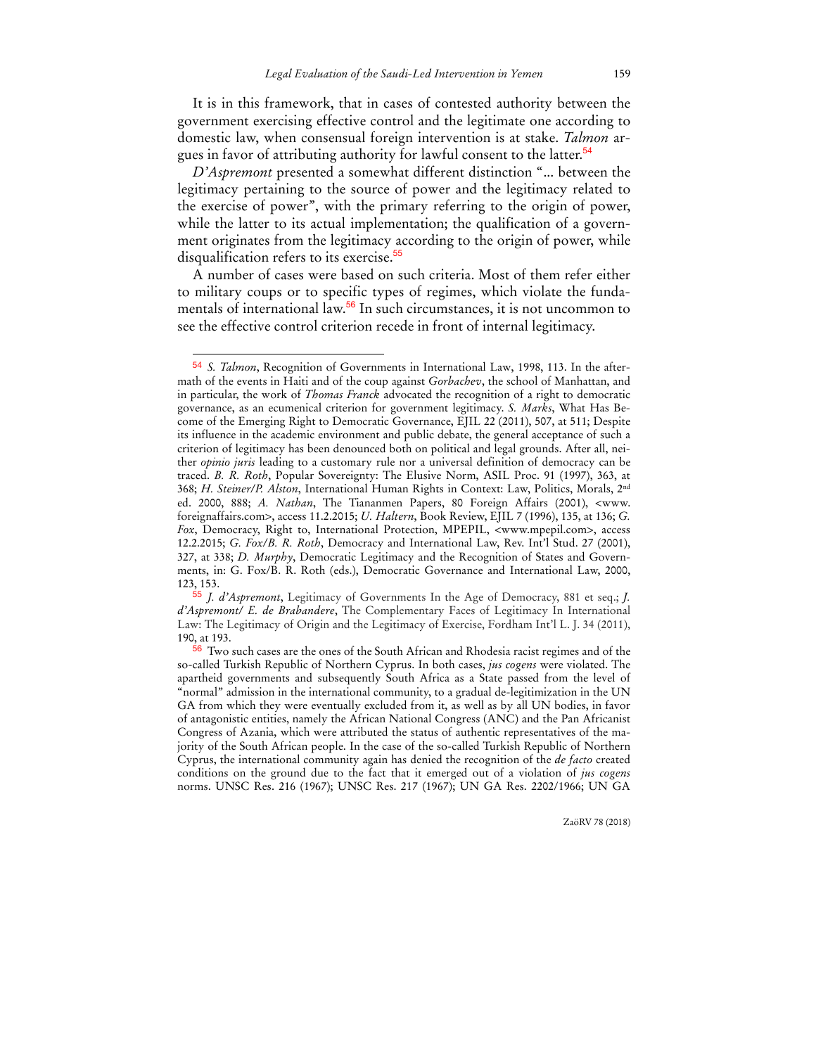It is in this framework, that in cases of contested authority between the government exercising effective control and the legitimate one according to domestic law, when consensual foreign intervention is at stake. *Talmon* argues in favor of attributing authority for lawful consent to the latter.[54]

*D'Aspremont* presented a somewhat different distinction "... between the legitimacy pertaining to the source of power and the legitimacy related to the exercise of power", with the primary referring to the origin of power, while the latter to its actual implementation; the qualification of a government originates from the legitimacy according to the origin of power, while disqualification refers to its exercise.[55]

A number of cases were based on such criteria. Most of them refer either to military coups or to specific types of regimes, which violate the fundamentals of international law.[56] In such circumstances, it is not uncommon to see the effective control criterion recede in front of internal legitimacy.

---

[54] *S. Talmon*, Recognition of Governments in International Law, 1998, 113. In the aftermath of the events in Haiti and of the coup against *Gorbachev*, the school of Manhattan, and in particular, the work of *Thomas Franck* advocated the recognition of a right to democratic governance, as an ecumenical criterion for government legitimacy. *S. Marks*, What Has Become of the Emerging Right to Democratic Governance, EJIL 22 (2011), 507, at 511; Despite its influence in the academic environment and public debate, the general acceptance of such a criterion of legitimacy has been denounced both on political and legal grounds. After all, neither *opinio juris* leading to a customary rule nor a universal definition of democracy can be traced. *B. R. Roth*, Popular Sovereignty: The Elusive Norm, ASIL Proc. 91 (1997), 363, at 368; *H. Steiner/P. Alston*, International Human Rights in Context: Law, Politics, Morals, 2nd ed. 2000, 888; *A. Nathan*, The Tiananmen Papers, 80 Foreign Affairs (2001), <www.foreignaffairs.com>, access 11.2.2015; *U. Haltern*, Book Review, EJIL 7 (1996), 135, at 136; *G. Fox*, Democracy, Right to, International Protection, MPEPIL, <www.mpepil.com>, access 12.2.2015; *G. Fox/B. R. Roth*, Democracy and International Law, Rev. Int'l Stud. 27 (2001), 327, at 338; *D. Murphy*, Democratic Legitimacy and the Recognition of States and Governments, in: G. Fox/B. R. Roth (eds.), Democratic Governance and International Law, 2000, 123, 153.

[55] *J. d'Aspremont*, Legitimacy of Governments In the Age of Democracy, 881 et seq.; *J. d'Aspremont/ E. de Brabandere*, The Complementary Faces of Legitimacy In International Law: The Legitimacy of Origin and the Legitimacy of Exercise, Fordham Int'l L. J. 34 (2011), 190, at 193.

[56] Two such cases are the ones of the South African and Rhodesia racist regimes and of the so-called Turkish Republic of Northern Cyprus. In both cases, *jus cogens* were violated. The apartheid governments and subsequently South Africa as a State passed from the level of "normal" admission in the international community, to a gradual de-legitimization in the UN GA from which they were eventually excluded from it, as well as by all UN bodies, in favor of antagonistic entities, namely the African National Congress (ANC) and the Pan Africanist Congress of Azania, which were attributed the status of authentic representatives of the majority of the South African people. In the case of the so-called Turkish Republic of Northern Cyprus, the international community again has denied the recognition of the *de facto* created conditions on the ground due to the fact that it emerged out of a violation of *jus cogens* norms. UNSC Res. 216 (1967); UNSC Res. 217 (1967); UN GA Res. 2202/1966; UN GA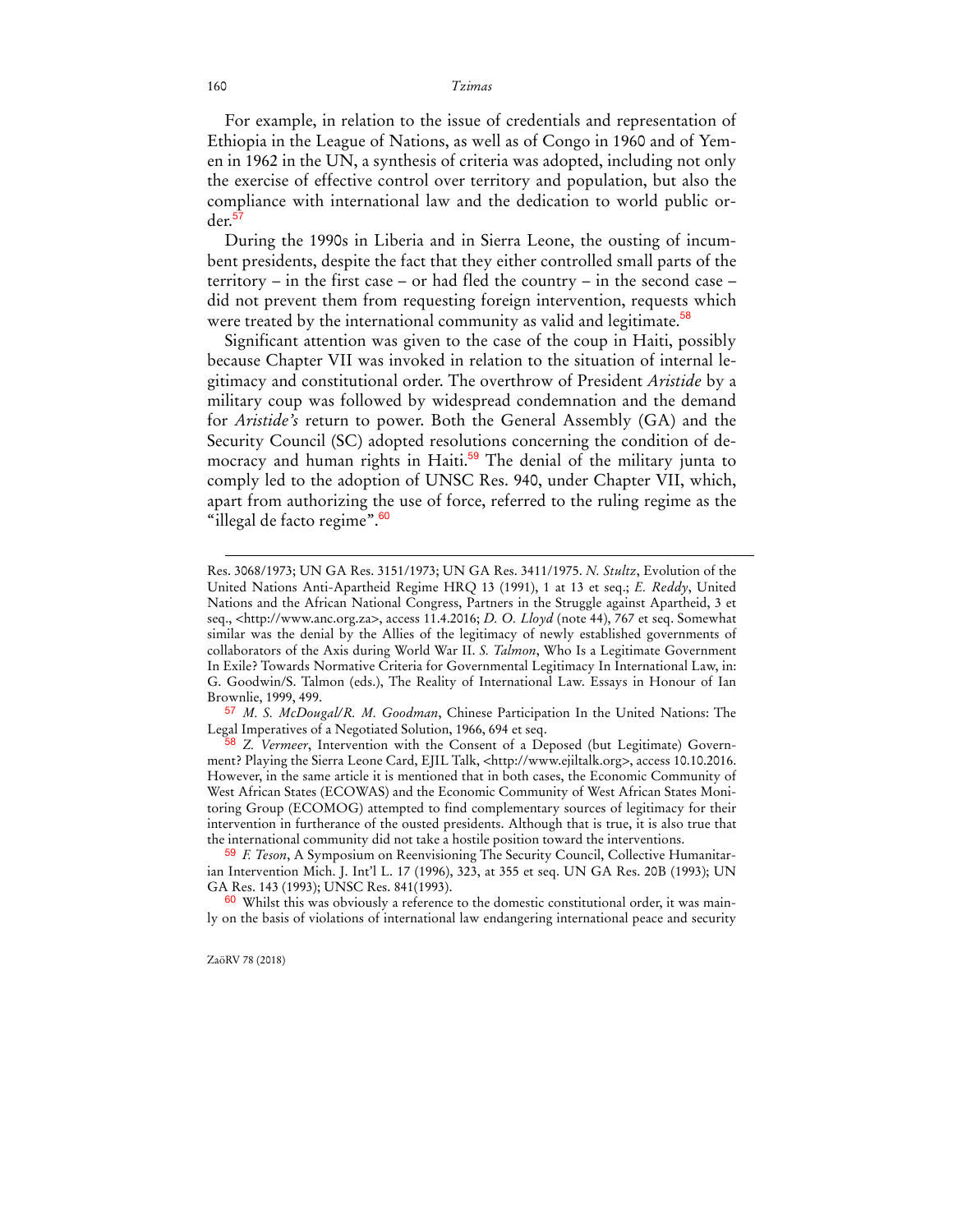For example, in relation to the issue of credentials and representation of Ethiopia in the League of Nations, as well as of Congo in 1960 and of Yemen in 1962 in the UN, a synthesis of criteria was adopted, including not only the exercise of effective control over territory and population, but also the compliance with international law and the dedication to world public order.[57]

During the 1990s in Liberia and in Sierra Leone, the ousting of incumbent presidents, despite the fact that they either controlled small parts of the territory – in the first case – or had fled the country – in the second case – did not prevent them from requesting foreign intervention, requests which were treated by the international community as valid and legitimate.[58]

Significant attention was given to the case of the coup in Haiti, possibly because Chapter VII was invoked in relation to the situation of internal legitimacy and constitutional order. The overthrow of President *Aristide* by a military coup was followed by widespread condemnation and the demand for *Aristide's* return to power. Both the General Assembly (GA) and the Security Council (SC) adopted resolutions concerning the condition of democracy and human rights in Haiti.[59] The denial of the military junta to comply led to the adoption of UNSC Res. 940, under Chapter VII, which, apart from authorizing the use of force, referred to the ruling regime as the "illegal de facto regime".[60]

---

Res. 3068/1973; UN GA Res. 3151/1973; UN GA Res. 3411/1975. *N. Stultz*, Evolution of the United Nations Anti-Apartheid Regime HRQ 13 (1991), 1 at 13 et seq.; *E. Reddy*, United Nations and the African National Congress, Partners in the Struggle against Apartheid, 3 et seq., <http://www.anc.org.za>, access 11.4.2016; *D. O. Lloyd* (note 44), 767 et seq. Somewhat similar was the denial by the Allies of the legitimacy of newly established governments of collaborators of the Axis during World War II. *S. Talmon*, Who Is a Legitimate Government In Exile? Towards Normative Criteria for Governmental Legitimacy In International Law, in: G. Goodwin/S. Talmon (eds.), The Reality of International Law. Essays in Honour of Ian Brownlie, 1999, 499.

[57] *M. S. McDougal/R. M. Goodman*, Chinese Participation In the United Nations: The Legal Imperatives of a Negotiated Solution, 1966, 694 et seq.

[58] *Z. Vermeer*, Intervention with the Consent of a Deposed (but Legitimate) Government? Playing the Sierra Leone Card, EJIL Talk, <http://www.ejiltalk.org>, access 10.10.2016. However, in the same article it is mentioned that in both cases, the Economic Community of West African States (ECOWAS) and the Economic Community of West African States Monitoring Group (ECOMOG) attempted to find complementary sources of legitimacy for their intervention in furtherance of the ousted presidents. Although that is true, it is also true that the international community did not take a hostile position toward the interventions.

[59] *F. Teson*, A Symposium on Reenvisioning The Security Council, Collective Humanitarian Intervention Mich. J. Int'l L. 17 (1996), 323, at 355 et seq. UN GA Res. 20B (1993); UN GA Res. 143 (1993); UNSC Res. 841(1993).

[60] Whilst this was obviously a reference to the domestic constitutional order, it was mainly on the basis of violations of international law endangering international peace and security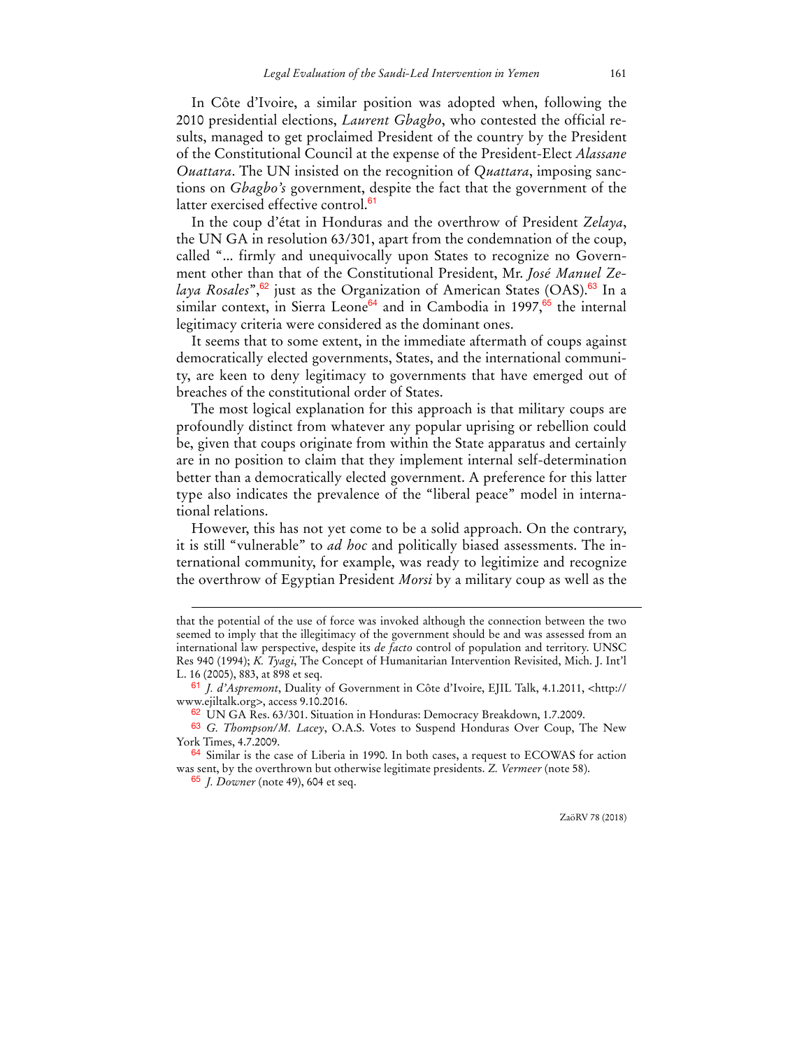In Côte d'Ivoire, a similar position was adopted when, following the 2010 presidential elections, *Laurent Gbagbo*, who contested the official results, managed to get proclaimed President of the country by the President of the Constitutional Council at the expense of the President-Elect *Alassane Ouattara*. The UN insisted on the recognition of *Quattara*, imposing sanctions on *Gbagbo's* government, despite the fact that the government of the latter exercised effective control.[61]

In the coup d'état in Honduras and the overthrow of President *Zelaya*, the UN GA in resolution 63/301, apart from the condemnation of the coup, called "... firmly and unequivocally upon States to recognize no Government other than that of the Constitutional President, Mr. *José Manuel Zelaya Rosales*",[62] just as the Organization of American States (OAS).[63] In a similar context, in Sierra Leone[64] and in Cambodia in 1997,[65] the internal legitimacy criteria were considered as the dominant ones.

It seems that to some extent, in the immediate aftermath of coups against democratically elected governments, States, and the international community, are keen to deny legitimacy to governments that have emerged out of breaches of the constitutional order of States.

The most logical explanation for this approach is that military coups are profoundly distinct from whatever any popular uprising or rebellion could be, given that coups originate from within the State apparatus and certainly are in no position to claim that they implement internal self-determination better than a democratically elected government. A preference for this latter type also indicates the prevalence of the "liberal peace" model in international relations.

However, this has not yet come to be a solid approach. On the contrary, it is still "vulnerable" to *ad hoc* and politically biased assessments. The international community, for example, was ready to legitimize and recognize the overthrow of Egyptian President *Morsi* by a military coup as well as the

---

that the potential of the use of force was invoked although the connection between the two seemed to imply that the illegitimacy of the government should be and was assessed from an international law perspective, despite its *de facto* control of population and territory. UNSC Res 940 (1994); *K. Tyagi*, The Concept of Humanitarian Intervention Revisited, Mich. J. Int'l L. 16 (2005), 883, at 898 et seq.

[61] *J. d'Aspremont*, Duality of Government in Côte d'Ivoire, EJIL Talk, 4.1.2011, <http://www.ejiltalk.org>, access 9.10.2016.

[62] UN GA Res. 63/301. Situation in Honduras: Democracy Breakdown, 1.7.2009.

[63] *G. Thompson/M. Lacey*, O.A.S. Votes to Suspend Honduras Over Coup, The New York Times, 4.7.2009.

[64] Similar is the case of Liberia in 1990. In both cases, a request to ECOWAS for action was sent, by the overthrown but otherwise legitimate presidents. *Z. Vermeer* (note 58).

[65] *J. Downer* (note 49), 604 et seq.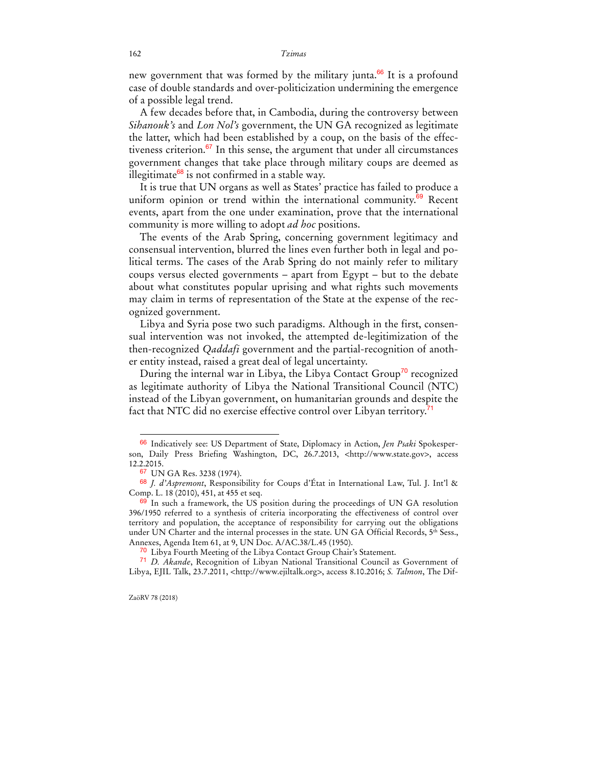new government that was formed by the military junta.[66] It is a profound case of double standards and over-politicization undermining the emergence of a possible legal trend.

A few decades before that, in Cambodia, during the controversy between *Sihanouk's* and *Lon Nol's* government, the UN GA recognized as legitimate the latter, which had been established by a coup, on the basis of the effectiveness criterion.[67] In this sense, the argument that under all circumstances government changes that take place through military coups are deemed as illegitimate[68] is not confirmed in a stable way.

It is true that UN organs as well as States' practice has failed to produce a uniform opinion or trend within the international community.[69] Recent events, apart from the one under examination, prove that the international community is more willing to adopt *ad hoc* positions.

The events of the Arab Spring, concerning government legitimacy and consensual intervention, blurred the lines even further both in legal and political terms. The cases of the Arab Spring do not mainly refer to military coups versus elected governments – apart from Egypt – but to the debate about what constitutes popular uprising and what rights such movements may claim in terms of representation of the State at the expense of the recognized government.

Libya and Syria pose two such paradigms. Although in the first, consensual intervention was not invoked, the attempted de-legitimization of the then-recognized *Qaddafi* government and the partial-recognition of another entity instead, raised a great deal of legal uncertainty.

During the internal war in Libya, the Libya Contact Group[70] recognized as legitimate authority of Libya the National Transitional Council (NTC) instead of the Libyan government, on humanitarian grounds and despite the fact that NTC did no exercise effective control over Libyan territory.[71]

---

[66] Indicatively see: US Department of State, Diplomacy in Action, *Jen Psaki* Spokesperson, Daily Press Briefing Washington, DC, 26.7.2013, <http://www.state.gov>, access 12.2.2015.

[67] UN GA Res. 3238 (1974).

[68] *J. d'Aspremont*, Responsibility for Coups d'État in International Law, Tul. J. Int'l & Comp. L. 18 (2010), 451, at 455 et seq.

[69] In such a framework, the US position during the proceedings of UN GA resolution 396/1950 referred to a synthesis of criteria incorporating the effectiveness of control over territory and population, the acceptance of responsibility for carrying out the obligations under UN Charter and the internal processes in the state. UN GA Official Records, 5th Sess., Annexes, Agenda Item 61, at 9, UN Doc. A/AC.38/L.45 (1950).

[70] Libya Fourth Meeting of the Libya Contact Group Chair's Statement.

[71] *D. Akande*, Recognition of Libyan National Transitional Council as Government of Libya, EJIL Talk, 23.7.2011, <http://www.ejiltalk.org>, access 8.10.2016; *S. Talmon*, The Dif-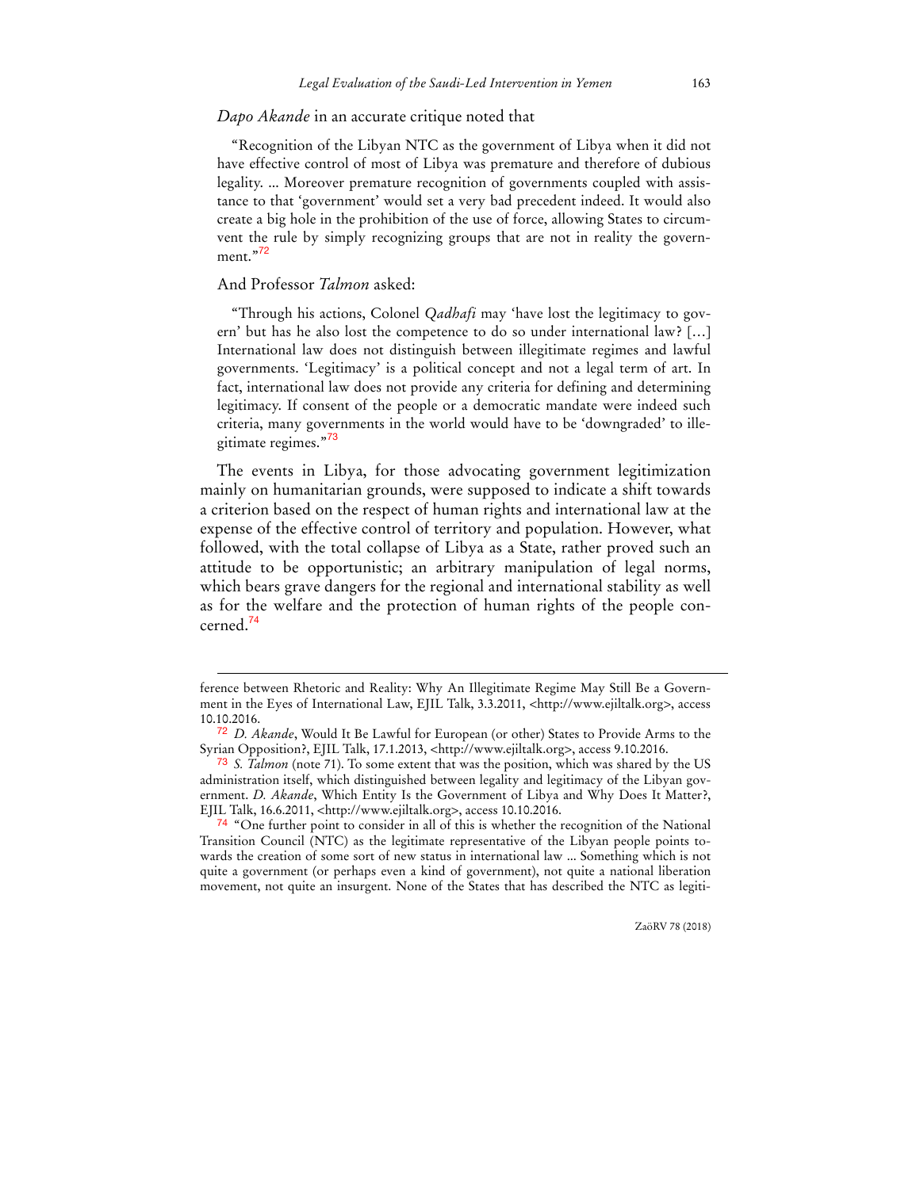*Dapo Akande* in an accurate critique noted that

> "Recognition of the Libyan NTC as the government of Libya when it did not have effective control of most of Libya was premature and therefore of dubious legality. ... Moreover premature recognition of governments coupled with assistance to that 'government' would set a very bad precedent indeed. It would also create a big hole in the prohibition of the use of force, allowing States to circumvent the rule by simply recognizing groups that are not in reality the government."[72]

And Professor *Talmon* asked:

> "Through his actions, Colonel *Qadhafi* may 'have lost the legitimacy to govern' but has he also lost the competence to do so under international law? […] International law does not distinguish between illegitimate regimes and lawful governments. 'Legitimacy' is a political concept and not a legal term of art. In fact, international law does not provide any criteria for defining and determining legitimacy. If consent of the people or a democratic mandate were indeed such criteria, many governments in the world would have to be 'downgraded' to illegitimate regimes."[73]

The events in Libya, for those advocating government legitimization mainly on humanitarian grounds, were supposed to indicate a shift towards a criterion based on the respect of human rights and international law at the expense of the effective control of territory and population. However, what followed, with the total collapse of Libya as a State, rather proved such an attitude to be opportunistic; an arbitrary manipulation of legal norms, which bears grave dangers for the regional and international stability as well as for the welfare and the protection of human rights of the people concerned.[74]

---

ference between Rhetoric and Reality: Why An Illegitimate Regime May Still Be a Government in the Eyes of International Law, EJIL Talk, 3.3.2011, <http://www.ejiltalk.org>, access 10.10.2016.

[72] *D. Akande*, Would It Be Lawful for European (or other) States to Provide Arms to the Syrian Opposition?, EJIL Talk, 17.1.2013, <http://www.ejiltalk.org>, access 9.10.2016.

[73] *S. Talmon* (note 71). To some extent that was the position, which was shared by the US administration itself, which distinguished between legality and legitimacy of the Libyan government. *D. Akande*, Which Entity Is the Government of Libya and Why Does It Matter?, EJIL Talk, 16.6.2011, <http://www.ejiltalk.org>, access 10.10.2016.

[74] "One further point to consider in all of this is whether the recognition of the National Transition Council (NTC) as the legitimate representative of the Libyan people points towards the creation of some sort of new status in international law ... Something which is not quite a government (or perhaps even a kind of government), not quite a national liberation movement, not quite an insurgent. None of the States that has described the NTC as legiti-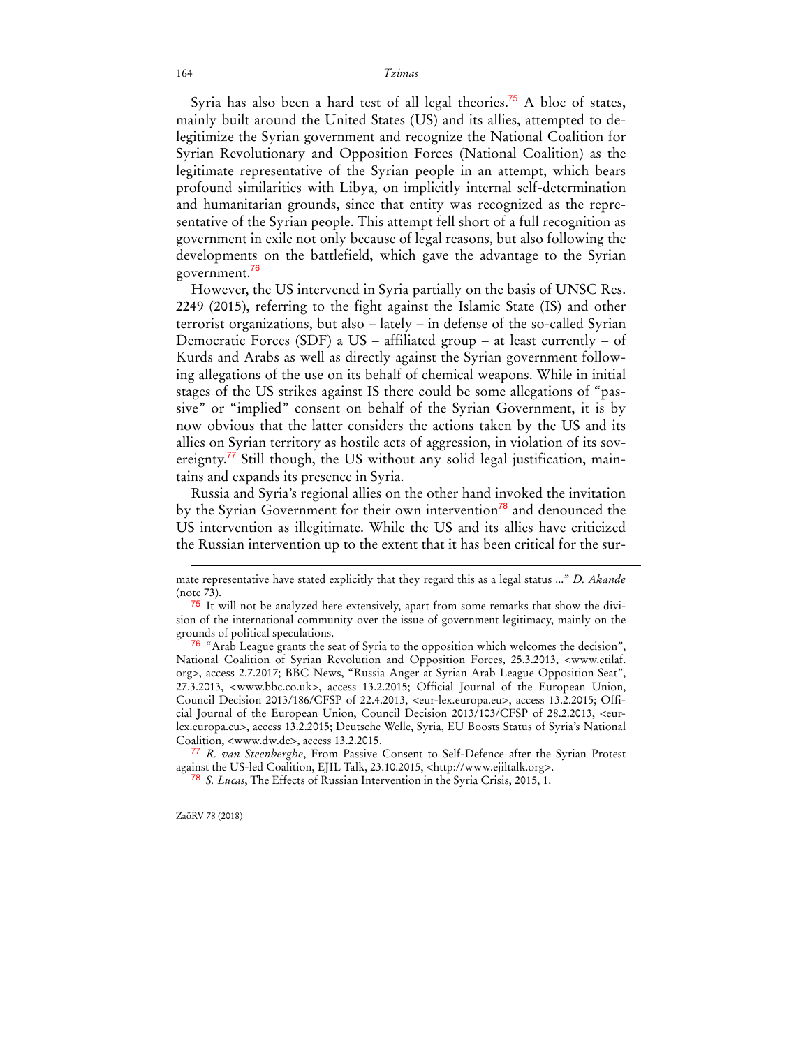Syria has also been a hard test of all legal theories.[75] A bloc of states, mainly built around the United States (US) and its allies, attempted to delegitimize the Syrian government and recognize the National Coalition for Syrian Revolutionary and Opposition Forces (National Coalition) as the legitimate representative of the Syrian people in an attempt, which bears profound similarities with Libya, on implicitly internal self-determination and humanitarian grounds, since that entity was recognized as the representative of the Syrian people. This attempt fell short of a full recognition as government in exile not only because of legal reasons, but also following the developments on the battlefield, which gave the advantage to the Syrian government.[76]

However, the US intervened in Syria partially on the basis of UNSC Res. 2249 (2015), referring to the fight against the Islamic State (IS) and other terrorist organizations, but also – lately – in defense of the so-called Syrian Democratic Forces (SDF) a US – affiliated group – at least currently – of Kurds and Arabs as well as directly against the Syrian government following allegations of the use on its behalf of chemical weapons. While in initial stages of the US strikes against IS there could be some allegations of "passive" or "implied" consent on behalf of the Syrian Government, it is by now obvious that the latter considers the actions taken by the US and its allies on Syrian territory as hostile acts of aggression, in violation of its sovereignty.[77] Still though, the US without any solid legal justification, maintains and expands its presence in Syria.

Russia and Syria's regional allies on the other hand invoked the invitation by the Syrian Government for their own intervention[78] and denounced the US intervention as illegitimate. While the US and its allies have criticized the Russian intervention up to the extent that it has been critical for the sur-

---

mate representative have stated explicitly that they regard this as a legal status ..." *D. Akande* (note 73).

[75] It will not be analyzed here extensively, apart from some remarks that show the division of the international community over the issue of government legitimacy, mainly on the grounds of political speculations.

[76] "Arab League grants the seat of Syria to the opposition which welcomes the decision", National Coalition of Syrian Revolution and Opposition Forces, 25.3.2013, <www.etilaf.org>, access 2.7.2017; BBC News, "Russia Anger at Syrian Arab League Opposition Seat", 27.3.2013, <www.bbc.co.uk>, access 13.2.2015; Official Journal of the European Union, Council Decision 2013/186/CFSP of 22.4.2013, <eur-lex.europa.eu>, access 13.2.2015; Official Journal of the European Union, Council Decision 2013/103/CFSP of 28.2.2013, <eur-lex.europa.eu>, access 13.2.2015; Deutsche Welle, Syria, EU Boosts Status of Syria's National Coalition, <www.dw.de>, access 13.2.2015.

[77] *R. van Steenberghe*, From Passive Consent to Self-Defence after the Syrian Protest against the US-led Coalition, EJIL Talk, 23.10.2015, <http://www.ejiltalk.org>.

[78] *S. Lucas*, The Effects of Russian Intervention in the Syria Crisis, 2015, 1.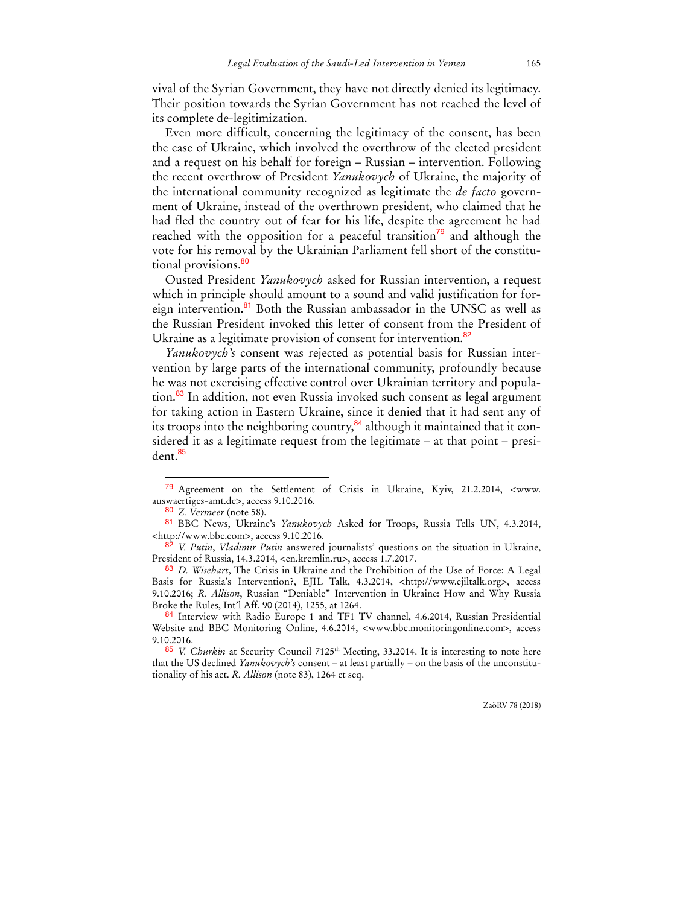vival of the Syrian Government, they have not directly denied its legitimacy. Their position towards the Syrian Government has not reached the level of its complete de-legitimization.

Even more difficult, concerning the legitimacy of the consent, has been the case of Ukraine, which involved the overthrow of the elected president and a request on his behalf for foreign – Russian – intervention. Following the recent overthrow of President *Yanukovych* of Ukraine, the majority of the international community recognized as legitimate the *de facto* government of Ukraine, instead of the overthrown president, who claimed that he had fled the country out of fear for his life, despite the agreement he had reached with the opposition for a peaceful transition[79] and although the vote for his removal by the Ukrainian Parliament fell short of the constitutional provisions.[80]

Ousted President *Yanukovych* asked for Russian intervention, a request which in principle should amount to a sound and valid justification for foreign intervention.[81] Both the Russian ambassador in the UNSC as well as the Russian President invoked this letter of consent from the President of Ukraine as a legitimate provision of consent for intervention.[82]

*Yanukovych's* consent was rejected as potential basis for Russian intervention by large parts of the international community, profoundly because he was not exercising effective control over Ukrainian territory and population.[83] In addition, not even Russia invoked such consent as legal argument for taking action in Eastern Ukraine, since it denied that it had sent any of its troops into the neighboring country,[84] although it maintained that it considered it as a legitimate request from the legitimate – at that point – president.[85]

---

[79] Agreement on the Settlement of Crisis in Ukraine, Kyiv, 21.2.2014, <www.auswaertiges-amt.de>, access 9.10.2016.

[80] *Z. Vermeer* (note 58).

[81] BBC News, Ukraine's *Yanukovych* Asked for Troops, Russia Tells UN, 4.3.2014, <http://www.bbc.com>, access 9.10.2016.

[82] *V. Putin*, *Vladimir Putin* answered journalists' questions on the situation in Ukraine, President of Russia, 14.3.2014, <en.kremlin.ru>, access 1.7.2017.

[83] *D. Wisehart*, The Crisis in Ukraine and the Prohibition of the Use of Force: A Legal Basis for Russia's Intervention?, EJIL Talk, 4.3.2014, <http://www.ejiltalk.org>, access 9.10.2016; *R. Allison*, Russian "Deniable" Intervention in Ukraine: How and Why Russia Broke the Rules, Int'l Aff. 90 (2014), 1255, at 1264.

[84] Interview with Radio Europe 1 and TF1 TV channel, 4.6.2014, Russian Presidential Website and BBC Monitoring Online, 4.6.2014, <www.bbc.monitoringonline.com>, access 9.10.2016.

[85] *V. Churkin* at Security Council 7125th Meeting, 33.2014. It is interesting to note here that the US declined *Yanukovych's* consent – at least partially – on the basis of the unconstitutionality of his act. *R. Allison* (note 83), 1264 et seq.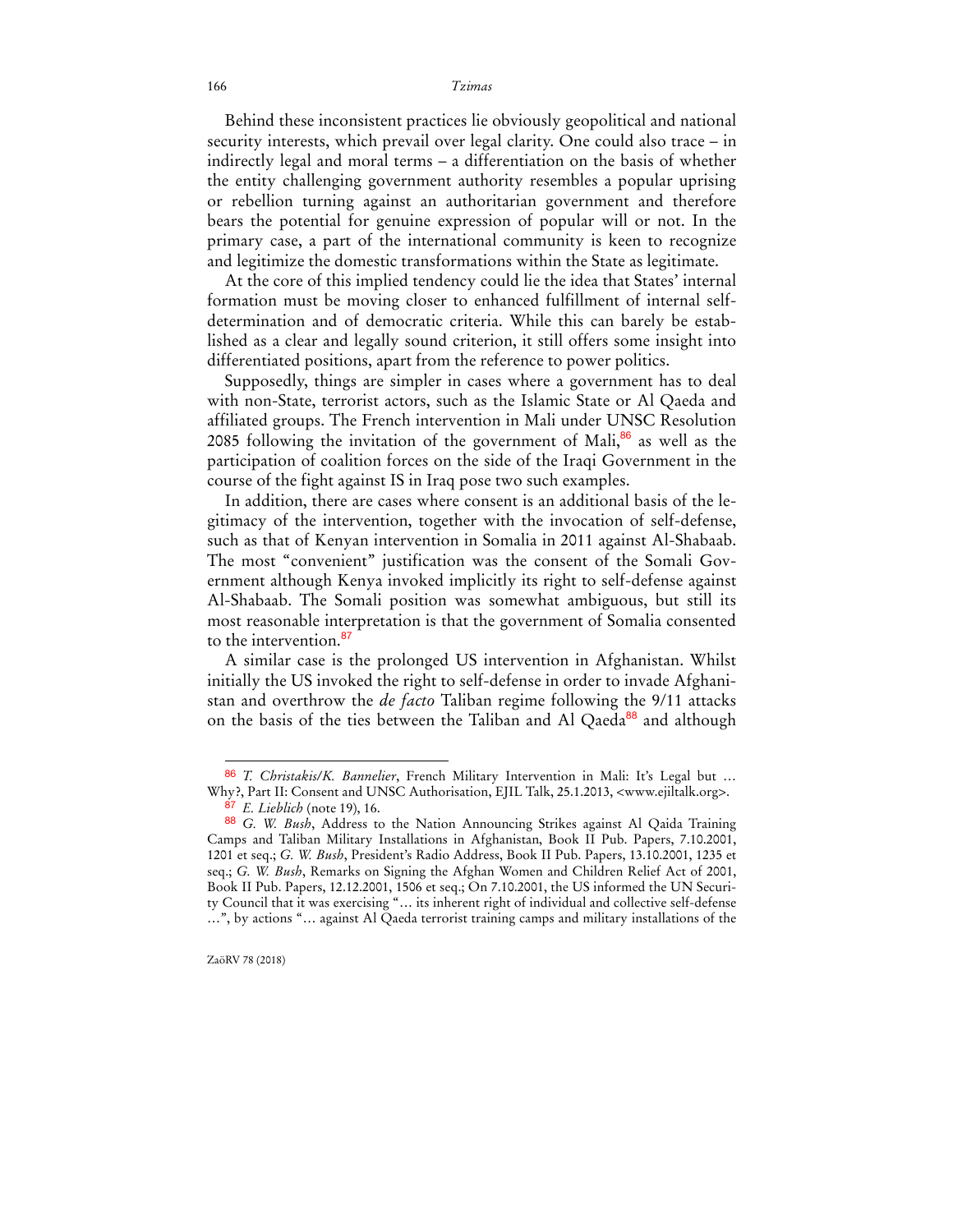Behind these inconsistent practices lie obviously geopolitical and national security interests, which prevail over legal clarity. One could also trace – in indirectly legal and moral terms – a differentiation on the basis of whether the entity challenging government authority resembles a popular uprising or rebellion turning against an authoritarian government and therefore bears the potential for genuine expression of popular will or not. In the primary case, a part of the international community is keen to recognize and legitimize the domestic transformations within the State as legitimate.

At the core of this implied tendency could lie the idea that States' internal formation must be moving closer to enhanced fulfillment of internal self-determination and of democratic criteria. While this can barely be established as a clear and legally sound criterion, it still offers some insight into differentiated positions, apart from the reference to power politics.

Supposedly, things are simpler in cases where a government has to deal with non-State, terrorist actors, such as the Islamic State or Al Qaeda and affiliated groups. The French intervention in Mali under UNSC Resolution 2085 following the invitation of the government of Mali,[86] as well as the participation of coalition forces on the side of the Iraqi Government in the course of the fight against IS in Iraq pose two such examples.

In addition, there are cases where consent is an additional basis of the legitimacy of the intervention, together with the invocation of self-defense, such as that of Kenyan intervention in Somalia in 2011 against Al-Shabaab. The most "convenient" justification was the consent of the Somali Government although Kenya invoked implicitly its right to self-defense against Al-Shabaab. The Somali position was somewhat ambiguous, but still its most reasonable interpretation is that the government of Somalia consented to the intervention.[87]

A similar case is the prolonged US intervention in Afghanistan. Whilst initially the US invoked the right to self-defense in order to invade Afghanistan and overthrow the *de facto* Taliban regime following the 9/11 attacks on the basis of the ties between the Taliban and Al Qaeda[88] and although

---

[86] *T. Christakis/K. Bannelier*, French Military Intervention in Mali: It's Legal but … Why?, Part II: Consent and UNSC Authorisation, EJIL Talk, 25.1.2013, <www.ejiltalk.org>.

[87] *E. Lieblich* (note 19), 16.

[88] *G. W. Bush*, Address to the Nation Announcing Strikes against Al Qaida Training Camps and Taliban Military Installations in Afghanistan, Book II Pub. Papers, 7.10.2001, 1201 et seq.; *G. W. Bush*, President's Radio Address, Book II Pub. Papers, 13.10.2001, 1235 et seq.; *G. W. Bush*, Remarks on Signing the Afghan Women and Children Relief Act of 2001, Book II Pub. Papers, 12.12.2001, 1506 et seq.; On 7.10.2001, the US informed the UN Security Council that it was exercising "… its inherent right of individual and collective self-defense …", by actions "… against Al Qaeda terrorist training camps and military installations of the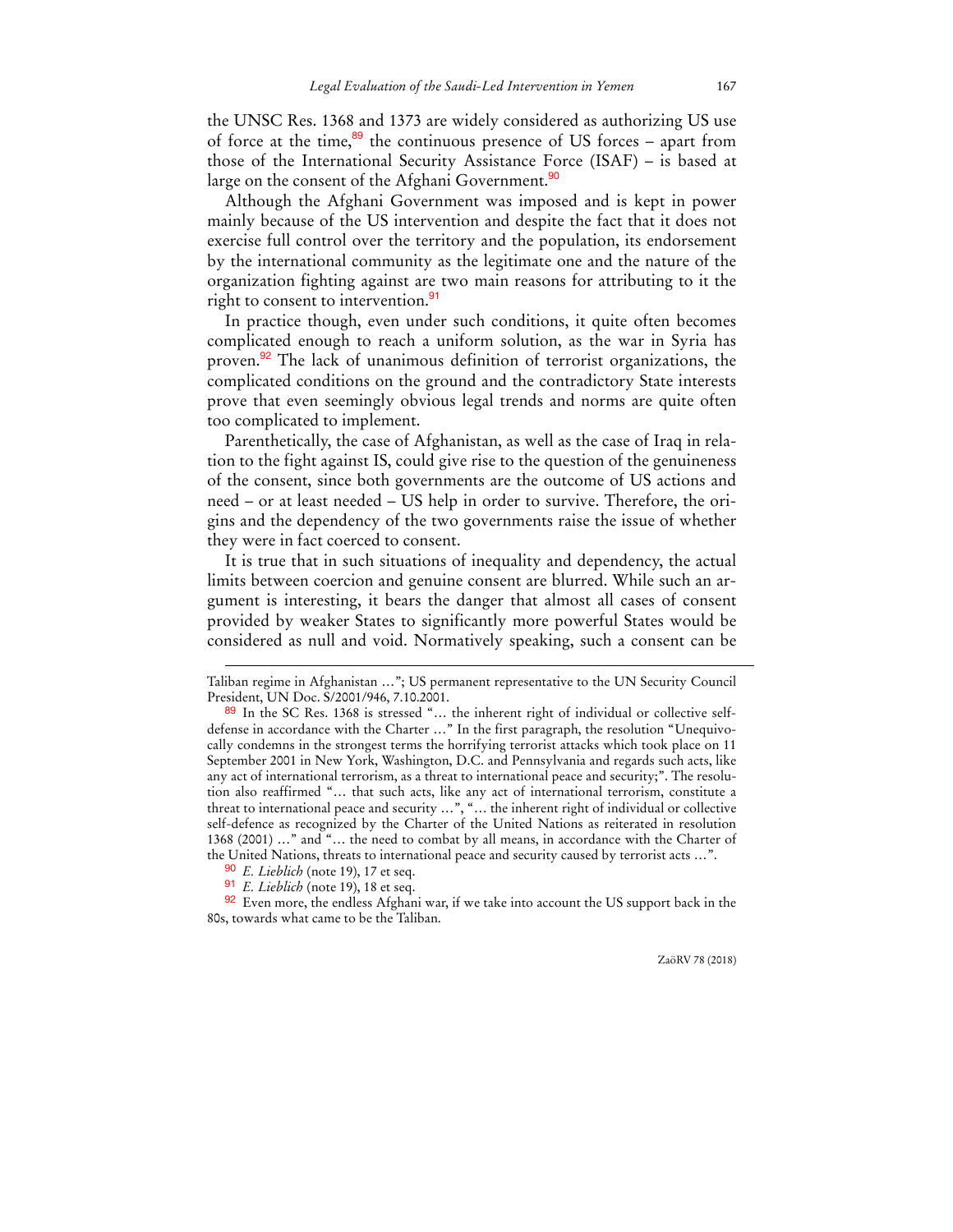the UNSC Res. 1368 and 1373 are widely considered as authorizing US use of force at the time,[89] the continuous presence of US forces – apart from those of the International Security Assistance Force (ISAF) – is based at large on the consent of the Afghani Government.[90]

Although the Afghani Government was imposed and is kept in power mainly because of the US intervention and despite the fact that it does not exercise full control over the territory and the population, its endorsement by the international community as the legitimate one and the nature of the organization fighting against are two main reasons for attributing to it the right to consent to intervention.[91]

In practice though, even under such conditions, it quite often becomes complicated enough to reach a uniform solution, as the war in Syria has proven.[92] The lack of unanimous definition of terrorist organizations, the complicated conditions on the ground and the contradictory State interests prove that even seemingly obvious legal trends and norms are quite often too complicated to implement.

Parenthetically, the case of Afghanistan, as well as the case of Iraq in relation to the fight against IS, could give rise to the question of the genuineness of the consent, since both governments are the outcome of US actions and need – or at least needed – US help in order to survive. Therefore, the origins and the dependency of the two governments raise the issue of whether they were in fact coerced to consent.

It is true that in such situations of inequality and dependency, the actual limits between coercion and genuine consent are blurred. While such an argument is interesting, it bears the danger that almost all cases of consent provided by weaker States to significantly more powerful States would be considered as null and void. Normatively speaking, such a consent can be

---

Taliban regime in Afghanistan …"; US permanent representative to the UN Security Council President, UN Doc. S/2001/946, 7.10.2001.

[89] In the SC Res. 1368 is stressed "… the inherent right of individual or collective self-defense in accordance with the Charter …" In the first paragraph, the resolution "Unequivocally condemns in the strongest terms the horrifying terrorist attacks which took place on 11 September 2001 in New York, Washington, D.C. and Pennsylvania and regards such acts, like any act of international terrorism, as a threat to international peace and security;". The resolution also reaffirmed "… that such acts, like any act of international terrorism, constitute a threat to international peace and security …", "… the inherent right of individual or collective self-defence as recognized by the Charter of the United Nations as reiterated in resolution 1368 (2001) …" and "… the need to combat by all means, in accordance with the Charter of the United Nations, threats to international peace and security caused by terrorist acts …".

[90] *E. Lieblich* (note 19), 17 et seq.

[91] *E. Lieblich* (note 19), 18 et seq.

[92] Even more, the endless Afghani war, if we take into account the US support back in the 80s, towards what came to be the Taliban.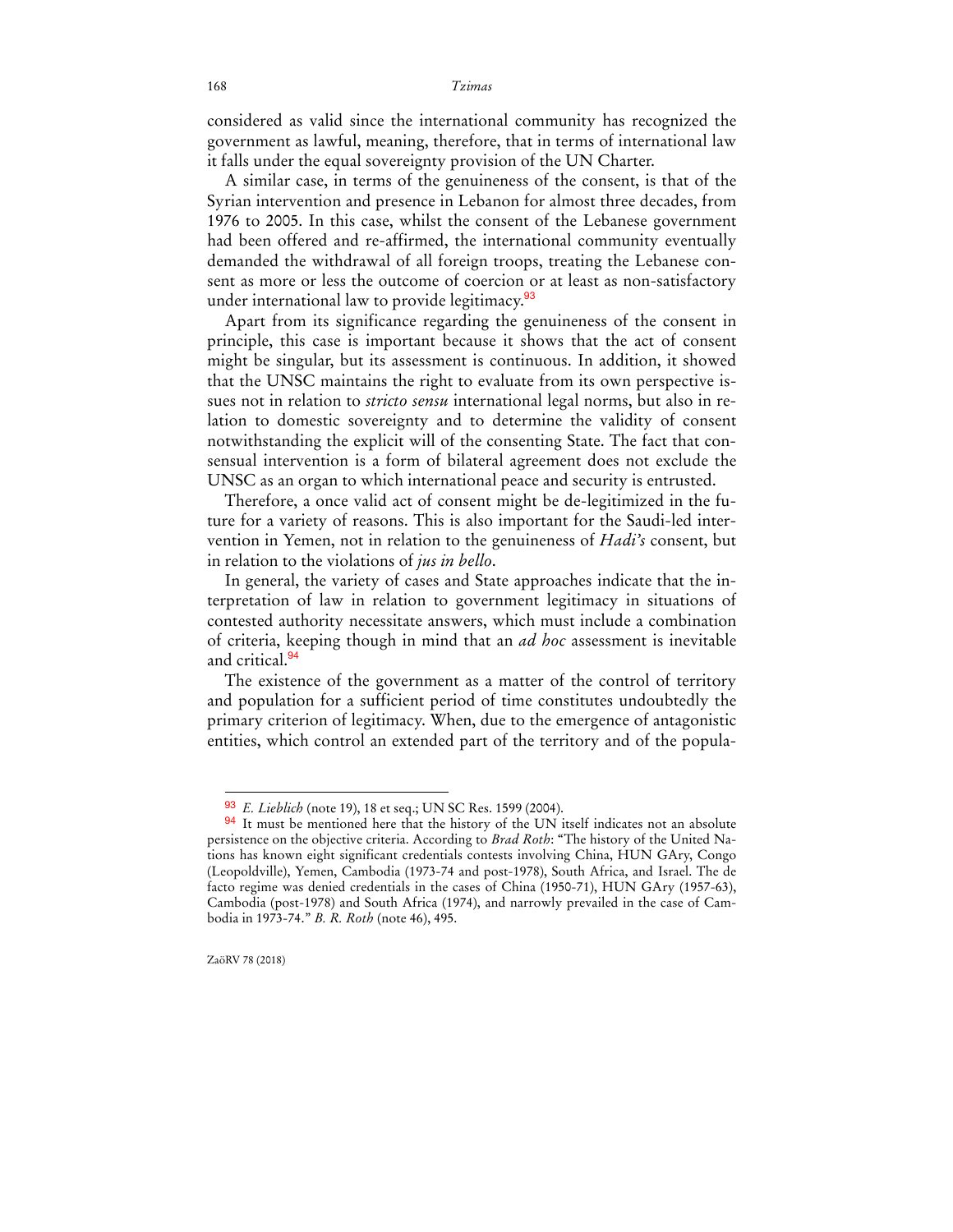considered as valid since the international community has recognized the government as lawful, meaning, therefore, that in terms of international law it falls under the equal sovereignty provision of the UN Charter.

A similar case, in terms of the genuineness of the consent, is that of the Syrian intervention and presence in Lebanon for almost three decades, from 1976 to 2005. In this case, whilst the consent of the Lebanese government had been offered and re-affirmed, the international community eventually demanded the withdrawal of all foreign troops, treating the Lebanese consent as more or less the outcome of coercion or at least as non-satisfactory under international law to provide legitimacy.[93]

Apart from its significance regarding the genuineness of the consent in principle, this case is important because it shows that the act of consent might be singular, but its assessment is continuous. In addition, it showed that the UNSC maintains the right to evaluate from its own perspective issues not in relation to *stricto sensu* international legal norms, but also in relation to domestic sovereignty and to determine the validity of consent notwithstanding the explicit will of the consenting State. The fact that consensual intervention is a form of bilateral agreement does not exclude the UNSC as an organ to which international peace and security is entrusted.

Therefore, a once valid act of consent might be de-legitimized in the future for a variety of reasons. This is also important for the Saudi-led intervention in Yemen, not in relation to the genuineness of *Hadi's* consent, but in relation to the violations of *jus in bello*.

In general, the variety of cases and State approaches indicate that the interpretation of law in relation to government legitimacy in situations of contested authority necessitate answers, which must include a combination of criteria, keeping though in mind that an *ad hoc* assessment is inevitable and critical.[94]

The existence of the government as a matter of the control of territory and population for a sufficient period of time constitutes undoubtedly the primary criterion of legitimacy. When, due to the emergence of antagonistic entities, which control an extended part of the territory and of the popula-

---

[93] *E. Lieblich* (note 19), 18 et seq.; UN SC Res. 1599 (2004).

[94] It must be mentioned here that the history of the UN itself indicates not an absolute persistence on the objective criteria. According to *Brad Roth*: "The history of the United Nations has known eight significant credentials contests involving China, HUN GAry, Congo (Leopoldville), Yemen, Cambodia (1973-74 and post-1978), South Africa, and Israel. The de facto regime was denied credentials in the cases of China (1950-71), HUN GAry (1957-63), Cambodia (post-1978) and South Africa (1974), and narrowly prevailed in the case of Cambodia in 1973-74." *B. R. Roth* (note 46), 495.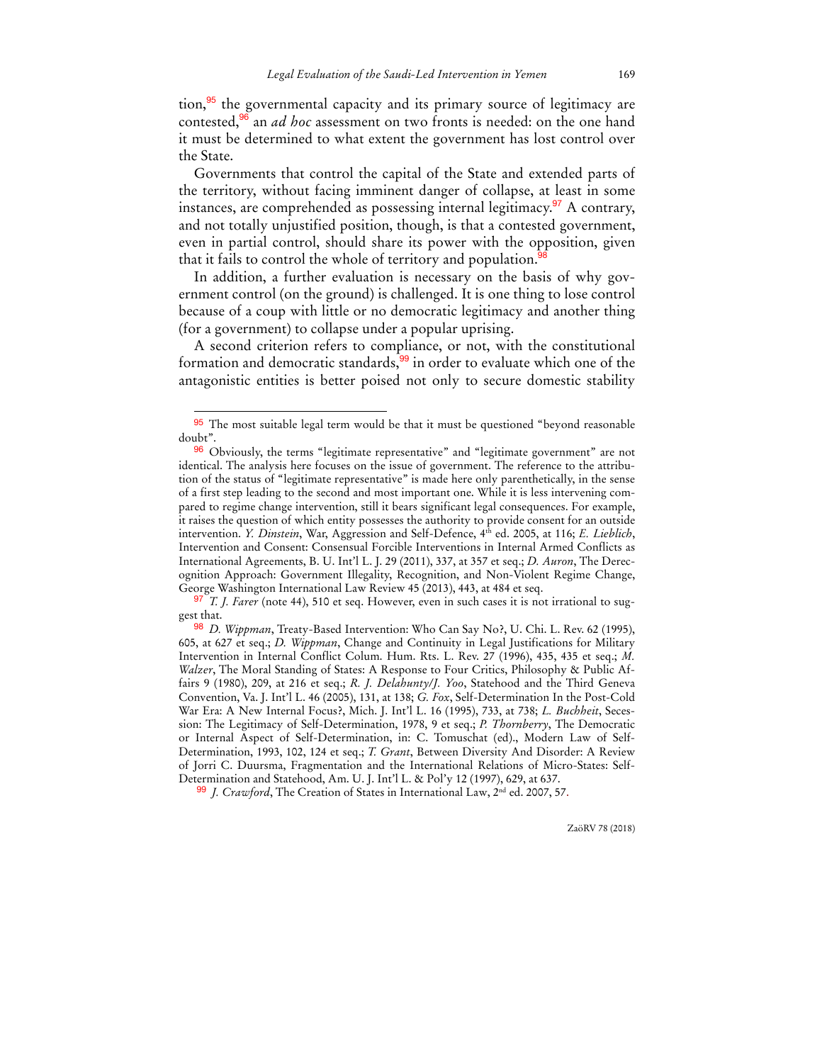tion,[95] the governmental capacity and its primary source of legitimacy are contested,[96] an *ad hoc* assessment on two fronts is needed: on the one hand it must be determined to what extent the government has lost control over the State.

Governments that control the capital of the State and extended parts of the territory, without facing imminent danger of collapse, at least in some instances, are comprehended as possessing internal legitimacy.[97] A contrary, and not totally unjustified position, though, is that a contested government, even in partial control, should share its power with the opposition, given that it fails to control the whole of territory and population.[98]

In addition, a further evaluation is necessary on the basis of why government control (on the ground) is challenged. It is one thing to lose control because of a coup with little or no democratic legitimacy and another thing (for a government) to collapse under a popular uprising.

A second criterion refers to compliance, or not, with the constitutional formation and democratic standards,[99] in order to evaluate which one of the antagonistic entities is better poised not only to secure domestic stability

---

[95] The most suitable legal term would be that it must be questioned "beyond reasonable doubt".

[96] Obviously, the terms "legitimate representative" and "legitimate government" are not identical. The analysis here focuses on the issue of government. The reference to the attribution of the status of "legitimate representative" is made here only parenthetically, in the sense of a first step leading to the second and most important one. While it is less intervening compared to regime change intervention, still it bears significant legal consequences. For example, it raises the question of which entity possesses the authority to provide consent for an outside intervention. *Y. Dinstein*, War, Aggression and Self-Defence, 4th ed. 2005, at 116; *E. Lieblich*, Intervention and Consent: Consensual Forcible Interventions in Internal Armed Conflicts as International Agreements, B. U. Int'l L. J. 29 (2011), 337, at 357 et seq.; *D. Auron*, The Derecognition Approach: Government Illegality, Recognition, and Non-Violent Regime Change, George Washington International Law Review 45 (2013), 443, at 484 et seq.

[97] *T. J. Farer* (note 44), 510 et seq. However, even in such cases it is not irrational to suggest that.

[98] *D. Wippman*, Treaty-Based Intervention: Who Can Say No?, U. Chi. L. Rev. 62 (1995), 605, at 627 et seq.; *D. Wippman*, Change and Continuity in Legal Justifications for Military Intervention in Internal Conflict Colum. Hum. Rts. L. Rev. 27 (1996), 435, 435 et seq.; *M. Walzer*, The Moral Standing of States: A Response to Four Critics, Philosophy & Public Affairs 9 (1980), 209, at 216 et seq.; *R. J. Delahunty/J. Yoo*, Statehood and the Third Geneva Convention, Va. J. Int'l L. 46 (2005), 131, at 138; *G. Fox*, Self-Determination In the Post-Cold War Era: A New Internal Focus?, Mich. J. Int'l L. 16 (1995), 733, at 738; *L. Buchheit*, Secession: The Legitimacy of Self-Determination, 1978, 9 et seq.; *P. Thornberry*, The Democratic or Internal Aspect of Self-Determination, in: C. Tomuschat (ed)., Modern Law of Self-Determination, 1993, 102, 124 et seq.; *T. Grant*, Between Diversity And Disorder: A Review of Jorri C. Duursma, Fragmentation and the International Relations of Micro-States: Self-Determination and Statehood, Am. U. J. Int'l L. & Pol'y 12 (1997), 629, at 637.

[99] *J. Crawford*, The Creation of States in International Law, 2nd ed. 2007, 57.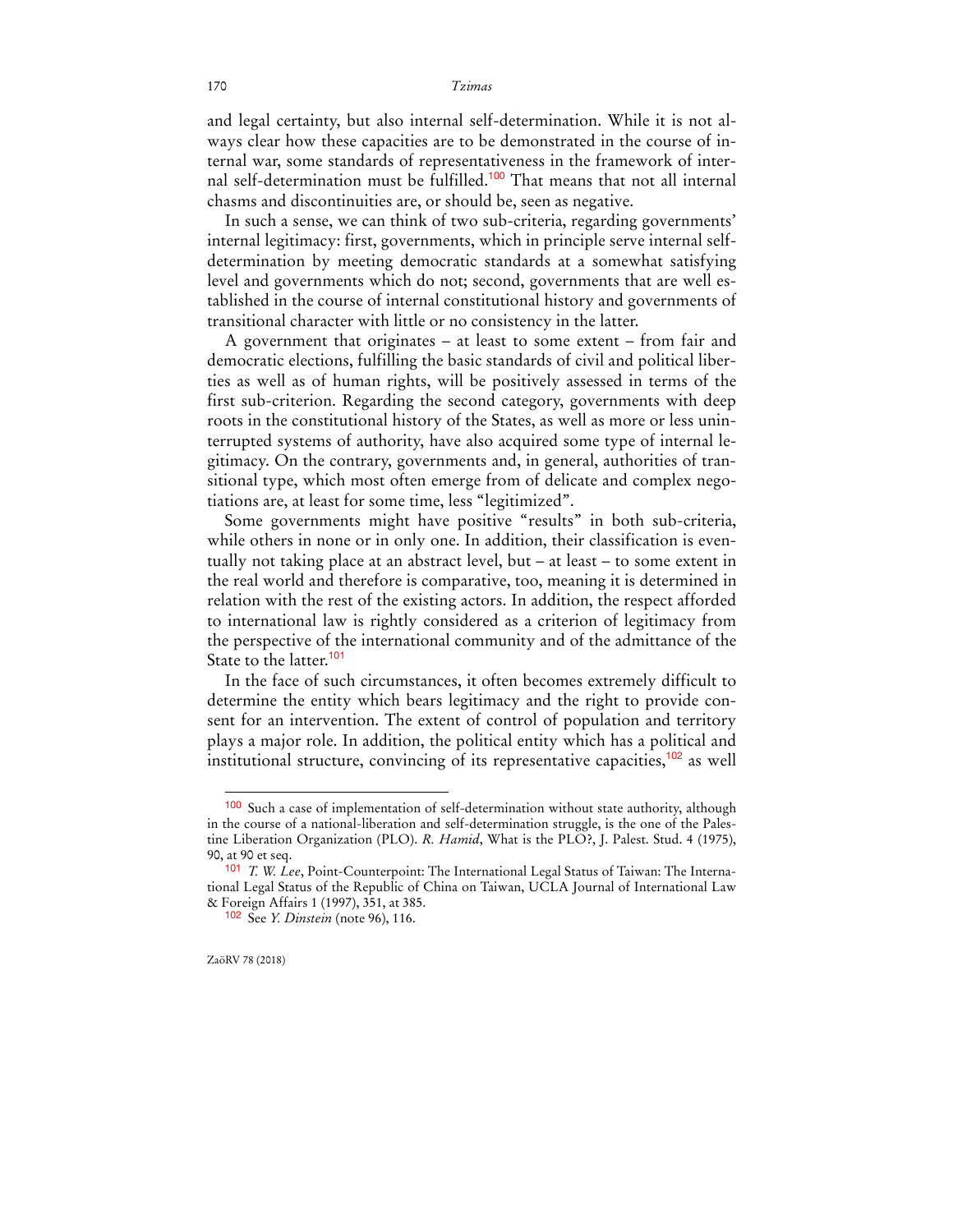and legal certainty, but also internal self-determination. While it is not always clear how these capacities are to be demonstrated in the course of internal war, some standards of representativeness in the framework of internal self-determination must be fulfilled.[100] That means that not all internal chasms and discontinuities are, or should be, seen as negative.

In such a sense, we can think of two sub-criteria, regarding governments' internal legitimacy: first, governments, which in principle serve internal self-determination by meeting democratic standards at a somewhat satisfying level and governments which do not; second, governments that are well established in the course of internal constitutional history and governments of transitional character with little or no consistency in the latter.

A government that originates – at least to some extent – from fair and democratic elections, fulfilling the basic standards of civil and political liberties as well as of human rights, will be positively assessed in terms of the first sub-criterion. Regarding the second category, governments with deep roots in the constitutional history of the States, as well as more or less uninterrupted systems of authority, have also acquired some type of internal legitimacy. On the contrary, governments and, in general, authorities of transitional type, which most often emerge from of delicate and complex negotiations are, at least for some time, less "legitimized".

Some governments might have positive "results" in both sub-criteria, while others in none or in only one. In addition, their classification is eventually not taking place at an abstract level, but – at least – to some extent in the real world and therefore is comparative, too, meaning it is determined in relation with the rest of the existing actors. In addition, the respect afforded to international law is rightly considered as a criterion of legitimacy from the perspective of the international community and of the admittance of the State to the latter.[101]

In the face of such circumstances, it often becomes extremely difficult to determine the entity which bears legitimacy and the right to provide consent for an intervention. The extent of control of population and territory plays a major role. In addition, the political entity which has a political and institutional structure, convincing of its representative capacities,[102] as well

---

[100] Such a case of implementation of self-determination without state authority, although in the course of a national-liberation and self-determination struggle, is the one of the Palestine Liberation Organization (PLO). *R. Hamid*, What is the PLO?, J. Palest. Stud. 4 (1975), 90, at 90 et seq.

[101] *T. W. Lee*, Point-Counterpoint: The International Legal Status of Taiwan: The International Legal Status of the Republic of China on Taiwan, UCLA Journal of International Law & Foreign Affairs 1 (1997), 351, at 385.

[102] See *Y. Dinstein* (note 96), 116.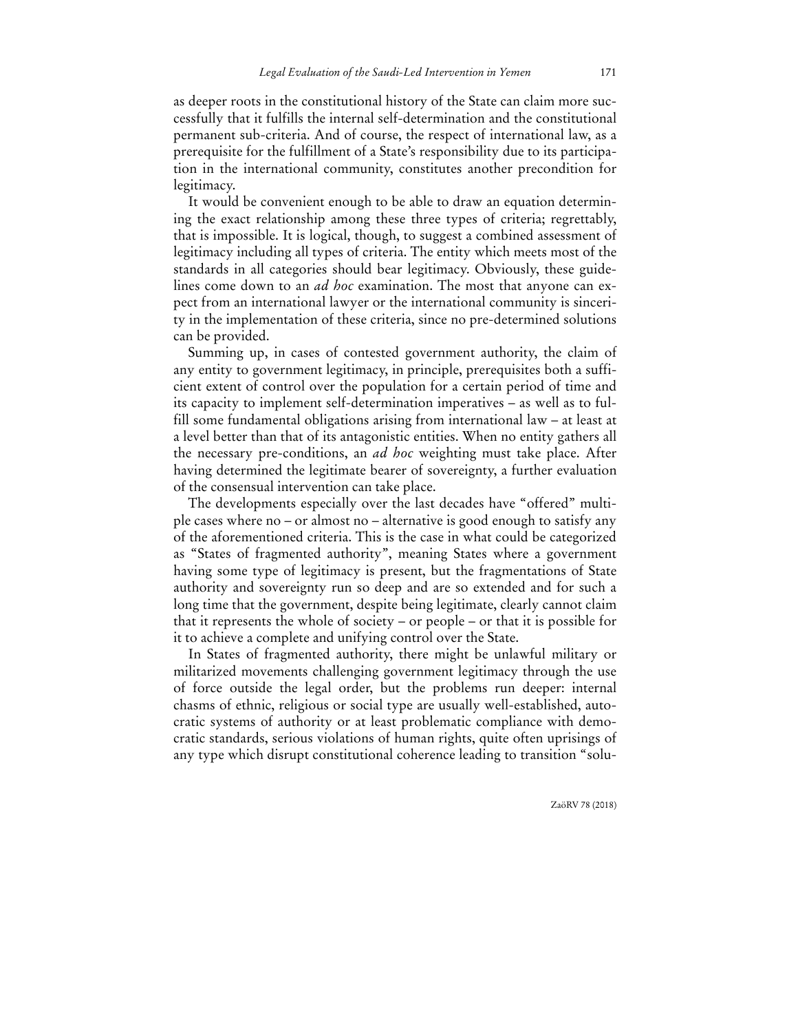as deeper roots in the constitutional history of the State can claim more successfully that it fulfills the internal self-determination and the constitutional permanent sub-criteria. And of course, the respect of international law, as a prerequisite for the fulfillment of a State's responsibility due to its participation in the international community, constitutes another precondition for legitimacy.

It would be convenient enough to be able to draw an equation determining the exact relationship among these three types of criteria; regrettably, that is impossible. It is logical, though, to suggest a combined assessment of legitimacy including all types of criteria. The entity which meets most of the standards in all categories should bear legitimacy. Obviously, these guidelines come down to an *ad hoc* examination. The most that anyone can expect from an international lawyer or the international community is sincerity in the implementation of these criteria, since no pre-determined solutions can be provided.

Summing up, in cases of contested government authority, the claim of any entity to government legitimacy, in principle, prerequisites both a sufficient extent of control over the population for a certain period of time and its capacity to implement self-determination imperatives – as well as to fulfill some fundamental obligations arising from international law – at least at a level better than that of its antagonistic entities. When no entity gathers all the necessary pre-conditions, an *ad hoc* weighting must take place. After having determined the legitimate bearer of sovereignty, a further evaluation of the consensual intervention can take place.

The developments especially over the last decades have "offered" multiple cases where no – or almost no – alternative is good enough to satisfy any of the aforementioned criteria. This is the case in what could be categorized as "States of fragmented authority", meaning States where a government having some type of legitimacy is present, but the fragmentations of State authority and sovereignty run so deep and are so extended and for such a long time that the government, despite being legitimate, clearly cannot claim that it represents the whole of society – or people – or that it is possible for it to achieve a complete and unifying control over the State.

In States of fragmented authority, there might be unlawful military or militarized movements challenging government legitimacy through the use of force outside the legal order, but the problems run deeper: internal chasms of ethnic, religious or social type are usually well-established, autocratic systems of authority or at least problematic compliance with democratic standards, serious violations of human rights, quite often uprisings of any type which disrupt constitutional coherence leading to transition "solu-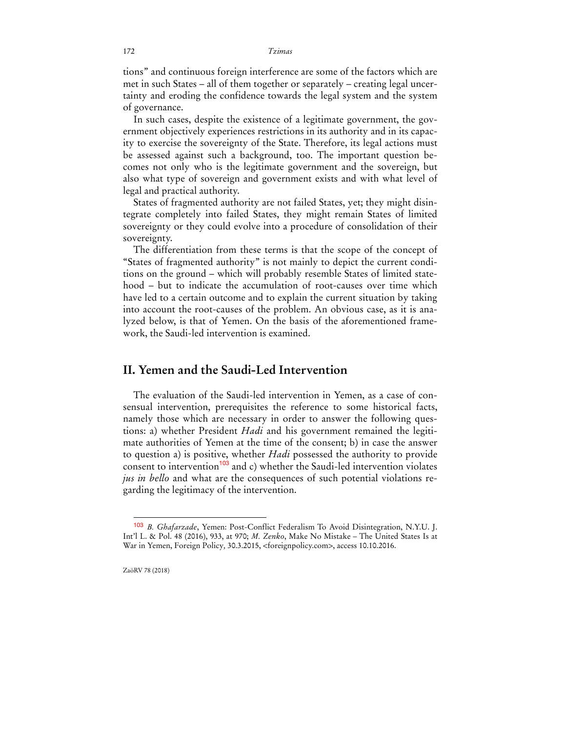tions" and continuous foreign interference are some of the factors which are met in such States – all of them together or separately – creating legal uncertainty and eroding the confidence towards the legal system and the system of governance.

In such cases, despite the existence of a legitimate government, the government objectively experiences restrictions in its authority and in its capacity to exercise the sovereignty of the State. Therefore, its legal actions must be assessed against such a background, too. The important question becomes not only who is the legitimate government and the sovereign, but also what type of sovereign and government exists and with what level of legal and practical authority.

States of fragmented authority are not failed States, yet; they might disintegrate completely into failed States, they might remain States of limited sovereignty or they could evolve into a procedure of consolidation of their sovereignty.

The differentiation from these terms is that the scope of the concept of "States of fragmented authority" is not mainly to depict the current conditions on the ground – which will probably resemble States of limited statehood – but to indicate the accumulation of root-causes over time which have led to a certain outcome and to explain the current situation by taking into account the root-causes of the problem. An obvious case, as it is analyzed below, is that of Yemen. On the basis of the aforementioned framework, the Saudi-led intervention is examined.

## II. Yemen and the Saudi-Led Intervention

The evaluation of the Saudi-led intervention in Yemen, as a case of consensual intervention, prerequisites the reference to some historical facts, namely those which are necessary in order to answer the following questions: a) whether President *Hadi* and his government remained the legitimate authorities of Yemen at the time of the consent; b) in case the answer to question a) is positive, whether *Hadi* possessed the authority to provide consent to intervention[103] and c) whether the Saudi-led intervention violates *jus in bello* and what are the consequences of such potential violations regarding the legitimacy of the intervention.

---

[103] *B. Ghafarzade*, Yemen: Post-Conflict Federalism To Avoid Disintegration, N.Y.U. J. Int'l L. & Pol. 48 (2016), 933, at 970; *M. Zenko*, Make No Mistake – The United States Is at War in Yemen, Foreign Policy, 30.3.2015, <foreignpolicy.com>, access 10.10.2016.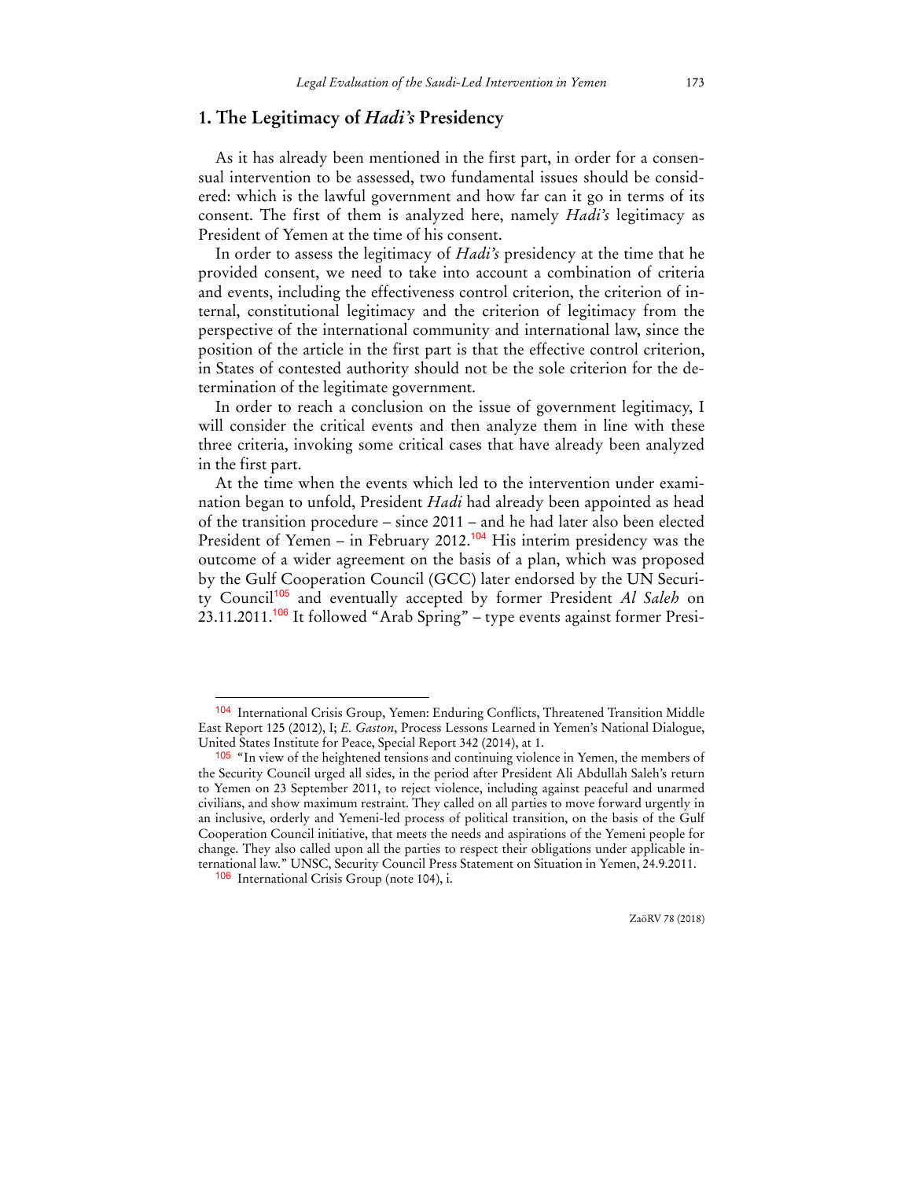## 1. The Legitimacy of *Hadi's* Presidency

As it has already been mentioned in the first part, in order for a consensual intervention to be assessed, two fundamental issues should be considered: which is the lawful government and how far can it go in terms of its consent. The first of them is analyzed here, namely *Hadi's* legitimacy as President of Yemen at the time of his consent.

In order to assess the legitimacy of *Hadi's* presidency at the time that he provided consent, we need to take into account a combination of criteria and events, including the effectiveness control criterion, the criterion of internal, constitutional legitimacy and the criterion of legitimacy from the perspective of the international community and international law, since the position of the article in the first part is that the effective control criterion, in States of contested authority should not be the sole criterion for the determination of the legitimate government.

In order to reach a conclusion on the issue of government legitimacy, I will consider the critical events and then analyze them in line with these three criteria, invoking some critical cases that have already been analyzed in the first part.

At the time when the events which led to the intervention under examination began to unfold, President *Hadi* had already been appointed as head of the transition procedure – since 2011 – and he had later also been elected President of Yemen – in February 2012.[104] His interim presidency was the outcome of a wider agreement on the basis of a plan, which was proposed by the Gulf Cooperation Council (GCC) later endorsed by the UN Security Council[105] and eventually accepted by former President *Al Saleh* on 23.11.2011.[106] It followed "Arab Spring" – type events against former Presi-

---

[104] International Crisis Group, Yemen: Enduring Conflicts, Threatened Transition Middle East Report 125 (2012), I; *E. Gaston*, Process Lessons Learned in Yemen's National Dialogue, United States Institute for Peace, Special Report 342 (2014), at 1.

[105] "In view of the heightened tensions and continuing violence in Yemen, the members of the Security Council urged all sides, in the period after President Ali Abdullah Saleh's return to Yemen on 23 September 2011, to reject violence, including against peaceful and unarmed civilians, and show maximum restraint. They called on all parties to move forward urgently in an inclusive, orderly and Yemeni-led process of political transition, on the basis of the Gulf Cooperation Council initiative, that meets the needs and aspirations of the Yemeni people for change. They also called upon all the parties to respect their obligations under applicable international law." UNSC, Security Council Press Statement on Situation in Yemen, 24.9.2011.

[106] International Crisis Group (note 104), i.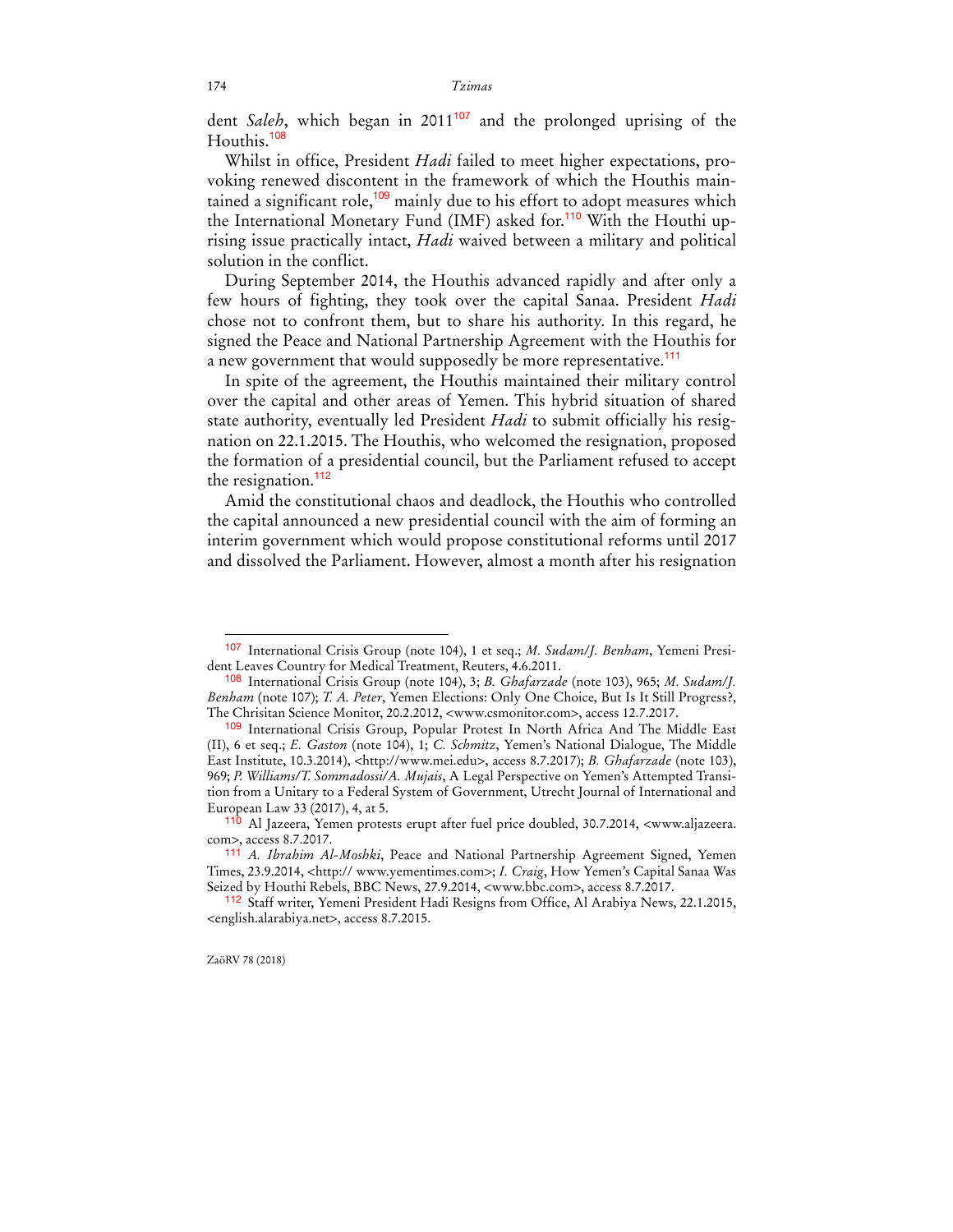dent *Saleh*, which began in 2011[107] and the prolonged uprising of the Houthis.[108]

Whilst in office, President *Hadi* failed to meet higher expectations, provoking renewed discontent in the framework of which the Houthis maintained a significant role,[109] mainly due to his effort to adopt measures which the International Monetary Fund (IMF) asked for.[110] With the Houthi uprising issue practically intact, *Hadi* waived between a military and political solution in the conflict.

During September 2014, the Houthis advanced rapidly and after only a few hours of fighting, they took over the capital Sanaa. President *Hadi* chose not to confront them, but to share his authority. In this regard, he signed the Peace and National Partnership Agreement with the Houthis for a new government that would supposedly be more representative.[111]

In spite of the agreement, the Houthis maintained their military control over the capital and other areas of Yemen. This hybrid situation of shared state authority, eventually led President *Hadi* to submit officially his resignation on 22.1.2015. The Houthis, who welcomed the resignation, proposed the formation of a presidential council, but the Parliament refused to accept the resignation.[112]

Amid the constitutional chaos and deadlock, the Houthis who controlled the capital announced a new presidential council with the aim of forming an interim government which would propose constitutional reforms until 2017 and dissolved the Parliament. However, almost a month after his resignation

---

[107] International Crisis Group (note 104), 1 et seq.; *M. Sudam/J. Benham*, Yemeni President Leaves Country for Medical Treatment, Reuters, 4.6.2011.

[108] International Crisis Group (note 104), 3; *B. Ghafarzade* (note 103), 965; *M. Sudam/J. Benham* (note 107); *T. A. Peter*, Yemen Elections: Only One Choice, But Is It Still Progress?, The Chrisitan Science Monitor, 20.2.2012, <www.csmonitor.com>, access 12.7.2017.

[109] International Crisis Group, Popular Protest In North Africa And The Middle East (II), 6 et seq.; *E. Gaston* (note 104), 1; *C. Schmitz*, Yemen's National Dialogue, The Middle East Institute, 10.3.2014), <http://www.mei.edu>, access 8.7.2017); *B. Ghafarzade* (note 103), 969; *P. Williams/T. Sommadossi/A. Mujais*, A Legal Perspective on Yemen's Attempted Transition from a Unitary to a Federal System of Government, Utrecht Journal of International and European Law 33 (2017), 4, at 5.

[110] Al Jazeera, Yemen protests erupt after fuel price doubled, 30.7.2014, <www.aljazeera.com>, access 8.7.2017.

[111] *A. Ibrahim Al-Moshki*, Peace and National Partnership Agreement Signed, Yemen Times, 23.9.2014, <http:// www.yementimes.com>; *I. Craig*, How Yemen's Capital Sanaa Was Seized by Houthi Rebels, BBC News, 27.9.2014, <www.bbc.com>, access 8.7.2017.

[112] Staff writer, Yemeni President Hadi Resigns from Office, Al Arabiya News, 22.1.2015, <english.alarabiya.net>, access 8.7.2015.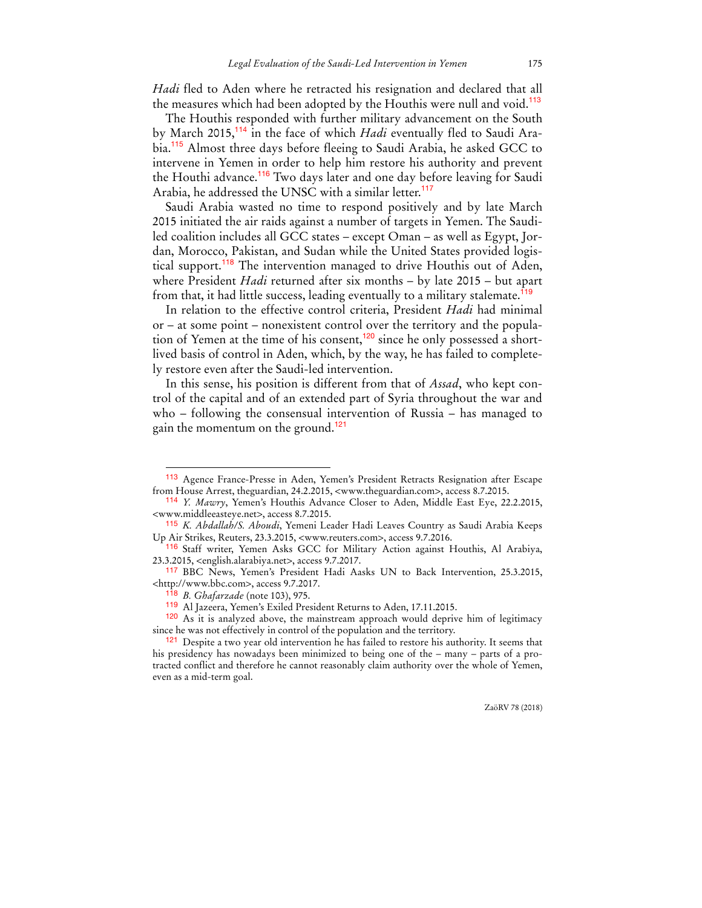*Hadi* fled to Aden where he retracted his resignation and declared that all the measures which had been adopted by the Houthis were null and void.[113]

The Houthis responded with further military advancement on the South by March 2015,[114] in the face of which *Hadi* eventually fled to Saudi Arabia.[115] Almost three days before fleeing to Saudi Arabia, he asked GCC to intervene in Yemen in order to help him restore his authority and prevent the Houthi advance.[116] Two days later and one day before leaving for Saudi Arabia, he addressed the UNSC with a similar letter.[117]

Saudi Arabia wasted no time to respond positively and by late March 2015 initiated the air raids against a number of targets in Yemen. The Saudi-led coalition includes all GCC states – except Oman – as well as Egypt, Jordan, Morocco, Pakistan, and Sudan while the United States provided logistical support.[118] The intervention managed to drive Houthis out of Aden, where President *Hadi* returned after six months – by late 2015 – but apart from that, it had little success, leading eventually to a military stalemate.[119]

In relation to the effective control criteria, President *Hadi* had minimal or – at some point – nonexistent control over the territory and the population of Yemen at the time of his consent,[120] since he only possessed a short-lived basis of control in Aden, which, by the way, he has failed to completely restore even after the Saudi-led intervention.

In this sense, his position is different from that of *Assad*, who kept control of the capital and of an extended part of Syria throughout the war and who – following the consensual intervention of Russia – has managed to gain the momentum on the ground.[121]

---

[113] Agence France-Presse in Aden, Yemen's President Retracts Resignation after Escape from House Arrest, theguardian, 24.2.2015, <www.theguardian.com>, access 8.7.2015.

[114] *Y. Mawry*, Yemen's Houthis Advance Closer to Aden, Middle East Eye, 22.2.2015, <www.middleeasteye.net>, access 8.7.2015.

[115] *K. Abdallah/S. Aboudi*, Yemeni Leader Hadi Leaves Country as Saudi Arabia Keeps Up Air Strikes, Reuters, 23.3.2015, <www.reuters.com>, access 9.7.2016.

[116] Staff writer, Yemen Asks GCC for Military Action against Houthis, Al Arabiya, 23.3.2015, <english.alarabiya.net>, access 9.7.2017.

[117] BBC News, Yemen's President Hadi Aasks UN to Back Intervention, 25.3.2015, <http://www.bbc.com>, access 9.7.2017.

[118] *B. Ghafarzade* (note 103), 975.

[119] Al Jazeera, Yemen's Exiled President Returns to Aden, 17.11.2015.

[120] As it is analyzed above, the mainstream approach would deprive him of legitimacy since he was not effectively in control of the population and the territory.

[121] Despite a two year old intervention he has failed to restore his authority. It seems that his presidency has nowadays been minimized to being one of the – many – parts of a protracted conflict and therefore he cannot reasonably claim authority over the whole of Yemen, even as a mid-term goal.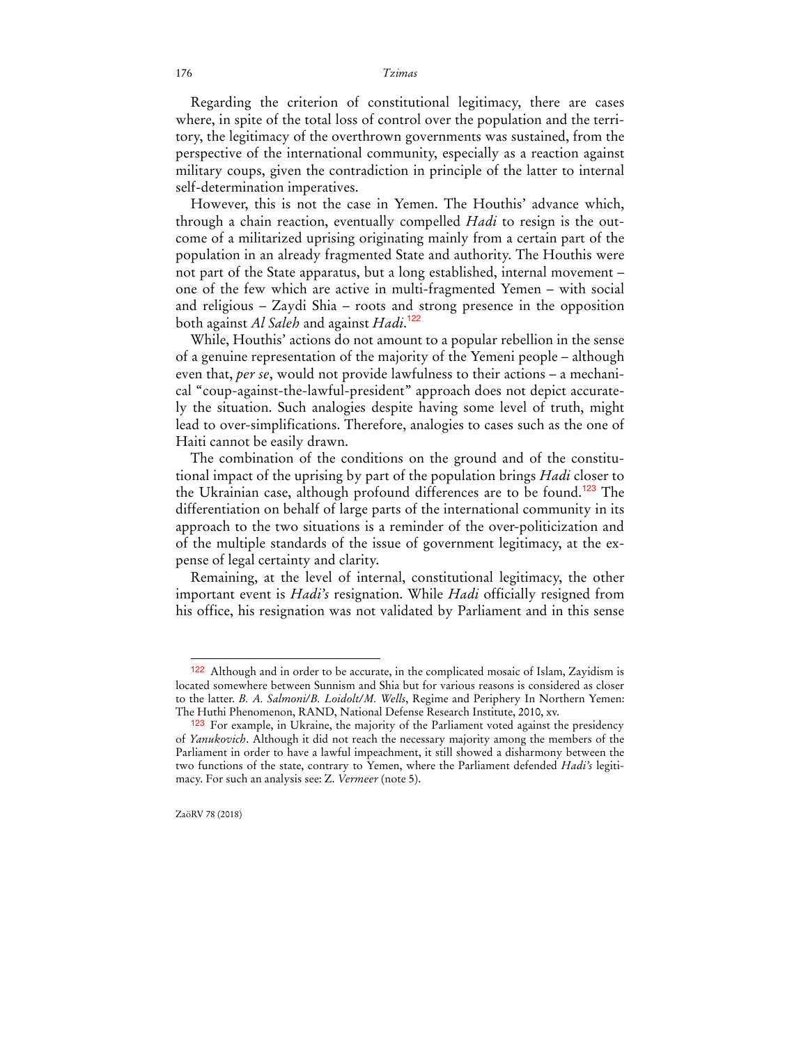Regarding the criterion of constitutional legitimacy, there are cases where, in spite of the total loss of control over the population and the territory, the legitimacy of the overthrown governments was sustained, from the perspective of the international community, especially as a reaction against military coups, given the contradiction in principle of the latter to internal self-determination imperatives.

However, this is not the case in Yemen. The Houthis' advance which, through a chain reaction, eventually compelled *Hadi* to resign is the outcome of a militarized uprising originating mainly from a certain part of the population in an already fragmented State and authority. The Houthis were not part of the State apparatus, but a long established, internal movement – one of the few which are active in multi-fragmented Yemen – with social and religious – Zaydi Shia – roots and strong presence in the opposition both against *Al Saleh* and against *Hadi*.[122]

While, Houthis' actions do not amount to a popular rebellion in the sense of a genuine representation of the majority of the Yemeni people – although even that, *per se*, would not provide lawfulness to their actions – a mechanical "coup-against-the-lawful-president" approach does not depict accurately the situation. Such analogies despite having some level of truth, might lead to over-simplifications. Therefore, analogies to cases such as the one of Haiti cannot be easily drawn.

The combination of the conditions on the ground and of the constitutional impact of the uprising by part of the population brings *Hadi* closer to the Ukrainian case, although profound differences are to be found.[123] The differentiation on behalf of large parts of the international community in its approach to the two situations is a reminder of the over-politicization and of the multiple standards of the issue of government legitimacy, at the expense of legal certainty and clarity.

Remaining, at the level of internal, constitutional legitimacy, the other important event is *Hadi's* resignation. While *Hadi* officially resigned from his office, his resignation was not validated by Parliament and in this sense

---

[122] Although and in order to be accurate, in the complicated mosaic of Islam, Zayidism is located somewhere between Sunnism and Shia but for various reasons is considered as closer to the latter. *B. A. Salmoni/B. Loidolt/M. Wells*, Regime and Periphery In Northern Yemen: The Huthi Phenomenon, RAND, National Defense Research Institute, 2010, xv.

[123] For example, in Ukraine, the majority of the Parliament voted against the presidency of *Yanukovich*. Although it did not reach the necessary majority among the members of the Parliament in order to have a lawful impeachment, it still showed a disharmony between the two functions of the state, contrary to Yemen, where the Parliament defended *Hadi's* legitimacy. For such an analysis see: Z. *Vermeer* (note 5).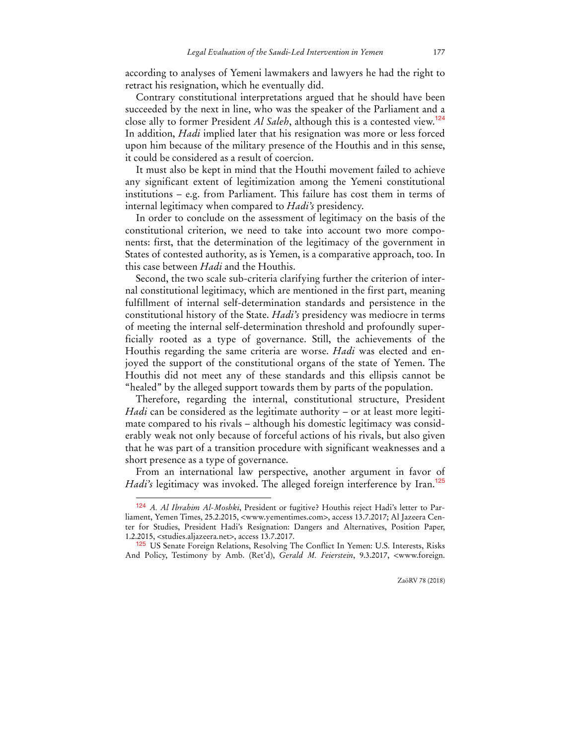according to analyses of Yemeni lawmakers and lawyers he had the right to retract his resignation, which he eventually did.

Contrary constitutional interpretations argued that he should have been succeeded by the next in line, who was the speaker of the Parliament and a close ally to former President *Al Saleh*, although this is a contested view.[124] In addition, *Hadi* implied later that his resignation was more or less forced upon him because of the military presence of the Houthis and in this sense, it could be considered as a result of coercion.

It must also be kept in mind that the Houthi movement failed to achieve any significant extent of legitimization among the Yemeni constitutional institutions – e.g. from Parliament. This failure has cost them in terms of internal legitimacy when compared to *Hadi's* presidency.

In order to conclude on the assessment of legitimacy on the basis of the constitutional criterion, we need to take into account two more components: first, that the determination of the legitimacy of the government in States of contested authority, as is Yemen, is a comparative approach, too. In this case between *Hadi* and the Houthis.

Second, the two scale sub-criteria clarifying further the criterion of internal constitutional legitimacy, which are mentioned in the first part, meaning fulfillment of internal self-determination standards and persistence in the constitutional history of the State. *Hadi's* presidency was mediocre in terms of meeting the internal self-determination threshold and profoundly superficially rooted as a type of governance. Still, the achievements of the Houthis regarding the same criteria are worse. *Hadi* was elected and enjoyed the support of the constitutional organs of the state of Yemen. The Houthis did not meet any of these standards and this ellipsis cannot be "healed" by the alleged support towards them by parts of the population.

Therefore, regarding the internal, constitutional structure, President *Hadi* can be considered as the legitimate authority – or at least more legitimate compared to his rivals – although his domestic legitimacy was considerably weak not only because of forceful actions of his rivals, but also given that he was part of a transition procedure with significant weaknesses and a short presence as a type of governance.

From an international law perspective, another argument in favor of *Hadi's* legitimacy was invoked. The alleged foreign interference by Iran.[125]

---

[124] *A. Al Ibrahim Al-Moshki*, President or fugitive? Houthis reject Hadi's letter to Parliament, Yemen Times, 25.2.2015, <www.yementimes.com>, access 13.7.2017; Al Jazeera Center for Studies, President Hadi's Resignation: Dangers and Alternatives, Position Paper, 1.2.2015, <studies.aljazeera.net>, access 13.7.2017.

[125] US Senate Foreign Relations, Resolving The Conflict In Yemen: U.S. Interests, Risks And Policy, Testimony by Amb. (Ret'd), *Gerald M. Feierstein*, 9.3.2017, <www.foreign.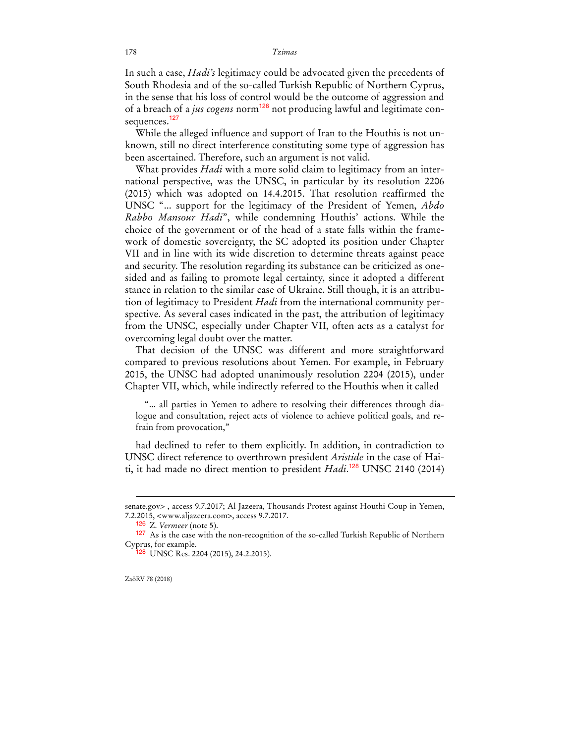In such a case, *Hadi's* legitimacy could be advocated given the precedents of South Rhodesia and of the so-called Turkish Republic of Northern Cyprus, in the sense that his loss of control would be the outcome of aggression and of a breach of a *jus cogens* norm[126] not producing lawful and legitimate consequences.[127]

While the alleged influence and support of Iran to the Houthis is not unknown, still no direct interference constituting some type of aggression has been ascertained. Therefore, such an argument is not valid.

What provides *Hadi* with a more solid claim to legitimacy from an international perspective, was the UNSC, in particular by its resolution 2206 (2015) which was adopted on 14.4.2015. That resolution reaffirmed the UNSC "... support for the legitimacy of the President of Yemen, *Abdo Rabbo Mansour Hadi*", while condemning Houthis' actions. While the choice of the government or of the head of a state falls within the framework of domestic sovereignty, the SC adopted its position under Chapter VII and in line with its wide discretion to determine threats against peace and security. The resolution regarding its substance can be criticized as one-sided and as failing to promote legal certainty, since it adopted a different stance in relation to the similar case of Ukraine. Still though, it is an attribution of legitimacy to President *Hadi* from the international community perspective. As several cases indicated in the past, the attribution of legitimacy from the UNSC, especially under Chapter VII, often acts as a catalyst for overcoming legal doubt over the matter.

That decision of the UNSC was different and more straightforward compared to previous resolutions about Yemen. For example, in February 2015, the UNSC had adopted unanimously resolution 2204 (2015), under Chapter VII, which, while indirectly referred to the Houthis when it called

> "... all parties in Yemen to adhere to resolving their differences through dialogue and consultation, reject acts of violence to achieve political goals, and refrain from provocation,"

had declined to refer to them explicitly. In addition, in contradiction to UNSC direct reference to overthrown president *Aristide* in the case of Haiti, it had made no direct mention to president *Hadi*.[128] UNSC 2140 (2014)

---

senate.gov> , access 9.7.2017; Al Jazeera, Thousands Protest against Houthi Coup in Yemen, 7.2.2015, <www.aljazeera.com>, access 9.7.2017.

[126] Z. *Vermeer* (note 5).

[127] As is the case with the non-recognition of the so-called Turkish Republic of Northern Cyprus, for example.

[128] UNSC Res. 2204 (2015), 24.2.2015).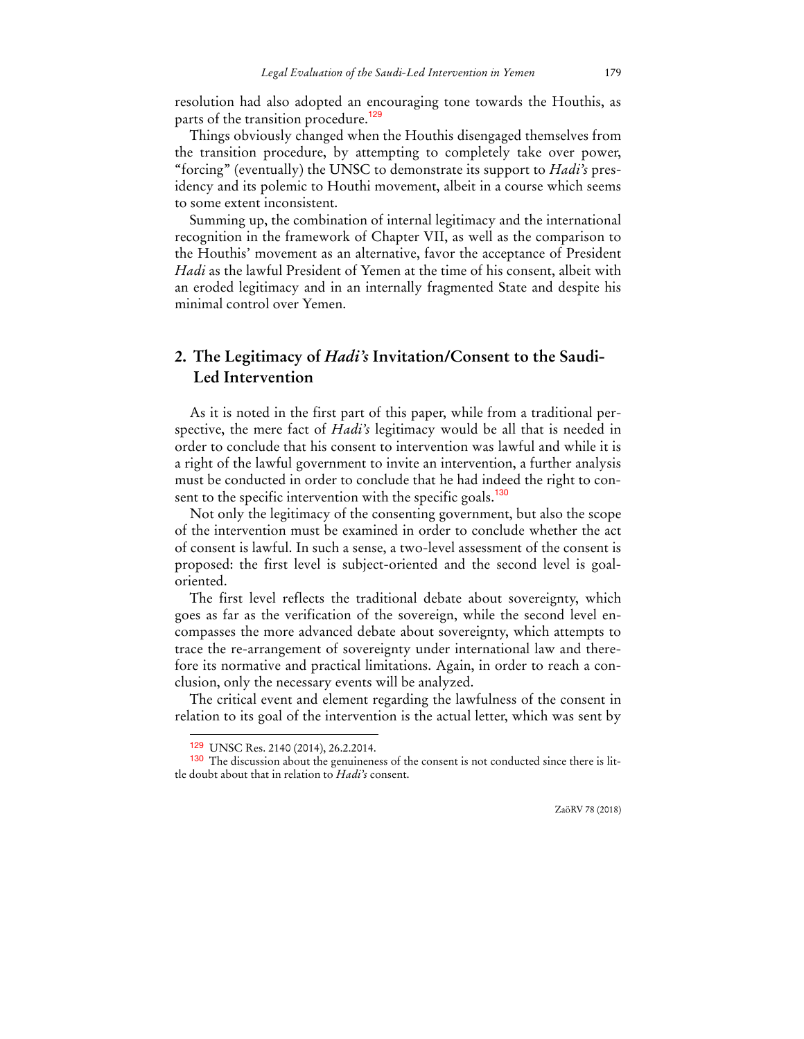resolution had also adopted an encouraging tone towards the Houthis, as parts of the transition procedure.[129]

Things obviously changed when the Houthis disengaged themselves from the transition procedure, by attempting to completely take over power, "forcing" (eventually) the UNSC to demonstrate its support to *Hadi's* presidency and its polemic to Houthi movement, albeit in a course which seems to some extent inconsistent.

Summing up, the combination of internal legitimacy and the international recognition in the framework of Chapter VII, as well as the comparison to the Houthis' movement as an alternative, favor the acceptance of President *Hadi* as the lawful President of Yemen at the time of his consent, albeit with an eroded legitimacy and in an internally fragmented State and despite his minimal control over Yemen.

## 2. The Legitimacy of *Hadi's* Invitation/Consent to the Saudi-Led Intervention

As it is noted in the first part of this paper, while from a traditional perspective, the mere fact of *Hadi's* legitimacy would be all that is needed in order to conclude that his consent to intervention was lawful and while it is a right of the lawful government to invite an intervention, a further analysis must be conducted in order to conclude that he had indeed the right to consent to the specific intervention with the specific goals.[130]

Not only the legitimacy of the consenting government, but also the scope of the intervention must be examined in order to conclude whether the act of consent is lawful. In such a sense, a two-level assessment of the consent is proposed: the first level is subject-oriented and the second level is goal-oriented.

The first level reflects the traditional debate about sovereignty, which goes as far as the verification of the sovereign, while the second level encompasses the more advanced debate about sovereignty, which attempts to trace the re-arrangement of sovereignty under international law and therefore its normative and practical limitations. Again, in order to reach a conclusion, only the necessary events will be analyzed.

The critical event and element regarding the lawfulness of the consent in relation to its goal of the intervention is the actual letter, which was sent by

---

[129] UNSC Res. 2140 (2014), 26.2.2014.

[130] The discussion about the genuineness of the consent is not conducted since there is little doubt about that in relation to *Hadi's* consent.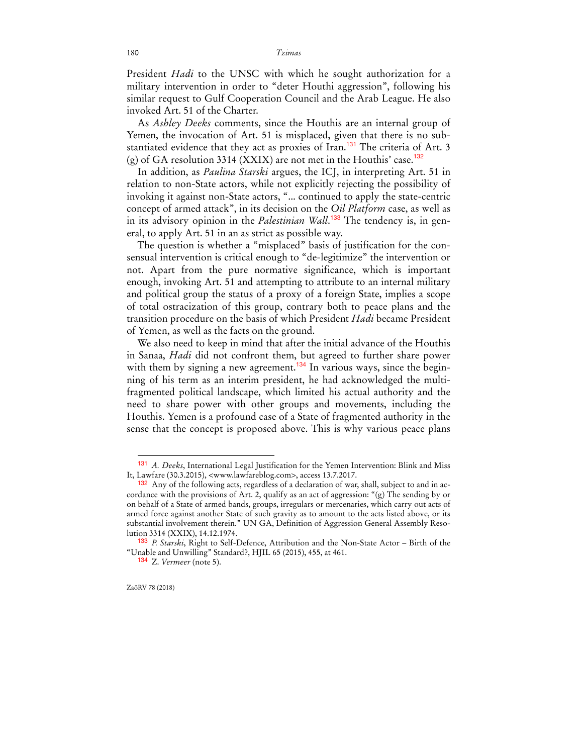President *Hadi* to the UNSC with which he sought authorization for a military intervention in order to "deter Houthi aggression", following his similar request to Gulf Cooperation Council and the Arab League. He also invoked Art. 51 of the Charter.

As *Ashley Deeks* comments, since the Houthis are an internal group of Yemen, the invocation of Art. 51 is misplaced, given that there is no substantiated evidence that they act as proxies of Iran.[131] The criteria of Art. 3 (g) of GA resolution 3314 (XXIX) are not met in the Houthis' case.[132]

In addition, as *Paulina Starski* argues, the ICJ, in interpreting Art. 51 in relation to non-State actors, while not explicitly rejecting the possibility of invoking it against non-State actors, "... continued to apply the state-centric concept of armed attack", in its decision on the *Oil Platform* case, as well as in its advisory opinion in the *Palestinian Wall*.[133] The tendency is, in general, to apply Art. 51 in an as strict as possible way.

The question is whether a "misplaced" basis of justification for the consensual intervention is critical enough to "de-legitimize" the intervention or not. Apart from the pure normative significance, which is important enough, invoking Art. 51 and attempting to attribute to an internal military and political group the status of a proxy of a foreign State, implies a scope of total ostracization of this group, contrary both to peace plans and the transition procedure on the basis of which President *Hadi* became President of Yemen, as well as the facts on the ground.

We also need to keep in mind that after the initial advance of the Houthis in Sanaa, *Hadi* did not confront them, but agreed to further share power with them by signing a new agreement.[134] In various ways, since the beginning of his term as an interim president, he had acknowledged the multi-fragmented political landscape, which limited his actual authority and the need to share power with other groups and movements, including the Houthis. Yemen is a profound case of a State of fragmented authority in the sense that the concept is proposed above. This is why various peace plans

---

[131] *A. Deeks*, International Legal Justification for the Yemen Intervention: Blink and Miss It, Lawfare (30.3.2015), <www.lawfareblog.com>, access 13.7.2017.

[132] Any of the following acts, regardless of a declaration of war, shall, subject to and in accordance with the provisions of Art. 2, qualify as an act of aggression: "(g) The sending by or on behalf of a State of armed bands, groups, irregulars or mercenaries, which carry out acts of armed force against another State of such gravity as to amount to the acts listed above, or its substantial involvement therein." UN GA, Definition of Aggression General Assembly Resolution 3314 (XXIX), 14.12.1974.

[133] *P. Starski*, Right to Self-Defence, Attribution and the Non-State Actor – Birth of the "Unable and Unwilling" Standard?, HJIL 65 (2015), 455, at 461.

[134] Z. *Vermeer* (note 5).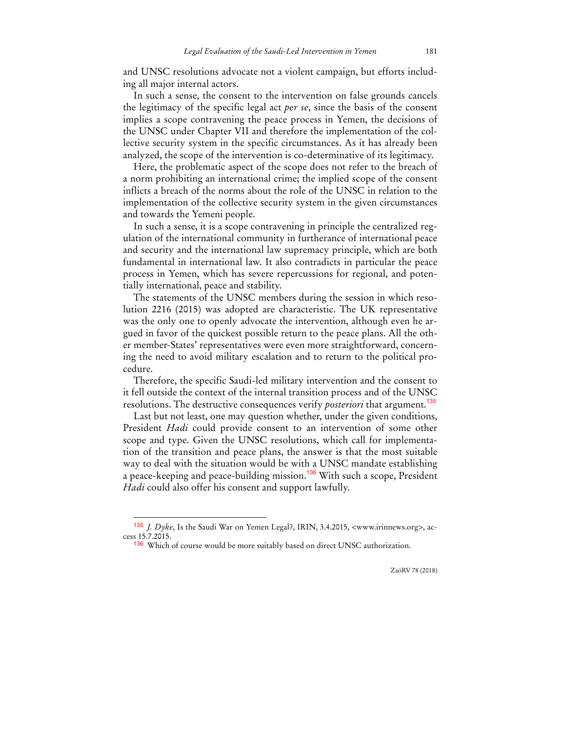and UNSC resolutions advocate not a violent campaign, but efforts including all major internal actors.

In such a sense, the consent to the intervention on false grounds cancels the legitimacy of the specific legal act *per se*, since the basis of the consent implies a scope contravening the peace process in Yemen, the decisions of the UNSC under Chapter VII and therefore the implementation of the collective security system in the specific circumstances. As it has already been analyzed, the scope of the intervention is co-determinative of its legitimacy.

Here, the problematic aspect of the scope does not refer to the breach of a norm prohibiting an international crime; the implied scope of the consent inflicts a breach of the norms about the role of the UNSC in relation to the implementation of the collective security system in the given circumstances and towards the Yemeni people.

In such a sense, it is a scope contravening in principle the centralized regulation of the international community in furtherance of international peace and security and the international law supremacy principle, which are both fundamental in international law. It also contradicts in particular the peace process in Yemen, which has severe repercussions for regional, and potentially international, peace and stability.

The statements of the UNSC members during the session in which resolution 2216 (2015) was adopted are characteristic. The UK representative was the only one to openly advocate the intervention, although even he argued in favor of the quickest possible return to the peace plans. All the other member-States' representatives were even more straightforward, concerning the need to avoid military escalation and to return to the political procedure.

Therefore, the specific Saudi-led military intervention and the consent to it fell outside the context of the internal transition process and of the UNSC resolutions. The destructive consequences verify *posteriori* that argument.[135]

Last but not least, one may question whether, under the given conditions, President *Hadi* could provide consent to an intervention of some other scope and type. Given the UNSC resolutions, which call for implementation of the transition and peace plans, the answer is that the most suitable way to deal with the situation would be with a UNSC mandate establishing a peace-keeping and peace-building mission.[136] With such a scope, President *Hadi* could also offer his consent and support lawfully.

---

[135] *J. Dyke*, Is the Saudi War on Yemen Legal?, IRIN, 3.4.2015, <www.irinnews.org>, access 15.7.2015.

[136] Which of course would be more suitably based on direct UNSC authorization.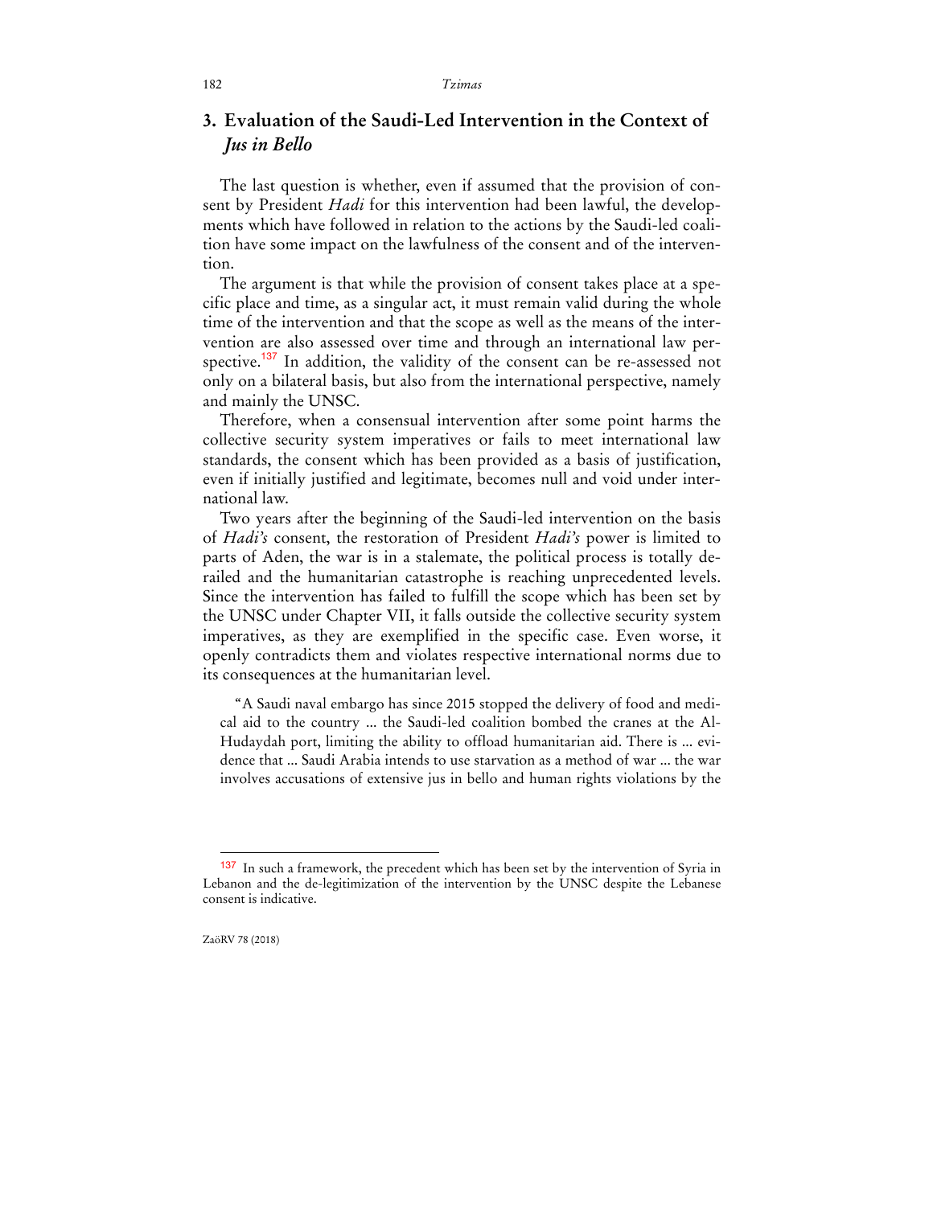## 3. Evaluation of the Saudi-Led Intervention in the Context of *Jus in Bello*

The last question is whether, even if assumed that the provision of consent by President *Hadi* for this intervention had been lawful, the developments which have followed in relation to the actions by the Saudi-led coalition have some impact on the lawfulness of the consent and of the intervention.

The argument is that while the provision of consent takes place at a specific place and time, as a singular act, it must remain valid during the whole time of the intervention and that the scope as well as the means of the intervention are also assessed over time and through an international law perspective.[137] In addition, the validity of the consent can be re-assessed not only on a bilateral basis, but also from the international perspective, namely and mainly the UNSC.

Therefore, when a consensual intervention after some point harms the collective security system imperatives or fails to meet international law standards, the consent which has been provided as a basis of justification, even if initially justified and legitimate, becomes null and void under international law.

Two years after the beginning of the Saudi-led intervention on the basis of *Hadi's* consent, the restoration of President *Hadi's* power is limited to parts of Aden, the war is in a stalemate, the political process is totally derailed and the humanitarian catastrophe is reaching unprecedented levels. Since the intervention has failed to fulfill the scope which has been set by the UNSC under Chapter VII, it falls outside the collective security system imperatives, as they are exemplified in the specific case. Even worse, it openly contradicts them and violates respective international norms due to its consequences at the humanitarian level.

> "A Saudi naval embargo has since 2015 stopped the delivery of food and medical aid to the country … the Saudi-led coalition bombed the cranes at the Al-Hudaydah port, limiting the ability to offload humanitarian aid. There is … evidence that … Saudi Arabia intends to use starvation as a method of war … the war involves accusations of extensive jus in bello and human rights violations by the

---

[137] In such a framework, the precedent which has been set by the intervention of Syria in Lebanon and the de-legitimization of the intervention by the UNSC despite the Lebanese consent is indicative.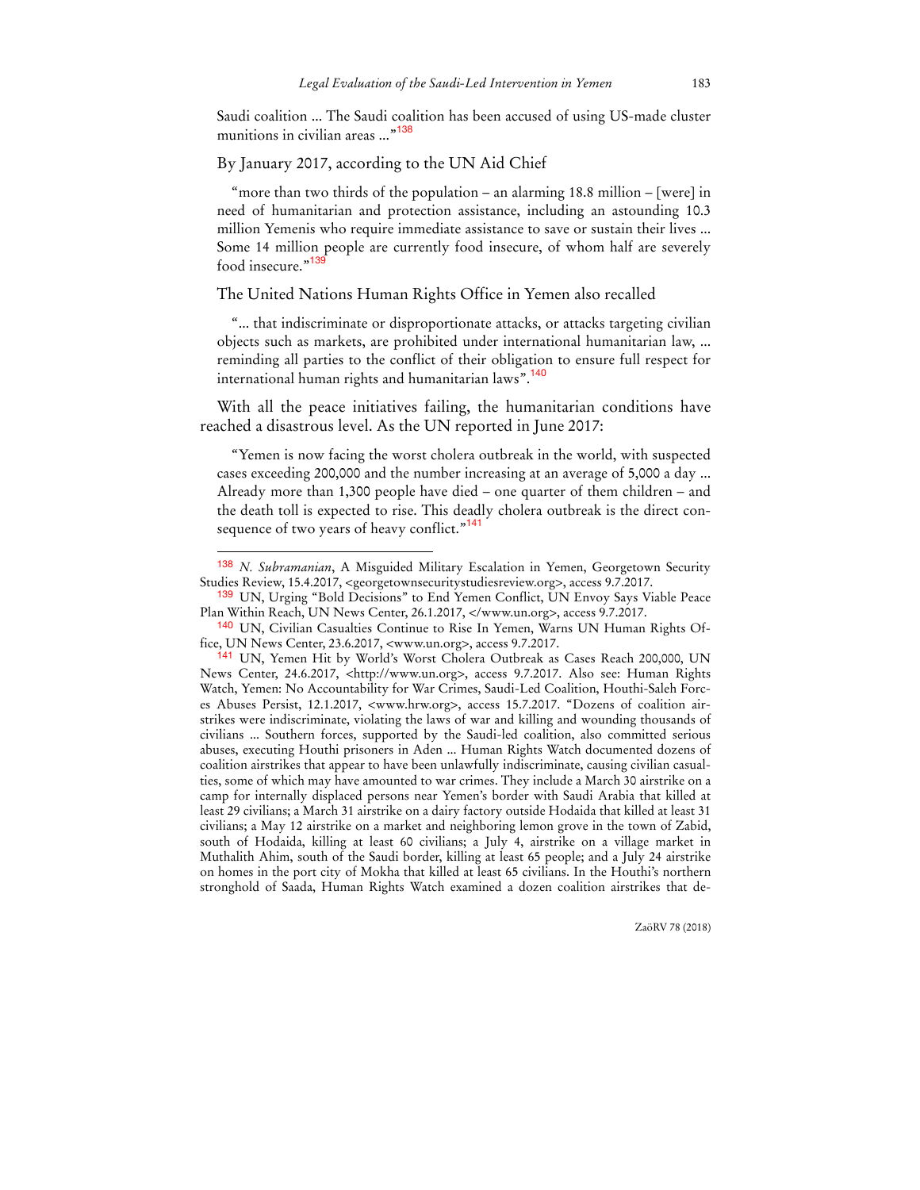Saudi coalition ... The Saudi coalition has been accused of using US-made cluster munitions in civilian areas ..."[138]

By January 2017, according to the UN Aid Chief

> "more than two thirds of the population – an alarming 18.8 million – [were] in need of humanitarian and protection assistance, including an astounding 10.3 million Yemenis who require immediate assistance to save or sustain their lives ... Some 14 million people are currently food insecure, of whom half are severely food insecure."[139]

The United Nations Human Rights Office in Yemen also recalled

> "... that indiscriminate or disproportionate attacks, or attacks targeting civilian objects such as markets, are prohibited under international humanitarian law, ... reminding all parties to the conflict of their obligation to ensure full respect for international human rights and humanitarian laws".[140]

With all the peace initiatives failing, the humanitarian conditions have reached a disastrous level. As the UN reported in June 2017:

> "Yemen is now facing the worst cholera outbreak in the world, with suspected cases exceeding 200,000 and the number increasing at an average of 5,000 a day ... Already more than 1,300 people have died – one quarter of them children – and the death toll is expected to rise. This deadly cholera outbreak is the direct consequence of two years of heavy conflict."[141]

---

[138] *N. Subramanian*, A Misguided Military Escalation in Yemen, Georgetown Security Studies Review, 15.4.2017, <georgetownsecuritystudiesreview.org>, access 9.7.2017.

[139] UN, Urging "Bold Decisions" to End Yemen Conflict, UN Envoy Says Viable Peace Plan Within Reach, UN News Center, 26.1.2017, </www.un.org>, access 9.7.2017.

[140] UN, Civilian Casualties Continue to Rise In Yemen, Warns UN Human Rights Office, UN News Center, 23.6.2017, <www.un.org>, access 9.7.2017.

[141] UN, Yemen Hit by World's Worst Cholera Outbreak as Cases Reach 200,000, UN News Center, 24.6.2017, <http://www.un.org>, access 9.7.2017. Also see: Human Rights Watch, Yemen: No Accountability for War Crimes, Saudi-Led Coalition, Houthi-Saleh Forces Abuses Persist, 12.1.2017, <www.hrw.org>, access 15.7.2017. "Dozens of coalition airstrikes were indiscriminate, violating the laws of war and killing and wounding thousands of civilians ... Southern forces, supported by the Saudi-led coalition, also committed serious abuses, executing Houthi prisoners in Aden ... Human Rights Watch documented dozens of coalition airstrikes that appear to have been unlawfully indiscriminate, causing civilian casualties, some of which may have amounted to war crimes. They include a March 30 airstrike on a camp for internally displaced persons near Yemen's border with Saudi Arabia that killed at least 29 civilians; a March 31 airstrike on a dairy factory outside Hodaida that killed at least 31 civilians; a May 12 airstrike on a market and neighboring lemon grove in the town of Zabid, south of Hodaida, killing at least 60 civilians; a July 4, airstrike on a village market in Muthalith Ahim, south of the Saudi border, killing at least 65 people; and a July 24 airstrike on homes in the port city of Mokha that killed at least 65 civilians. In the Houthi's northern stronghold of Saada, Human Rights Watch examined a dozen coalition airstrikes that de-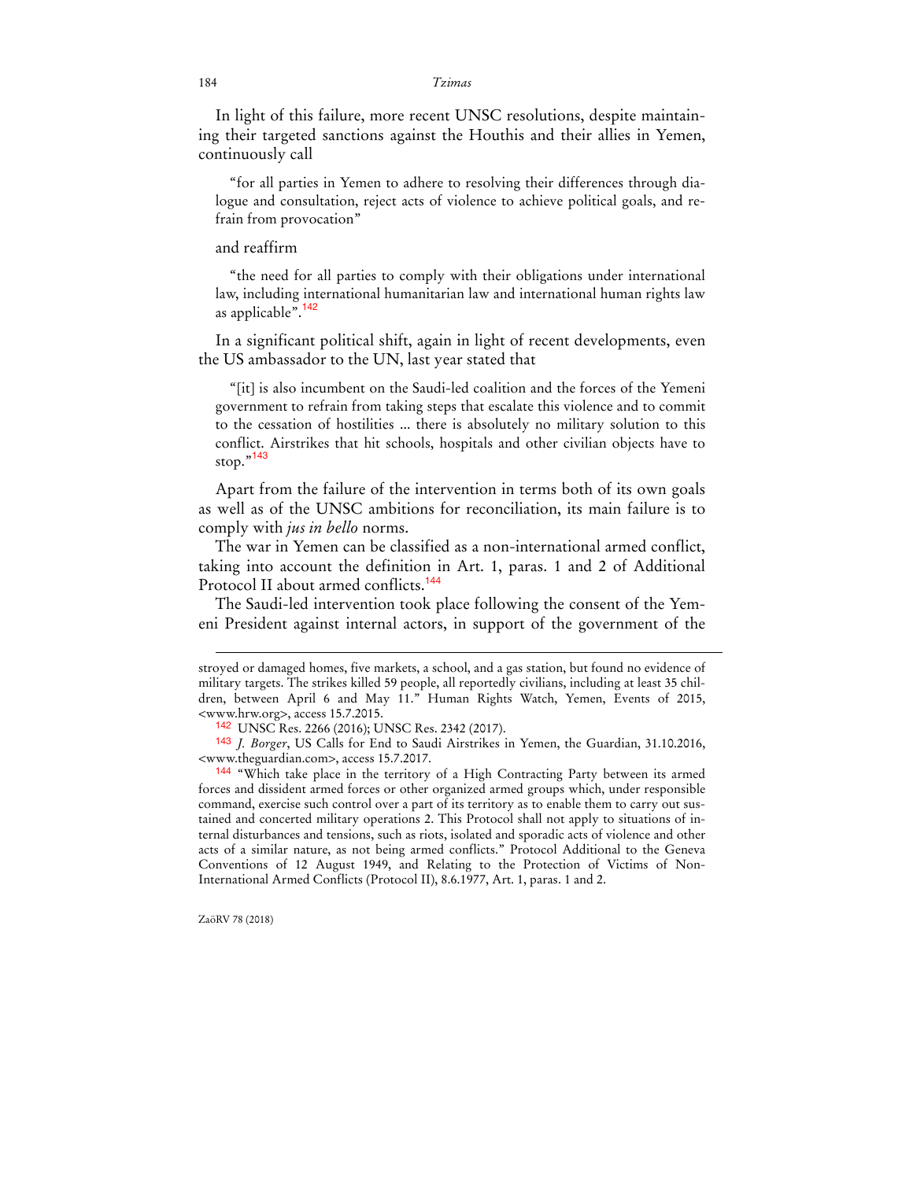In light of this failure, more recent UNSC resolutions, despite maintaining their targeted sanctions against the Houthis and their allies in Yemen, continuously call

> "for all parties in Yemen to adhere to resolving their differences through dialogue and consultation, reject acts of violence to achieve political goals, and refrain from provocation"

and reaffirm

> "the need for all parties to comply with their obligations under international law, including international humanitarian law and international human rights law as applicable".[142]

In a significant political shift, again in light of recent developments, even the US ambassador to the UN, last year stated that

> "[it] is also incumbent on the Saudi-led coalition and the forces of the Yemeni government to refrain from taking steps that escalate this violence and to commit to the cessation of hostilities ... there is absolutely no military solution to this conflict. Airstrikes that hit schools, hospitals and other civilian objects have to stop."[143]

Apart from the failure of the intervention in terms both of its own goals as well as of the UNSC ambitions for reconciliation, its main failure is to comply with *jus in bello* norms.

The war in Yemen can be classified as a non-international armed conflict, taking into account the definition in Art. 1, paras. 1 and 2 of Additional Protocol II about armed conflicts.[144]

The Saudi-led intervention took place following the consent of the Yemeni President against internal actors, in support of the government of the

---

stroyed or damaged homes, five markets, a school, and a gas station, but found no evidence of military targets. The strikes killed 59 people, all reportedly civilians, including at least 35 children, between April 6 and May 11." Human Rights Watch, Yemen, Events of 2015, <www.hrw.org>, access 15.7.2015.

[142] UNSC Res. 2266 (2016); UNSC Res. 2342 (2017).

[143] *J. Borger*, US Calls for End to Saudi Airstrikes in Yemen, the Guardian, 31.10.2016, <www.theguardian.com>, access 15.7.2017.

[144] "Which take place in the territory of a High Contracting Party between its armed forces and dissident armed forces or other organized armed groups which, under responsible command, exercise such control over a part of its territory as to enable them to carry out sustained and concerted military operations 2. This Protocol shall not apply to situations of internal disturbances and tensions, such as riots, isolated and sporadic acts of violence and other acts of a similar nature, as not being armed conflicts." Protocol Additional to the Geneva Conventions of 12 August 1949, and Relating to the Protection of Victims of Non-International Armed Conflicts (Protocol II), 8.6.1977, Art. 1, paras. 1 and 2.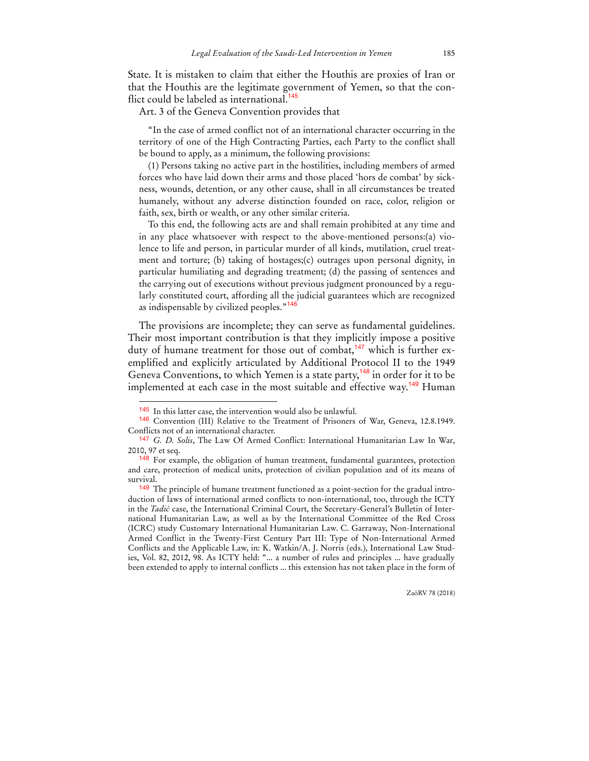State. It is mistaken to claim that either the Houthis are proxies of Iran or that the Houthis are the legitimate government of Yemen, so that the conflict could be labeled as international.[145]

Art. 3 of the Geneva Convention provides that

> "In the case of armed conflict not of an international character occurring in the territory of one of the High Contracting Parties, each Party to the conflict shall be bound to apply, as a minimum, the following provisions:
>
> (1) Persons taking no active part in the hostilities, including members of armed forces who have laid down their arms and those placed 'hors de combat' by sickness, wounds, detention, or any other cause, shall in all circumstances be treated humanely, without any adverse distinction founded on race, color, religion or faith, sex, birth or wealth, or any other similar criteria.
>
> To this end, the following acts are and shall remain prohibited at any time and in any place whatsoever with respect to the above-mentioned persons:(a) violence to life and person, in particular murder of all kinds, mutilation, cruel treatment and torture; (b) taking of hostages;(c) outrages upon personal dignity, in particular humiliating and degrading treatment; (d) the passing of sentences and the carrying out of executions without previous judgment pronounced by a regularly constituted court, affording all the judicial guarantees which are recognized as indispensable by civilized peoples."[146]

The provisions are incomplete; they can serve as fundamental guidelines. Their most important contribution is that they implicitly impose a positive duty of humane treatment for those out of combat,[147] which is further exemplified and explicitly articulated by Additional Protocol II to the 1949 Geneva Conventions, to which Yemen is a state party,[148] in order for it to be implemented at each case in the most suitable and effective way.[149] Human

---

[145] In this latter case, the intervention would also be unlawful.

[146] Convention (III) Relative to the Treatment of Prisoners of War, Geneva, 12.8.1949. Conflicts not of an international character.

[147] *G. D. Solis*, The Law Of Armed Conflict: International Humanitarian Law In War, 2010, 97 et seq.

[148] For example, the obligation of human treatment, fundamental guarantees, protection and care, protection of medical units, protection of civilian population and of its means of survival.

[149] The principle of humane treatment functioned as a point-section for the gradual introduction of laws of international armed conflicts to non-international, too, through the ICTY in the *Tadić* case, the International Criminal Court, the Secretary-General's Bulletin of International Humanitarian Law, as well as by the International Committee of the Red Cross (ICRC) study Customary International Humanitarian Law. C. Garraway, Non-International Armed Conflict in the Twenty-First Century Part III: Type of Non-International Armed Conflicts and the Applicable Law, in: K. Watkin/A. J. Norris (eds.), International Law Studies, Vol. 82, 2012, 98. As ICTY held: "... a number of rules and principles ... have gradually been extended to apply to internal conflicts ... this extension has not taken place in the form of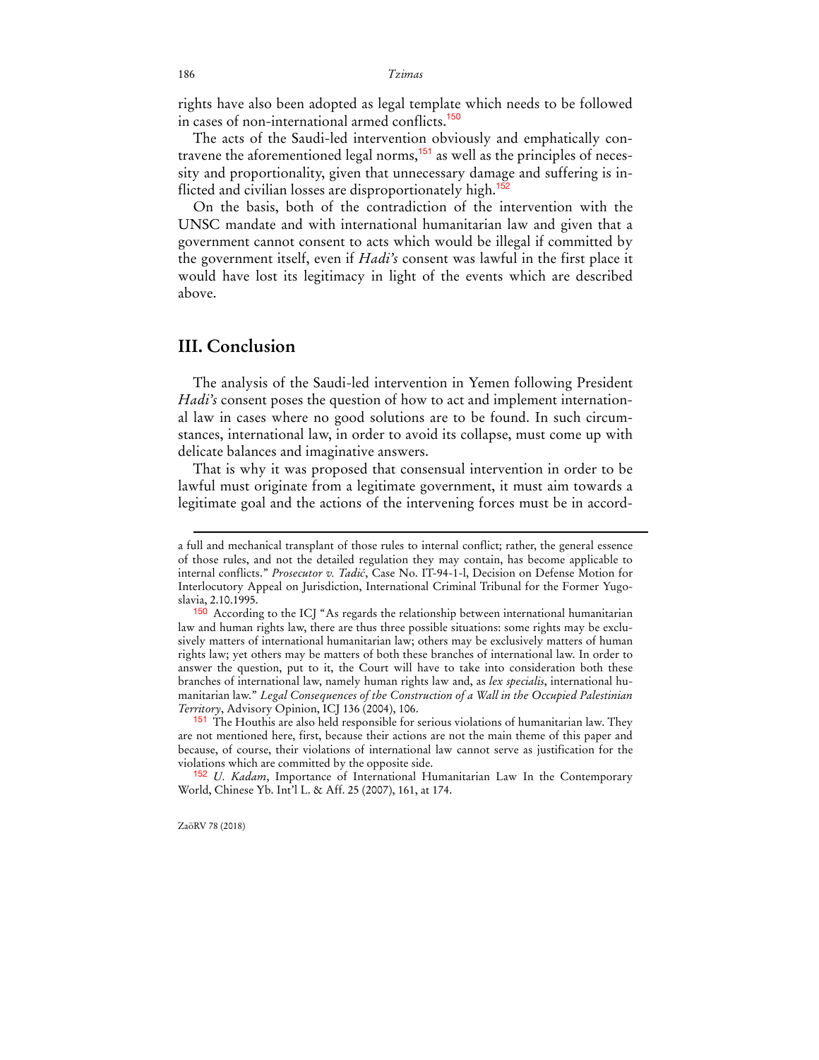rights have also been adopted as legal template which needs to be followed in cases of non-international armed conflicts.[150]

The acts of the Saudi-led intervention obviously and emphatically contravene the aforementioned legal norms,[151] as well as the principles of necessity and proportionality, given that unnecessary damage and suffering is inflicted and civilian losses are disproportionately high.[152]

On the basis, both of the contradiction of the intervention with the UNSC mandate and with international humanitarian law and given that a government cannot consent to acts which would be illegal if committed by the government itself, even if *Hadi's* consent was lawful in the first place it would have lost its legitimacy in light of the events which are described above.

## III. Conclusion

The analysis of the Saudi-led intervention in Yemen following President *Hadi's* consent poses the question of how to act and implement international law in cases where no good solutions are to be found. In such circumstances, international law, in order to avoid its collapse, must come up with delicate balances and imaginative answers.

That is why it was proposed that consensual intervention in order to be lawful must originate from a legitimate government, it must aim towards a legitimate goal and the actions of the intervening forces must be in accord-

---

a full and mechanical transplant of those rules to internal conflict; rather, the general essence of those rules, and not the detailed regulation they may contain, has become applicable to internal conflicts." *Prosecutor v. Tadić*, Case No. IT-94-1-l, Decision on Defense Motion for Interlocutory Appeal on Jurisdiction, International Criminal Tribunal for the Former Yugoslavia, 2.10.1995.

[150] According to the ICJ "As regards the relationship between international humanitarian law and human rights law, there are thus three possible situations: some rights may be exclusively matters of international humanitarian law; others may be exclusively matters of human rights law; yet others may be matters of both these branches of international law. In order to answer the question, put to it, the Court will have to take into consideration both these branches of international law, namely human rights law and, as *lex specialis*, international humanitarian law." *Legal Consequences of the Construction of a Wall in the Occupied Palestinian Territory*, Advisory Opinion, ICJ 136 (2004), 106.

[151] The Houthis are also held responsible for serious violations of humanitarian law. They are not mentioned here, first, because their actions are not the main theme of this paper and because, of course, their violations of international law cannot serve as justification for the violations which are committed by the opposite side.

[152] *U. Kadam*, Importance of International Humanitarian Law In the Contemporary World, Chinese Yb. Int'l L. & Aff. 25 (2007), 161, at 174.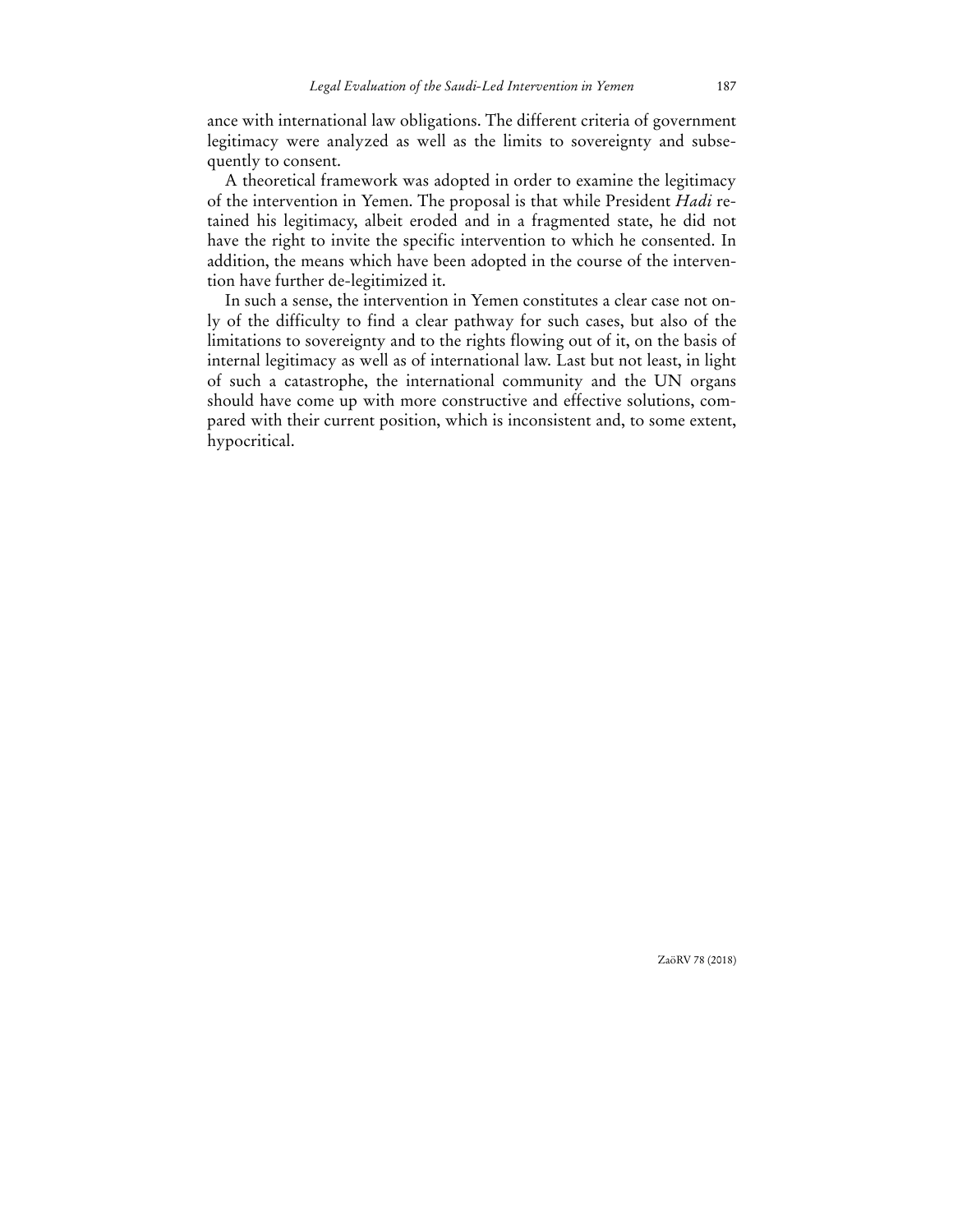ance with international law obligations. The different criteria of government legitimacy were analyzed as well as the limits to sovereignty and subsequently to consent.

A theoretical framework was adopted in order to examine the legitimacy of the intervention in Yemen. The proposal is that while President *Hadi* retained his legitimacy, albeit eroded and in a fragmented state, he did not have the right to invite the specific intervention to which he consented. In addition, the means which have been adopted in the course of the intervention have further de-legitimized it.

In such a sense, the intervention in Yemen constitutes a clear case not only of the difficulty to find a clear pathway for such cases, but also of the limitations to sovereignty and to the rights flowing out of it, on the basis of internal legitimacy as well as of international law. Last but not least, in light of such a catastrophe, the international community and the UN organs should have come up with more constructive and effective solutions, compared with their current position, which is inconsistent and, to some extent, hypocritical.